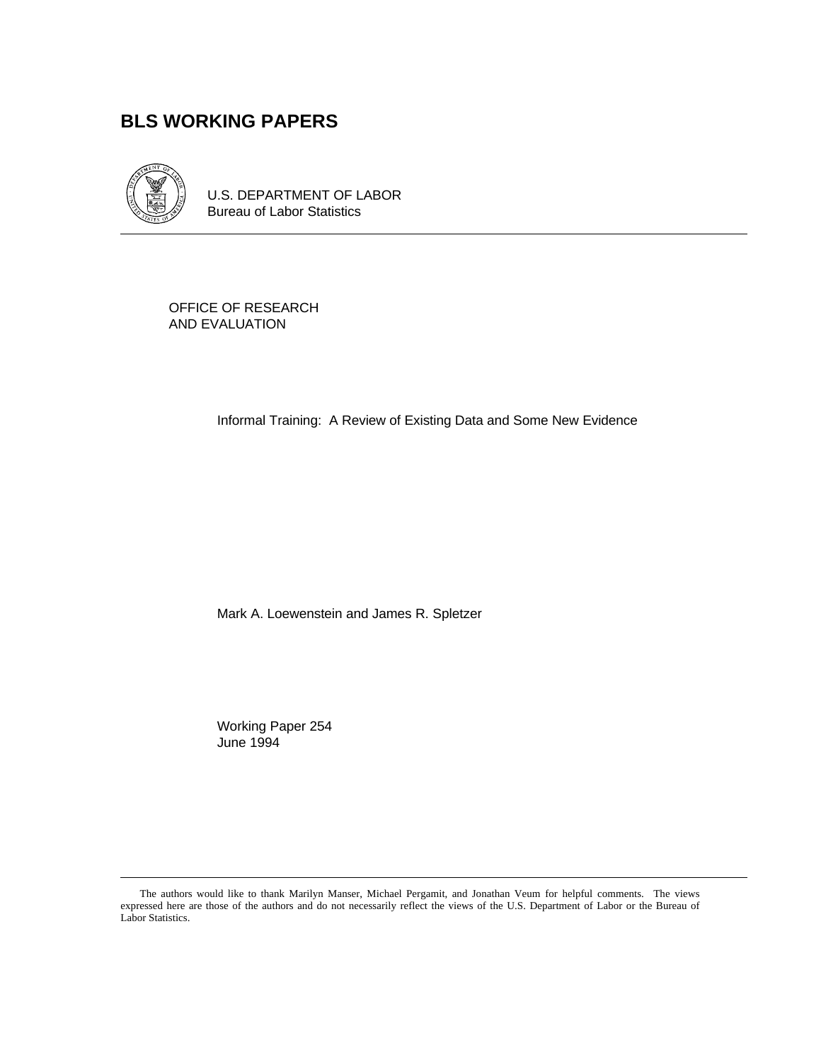# BLS WORKING PAPERS

U.S. DEPARTMENT OF LABOR
Bureau of Labor Statistics

OFFICE OF RESEARCH
AND EVALUATION

Informal Training: A Review of Existing Data and Some New Evidence

Mark A. Loewenstein and James R. Spletzer

Working Paper 254
June 1994

---

The authors would like to thank Marilyn Manser, Michael Pergamit, and Jonathan Veum for helpful comments. The views expressed here are those of the authors and do not necessarily reflect the views of the U.S. Department of Labor or the Bureau of Labor Statistics.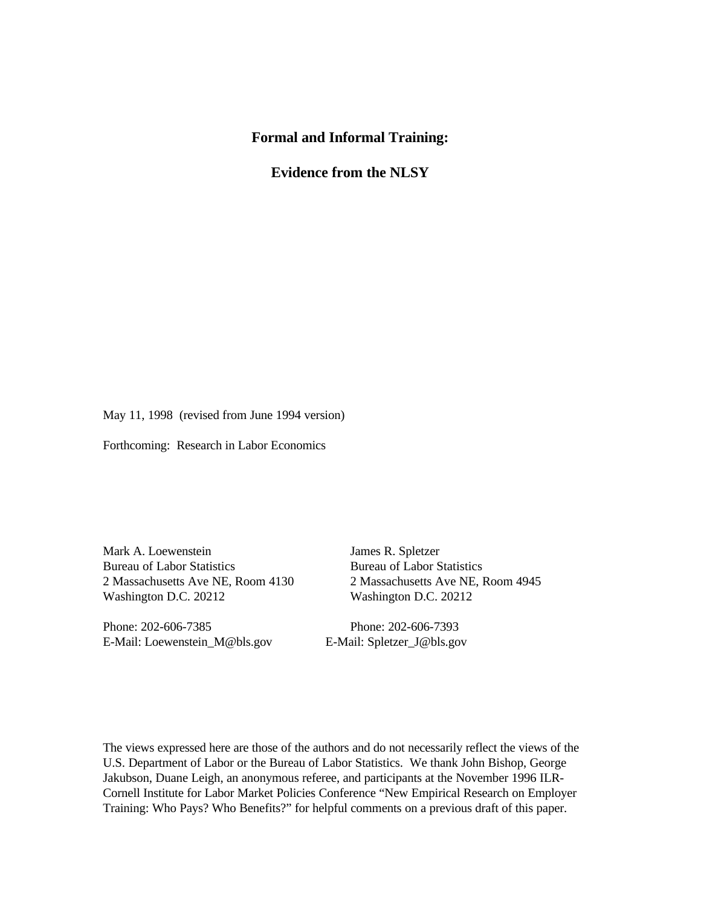**Formal and Informal Training:**

**Evidence from the NLSY**

May 11, 1998 (revised from June 1994 version)

Forthcoming: Research in Labor Economics

Mark A. Loewenstein
Bureau of Labor Statistics
2 Massachusetts Ave NE, Room 4130
Washington D.C. 20212

Phone: 202-606-7385
E-Mail: Loewenstein_M@bls.gov

James R. Spletzer
Bureau of Labor Statistics
2 Massachusetts Ave NE, Room 4945
Washington D.C. 20212

Phone: 202-606-7393
E-Mail: Spletzer_J@bls.gov

The views expressed here are those of the authors and do not necessarily reflect the views of the U.S. Department of Labor or the Bureau of Labor Statistics. We thank John Bishop, George Jakubson, Duane Leigh, an anonymous referee, and participants at the November 1996 ILR-Cornell Institute for Labor Market Policies Conference "New Empirical Research on Employer Training: Who Pays? Who Benefits?" for helpful comments on a previous draft of this paper.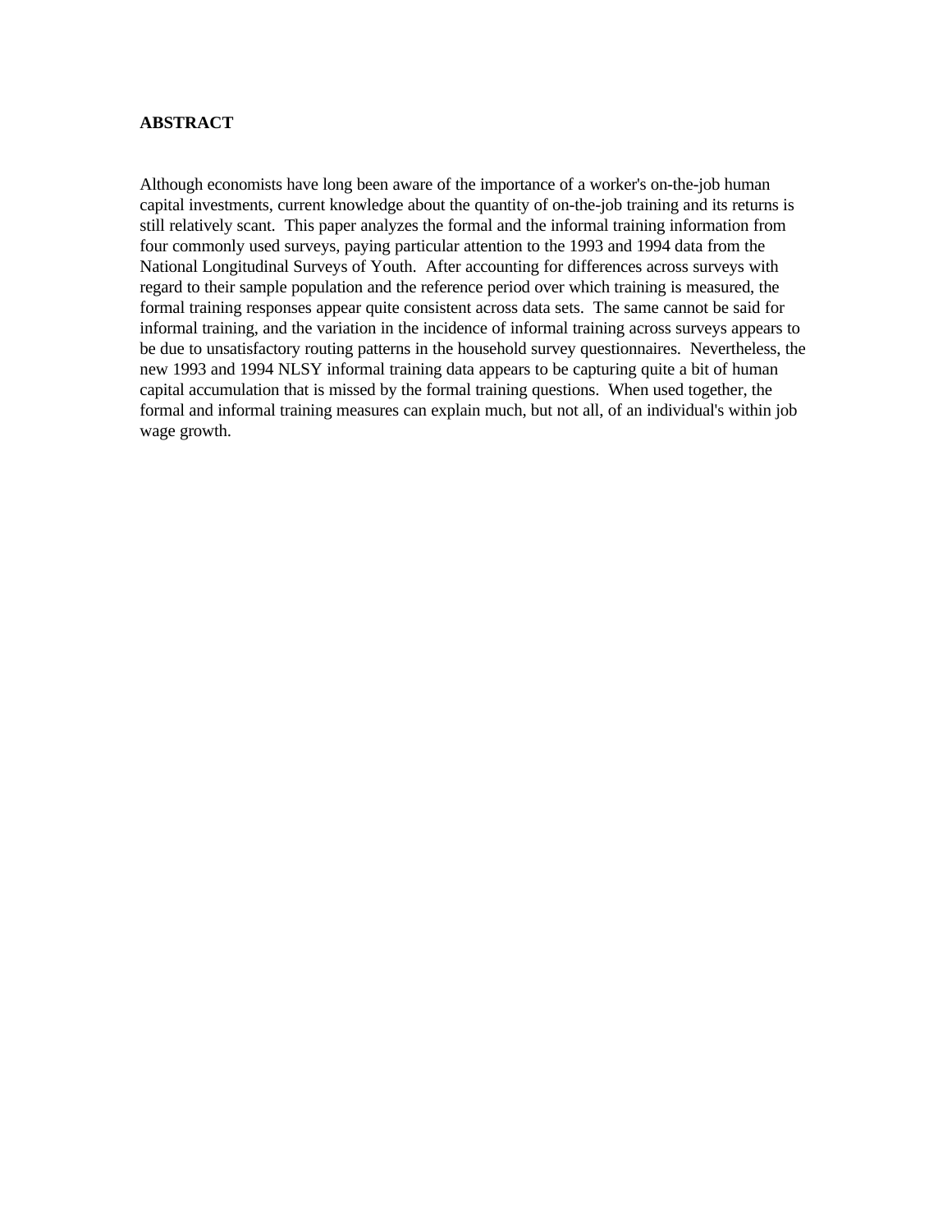**ABSTRACT**

Although economists have long been aware of the importance of a worker's on-the-job human capital investments, current knowledge about the quantity of on-the-job training and its returns is still relatively scant. This paper analyzes the formal and the informal training information from four commonly used surveys, paying particular attention to the 1993 and 1994 data from the National Longitudinal Surveys of Youth. After accounting for differences across surveys with regard to their sample population and the reference period over which training is measured, the formal training responses appear quite consistent across data sets. The same cannot be said for informal training, and the variation in the incidence of informal training across surveys appears to be due to unsatisfactory routing patterns in the household survey questionnaires. Nevertheless, the new 1993 and 1994 NLSY informal training data appears to be capturing quite a bit of human capital accumulation that is missed by the formal training questions. When used together, the formal and informal training measures can explain much, but not all, of an individual's within job wage growth.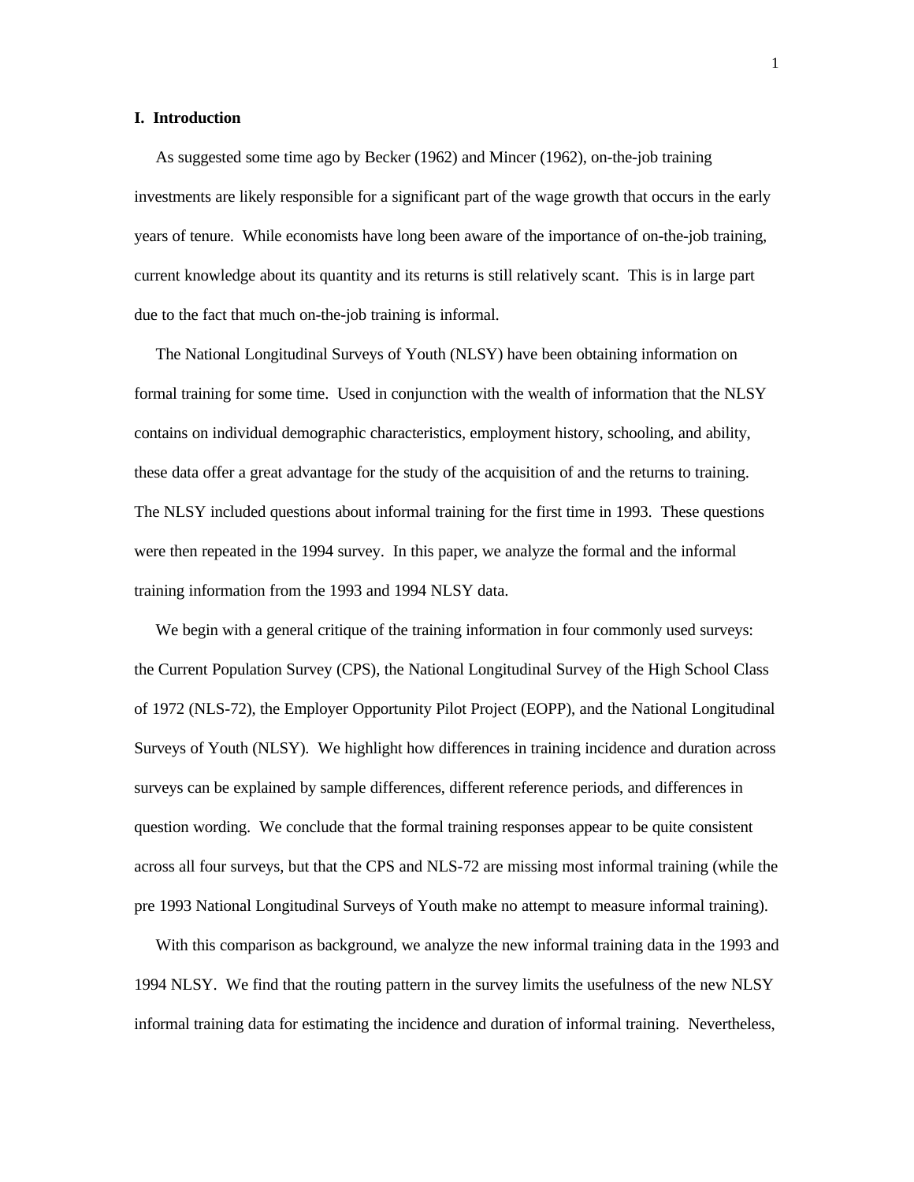## I. Introduction

As suggested some time ago by Becker (1962) and Mincer (1962), on-the-job training investments are likely responsible for a significant part of the wage growth that occurs in the early years of tenure. While economists have long been aware of the importance of on-the-job training, current knowledge about its quantity and its returns is still relatively scant. This is in large part due to the fact that much on-the-job training is informal.

The National Longitudinal Surveys of Youth (NLSY) have been obtaining information on formal training for some time. Used in conjunction with the wealth of information that the NLSY contains on individual demographic characteristics, employment history, schooling, and ability, these data offer a great advantage for the study of the acquisition of and the returns to training. The NLSY included questions about informal training for the first time in 1993. These questions were then repeated in the 1994 survey. In this paper, we analyze the formal and the informal training information from the 1993 and 1994 NLSY data.

We begin with a general critique of the training information in four commonly used surveys: the Current Population Survey (CPS), the National Longitudinal Survey of the High School Class of 1972 (NLS-72), the Employer Opportunity Pilot Project (EOPP), and the National Longitudinal Surveys of Youth (NLSY). We highlight how differences in training incidence and duration across surveys can be explained by sample differences, different reference periods, and differences in question wording. We conclude that the formal training responses appear to be quite consistent across all four surveys, but that the CPS and NLS-72 are missing most informal training (while the pre 1993 National Longitudinal Surveys of Youth make no attempt to measure informal training).

With this comparison as background, we analyze the new informal training data in the 1993 and 1994 NLSY. We find that the routing pattern in the survey limits the usefulness of the new NLSY informal training data for estimating the incidence and duration of informal training. Nevertheless,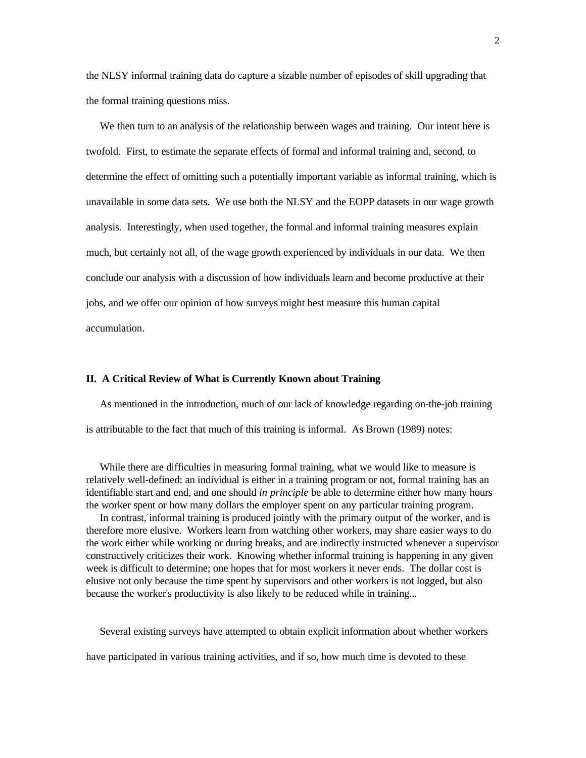the NLSY informal training data do capture a sizable number of episodes of skill upgrading that the formal training questions miss.

We then turn to an analysis of the relationship between wages and training. Our intent here is twofold. First, to estimate the separate effects of formal and informal training and, second, to determine the effect of omitting such a potentially important variable as informal training, which is unavailable in some data sets. We use both the NLSY and the EOPP datasets in our wage growth analysis. Interestingly, when used together, the formal and informal training measures explain much, but certainly not all, of the wage growth experienced by individuals in our data. We then conclude our analysis with a discussion of how individuals learn and become productive at their jobs, and we offer our opinion of how surveys might best measure this human capital accumulation.

## II. A Critical Review of What is Currently Known about Training

As mentioned in the introduction, much of our lack of knowledge regarding on-the-job training is attributable to the fact that much of this training is informal. As Brown (1989) notes:

> While there are difficulties in measuring formal training, what we would like to measure is relatively well-defined: an individual is either in a training program or not, formal training has an identifiable start and end, and one should *in principle* be able to determine either how many hours the worker spent or how many dollars the employer spent on any particular training program.
>
> In contrast, informal training is produced jointly with the primary output of the worker, and is therefore more elusive. Workers learn from watching other workers, may share easier ways to do the work either while working or during breaks, and are indirectly instructed whenever a supervisor constructively criticizes their work. Knowing whether informal training is happening in any given week is difficult to determine; one hopes that for most workers it never ends. The dollar cost is elusive not only because the time spent by supervisors and other workers is not logged, but also because the worker's productivity is also likely to be reduced while in training...

Several existing surveys have attempted to obtain explicit information about whether workers have participated in various training activities, and if so, how much time is devoted to these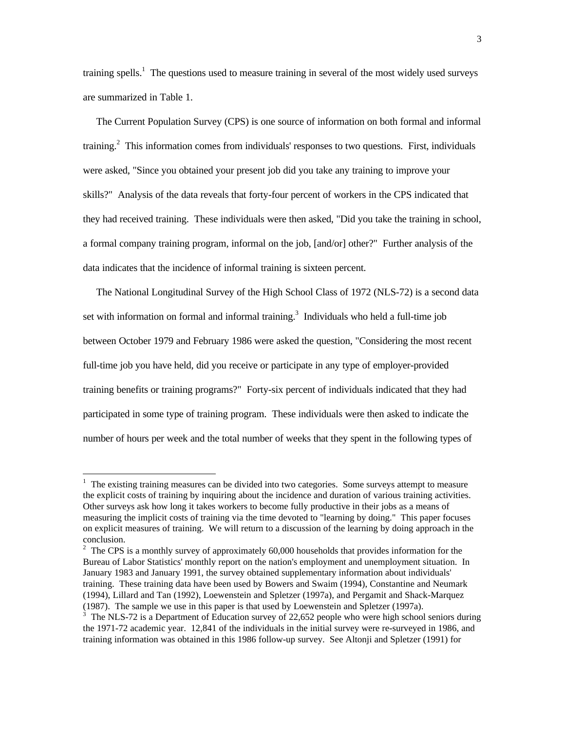training spells.[1] The questions used to measure training in several of the most widely used surveys are summarized in Table 1.

The Current Population Survey (CPS) is one source of information on both formal and informal training.[2] This information comes from individuals' responses to two questions. First, individuals were asked, "Since you obtained your present job did you take any training to improve your skills?" Analysis of the data reveals that forty-four percent of workers in the CPS indicated that they had received training. These individuals were then asked, "Did you take the training in school, a formal company training program, informal on the job, [and/or] other?" Further analysis of the data indicates that the incidence of informal training is sixteen percent.

The National Longitudinal Survey of the High School Class of 1972 (NLS-72) is a second data set with information on formal and informal training.[3] Individuals who held a full-time job between October 1979 and February 1986 were asked the question, "Considering the most recent full-time job you have held, did you receive or participate in any type of employer-provided training benefits or training programs?" Forty-six percent of individuals indicated that they had participated in some type of training program. These individuals were then asked to indicate the number of hours per week and the total number of weeks that they spent in the following types of

---

[1] The existing training measures can be divided into two categories. Some surveys attempt to measure the explicit costs of training by inquiring about the incidence and duration of various training activities. Other surveys ask how long it takes workers to become fully productive in their jobs as a means of measuring the implicit costs of training via the time devoted to "learning by doing." This paper focuses on explicit measures of training. We will return to a discussion of the learning by doing approach in the conclusion.

[2] The CPS is a monthly survey of approximately 60,000 households that provides information for the Bureau of Labor Statistics' monthly report on the nation's employment and unemployment situation. In January 1983 and January 1991, the survey obtained supplementary information about individuals' training. These training data have been used by Bowers and Swaim (1994), Constantine and Neumark (1994), Lillard and Tan (1992), Loewenstein and Spletzer (1997a), and Pergamit and Shack-Marquez (1987). The sample we use in this paper is that used by Loewenstein and Spletzer (1997a).

[3] The NLS-72 is a Department of Education survey of 22,652 people who were high school seniors during the 1971-72 academic year. 12,841 of the individuals in the initial survey were re-surveyed in 1986, and training information was obtained in this 1986 follow-up survey. See Altonji and Spletzer (1991) for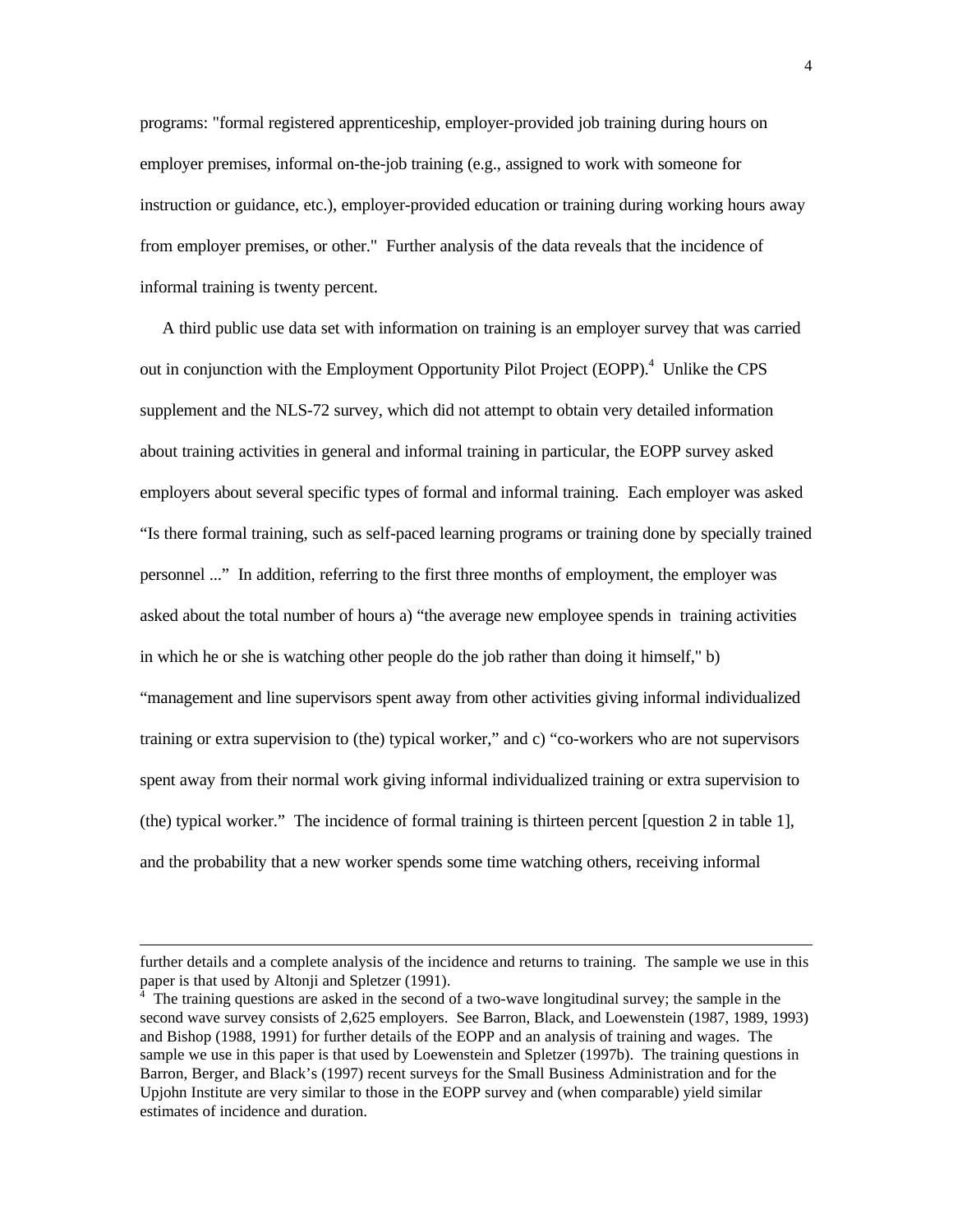programs: "formal registered apprenticeship, employer-provided job training during hours on employer premises, informal on-the-job training (e.g., assigned to work with someone for instruction or guidance, etc.), employer-provided education or training during working hours away from employer premises, or other." Further analysis of the data reveals that the incidence of informal training is twenty percent.

A third public use data set with information on training is an employer survey that was carried out in conjunction with the Employment Opportunity Pilot Project (EOPP).[4] Unlike the CPS supplement and the NLS-72 survey, which did not attempt to obtain very detailed information about training activities in general and informal training in particular, the EOPP survey asked employers about several specific types of formal and informal training. Each employer was asked "Is there formal training, such as self-paced learning programs or training done by specially trained personnel ..." In addition, referring to the first three months of employment, the employer was asked about the total number of hours a) "the average new employee spends in training activities in which he or she is watching other people do the job rather than doing it himself," b) "management and line supervisors spent away from other activities giving informal individualized training or extra supervision to (the) typical worker," and c) "co-workers who are not supervisors spent away from their normal work giving informal individualized training or extra supervision to (the) typical worker." The incidence of formal training is thirteen percent [question 2 in table 1], and the probability that a new worker spends some time watching others, receiving informal

---

further details and a complete analysis of the incidence and returns to training. The sample we use in this paper is that used by Altonji and Spletzer (1991).

[4] The training questions are asked in the second of a two-wave longitudinal survey; the sample in the second wave survey consists of 2,625 employers. See Barron, Black, and Loewenstein (1987, 1989, 1993) and Bishop (1988, 1991) for further details of the EOPP and an analysis of training and wages. The sample we use in this paper is that used by Loewenstein and Spletzer (1997b). The training questions in Barron, Berger, and Black's (1997) recent surveys for the Small Business Administration and for the Upjohn Institute are very similar to those in the EOPP survey and (when comparable) yield similar estimates of incidence and duration.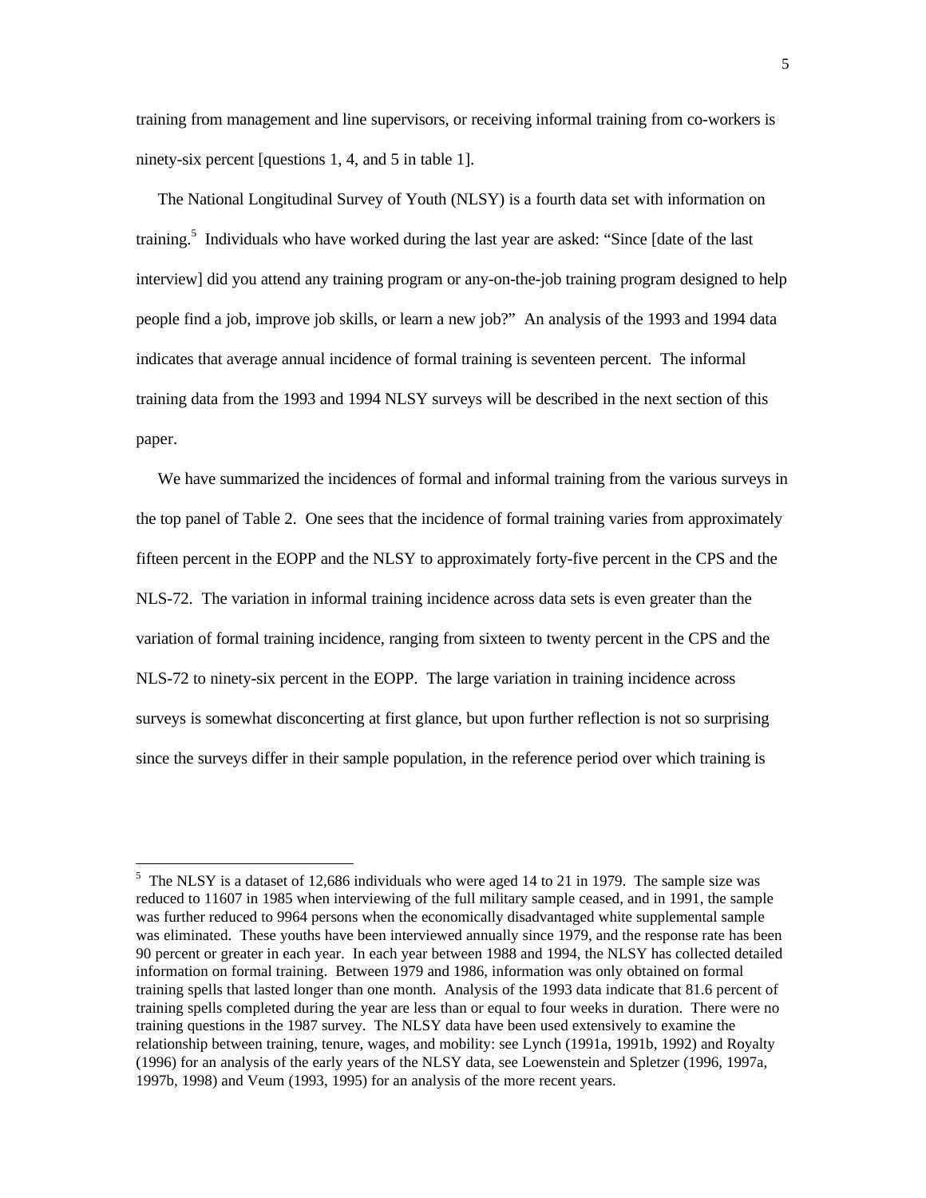training from management and line supervisors, or receiving informal training from co-workers is ninety-six percent [questions 1, 4, and 5 in table 1].

The National Longitudinal Survey of Youth (NLSY) is a fourth data set with information on training.[5] Individuals who have worked during the last year are asked: "Since [date of the last interview] did you attend any training program or any-on-the-job training program designed to help people find a job, improve job skills, or learn a new job?" An analysis of the 1993 and 1994 data indicates that average annual incidence of formal training is seventeen percent. The informal training data from the 1993 and 1994 NLSY surveys will be described in the next section of this paper.

We have summarized the incidences of formal and informal training from the various surveys in the top panel of Table 2. One sees that the incidence of formal training varies from approximately fifteen percent in the EOPP and the NLSY to approximately forty-five percent in the CPS and the NLS-72. The variation in informal training incidence across data sets is even greater than the variation of formal training incidence, ranging from sixteen to twenty percent in the CPS and the NLS-72 to ninety-six percent in the EOPP. The large variation in training incidence across surveys is somewhat disconcerting at first glance, but upon further reflection is not so surprising since the surveys differ in their sample population, in the reference period over which training is

---

[5] The NLSY is a dataset of 12,686 individuals who were aged 14 to 21 in 1979. The sample size was reduced to 11607 in 1985 when interviewing of the full military sample ceased, and in 1991, the sample was further reduced to 9964 persons when the economically disadvantaged white supplemental sample was eliminated. These youths have been interviewed annually since 1979, and the response rate has been 90 percent or greater in each year. In each year between 1988 and 1994, the NLSY has collected detailed information on formal training. Between 1979 and 1986, information was only obtained on formal training spells that lasted longer than one month. Analysis of the 1993 data indicate that 81.6 percent of training spells completed during the year are less than or equal to four weeks in duration. There were no training questions in the 1987 survey. The NLSY data have been used extensively to examine the relationship between training, tenure, wages, and mobility: see Lynch (1991a, 1991b, 1992) and Royalty (1996) for an analysis of the early years of the NLSY data, see Loewenstein and Spletzer (1996, 1997a, 1997b, 1998) and Veum (1993, 1995) for an analysis of the more recent years.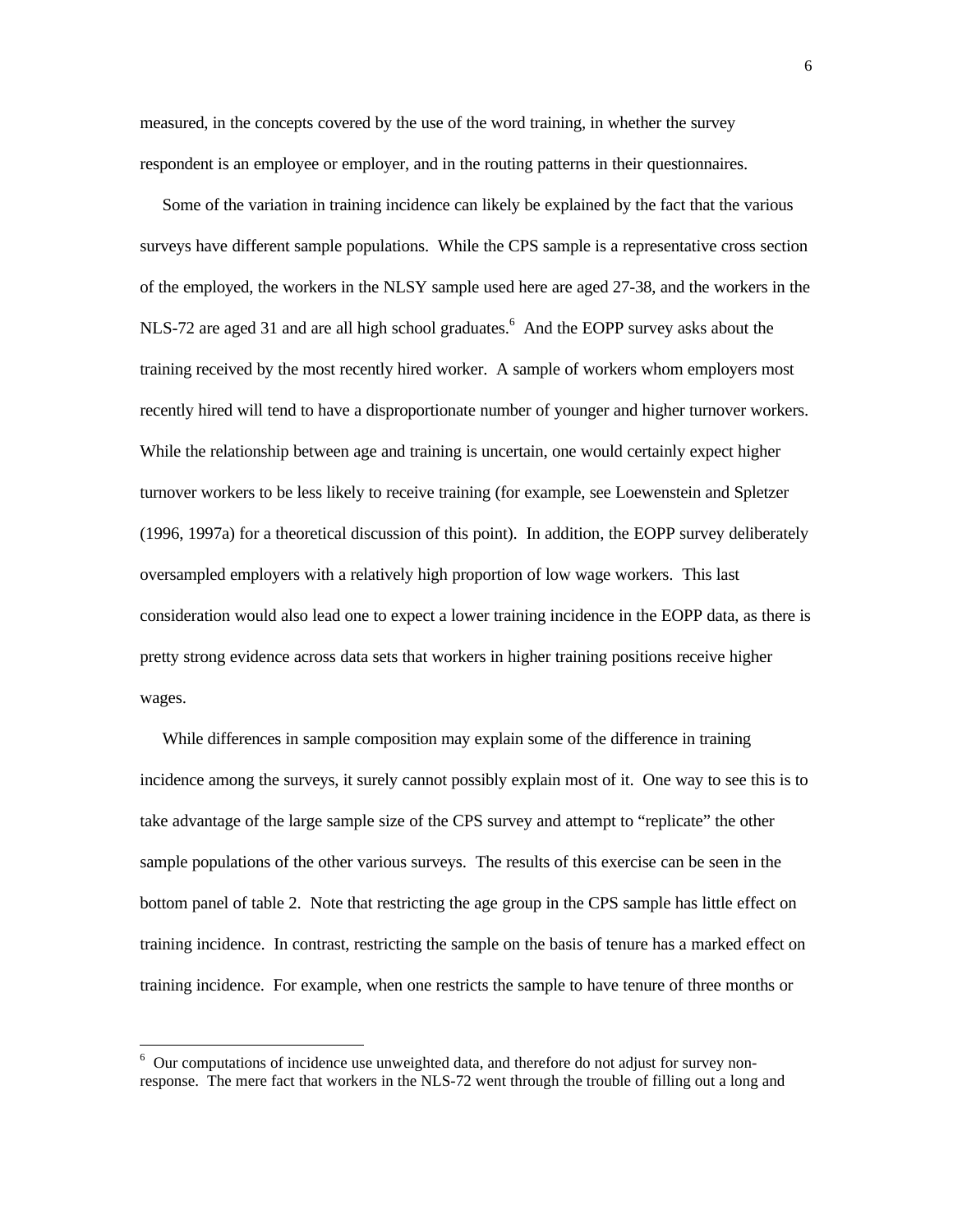measured, in the concepts covered by the use of the word training, in whether the survey respondent is an employee or employer, and in the routing patterns in their questionnaires.

Some of the variation in training incidence can likely be explained by the fact that the various surveys have different sample populations. While the CPS sample is a representative cross section of the employed, the workers in the NLSY sample used here are aged 27-38, and the workers in the NLS-72 are aged 31 and are all high school graduates.[6] And the EOPP survey asks about the training received by the most recently hired worker. A sample of workers whom employers most recently hired will tend to have a disproportionate number of younger and higher turnover workers. While the relationship between age and training is uncertain, one would certainly expect higher turnover workers to be less likely to receive training (for example, see Loewenstein and Spletzer (1996, 1997a) for a theoretical discussion of this point). In addition, the EOPP survey deliberately oversampled employers with a relatively high proportion of low wage workers. This last consideration would also lead one to expect a lower training incidence in the EOPP data, as there is pretty strong evidence across data sets that workers in higher training positions receive higher wages.

While differences in sample composition may explain some of the difference in training incidence among the surveys, it surely cannot possibly explain most of it. One way to see this is to take advantage of the large sample size of the CPS survey and attempt to "replicate" the other sample populations of the other various surveys. The results of this exercise can be seen in the bottom panel of table 2. Note that restricting the age group in the CPS sample has little effect on training incidence. In contrast, restricting the sample on the basis of tenure has a marked effect on training incidence. For example, when one restricts the sample to have tenure of three months or

---

[6] Our computations of incidence use unweighted data, and therefore do not adjust for survey non-response. The mere fact that workers in the NLS-72 went through the trouble of filling out a long and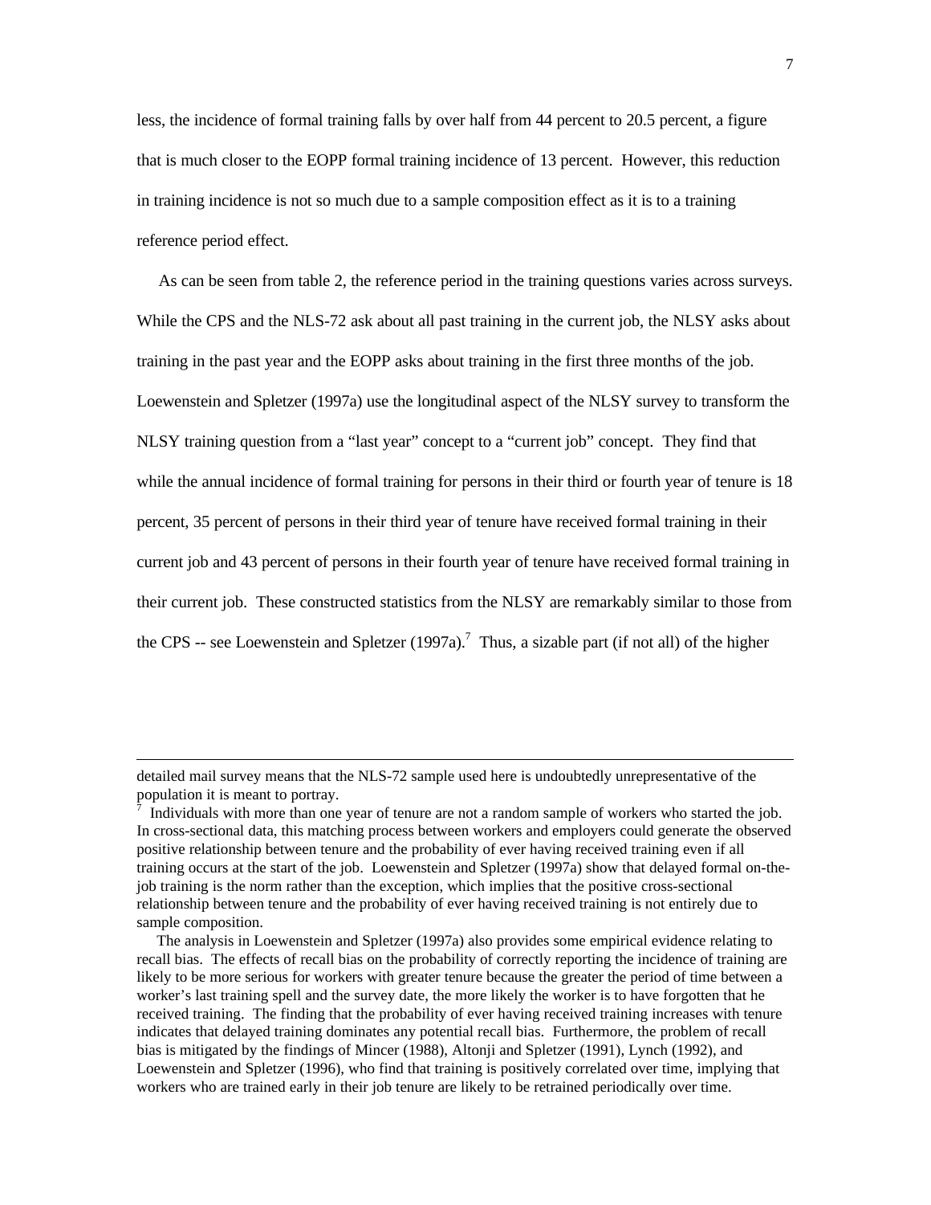less, the incidence of formal training falls by over half from 44 percent to 20.5 percent, a figure that is much closer to the EOPP formal training incidence of 13 percent. However, this reduction in training incidence is not so much due to a sample composition effect as it is to a training reference period effect.

As can be seen from table 2, the reference period in the training questions varies across surveys. While the CPS and the NLS-72 ask about all past training in the current job, the NLSY asks about training in the past year and the EOPP asks about training in the first three months of the job. Loewenstein and Spletzer (1997a) use the longitudinal aspect of the NLSY survey to transform the NLSY training question from a "last year" concept to a "current job" concept. They find that while the annual incidence of formal training for persons in their third or fourth year of tenure is 18 percent, 35 percent of persons in their third year of tenure have received formal training in their current job and 43 percent of persons in their fourth year of tenure have received formal training in their current job. These constructed statistics from the NLSY are remarkably similar to those from the CPS -- see Loewenstein and Spletzer (1997a).[7] Thus, a sizable part (if not all) of the higher

---

detailed mail survey means that the NLS-72 sample used here is undoubtedly unrepresentative of the population it is meant to portray.

[7] Individuals with more than one year of tenure are not a random sample of workers who started the job. In cross-sectional data, this matching process between workers and employers could generate the observed positive relationship between tenure and the probability of ever having received training even if all training occurs at the start of the job. Loewenstein and Spletzer (1997a) show that delayed formal on-the-job training is the norm rather than the exception, which implies that the positive cross-sectional relationship between tenure and the probability of ever having received training is not entirely due to sample composition.

The analysis in Loewenstein and Spletzer (1997a) also provides some empirical evidence relating to recall bias. The effects of recall bias on the probability of correctly reporting the incidence of training are likely to be more serious for workers with greater tenure because the greater the period of time between a worker's last training spell and the survey date, the more likely the worker is to have forgotten that he received training. The finding that the probability of ever having received training increases with tenure indicates that delayed training dominates any potential recall bias. Furthermore, the problem of recall bias is mitigated by the findings of Mincer (1988), Altonji and Spletzer (1991), Lynch (1992), and Loewenstein and Spletzer (1996), who find that training is positively correlated over time, implying that workers who are trained early in their job tenure are likely to be retrained periodically over time.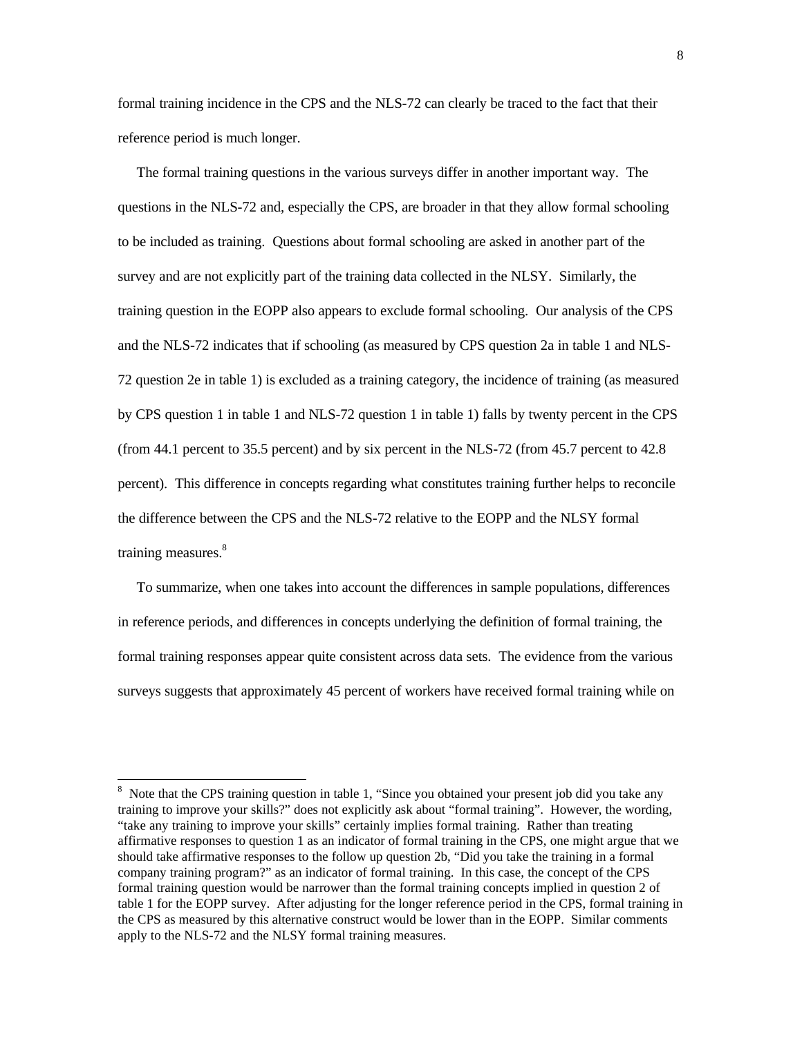formal training incidence in the CPS and the NLS-72 can clearly be traced to the fact that their reference period is much longer.

The formal training questions in the various surveys differ in another important way. The questions in the NLS-72 and, especially the CPS, are broader in that they allow formal schooling to be included as training. Questions about formal schooling are asked in another part of the survey and are not explicitly part of the training data collected in the NLSY. Similarly, the training question in the EOPP also appears to exclude formal schooling. Our analysis of the CPS and the NLS-72 indicates that if schooling (as measured by CPS question 2a in table 1 and NLS-72 question 2e in table 1) is excluded as a training category, the incidence of training (as measured by CPS question 1 in table 1 and NLS-72 question 1 in table 1) falls by twenty percent in the CPS (from 44.1 percent to 35.5 percent) and by six percent in the NLS-72 (from 45.7 percent to 42.8 percent). This difference in concepts regarding what constitutes training further helps to reconcile the difference between the CPS and the NLS-72 relative to the EOPP and the NLSY formal training measures.[8]

To summarize, when one takes into account the differences in sample populations, differences in reference periods, and differences in concepts underlying the definition of formal training, the formal training responses appear quite consistent across data sets. The evidence from the various surveys suggests that approximately 45 percent of workers have received formal training while on

---

[8] Note that the CPS training question in table 1, “Since you obtained your present job did you take any training to improve your skills?” does not explicitly ask about “formal training”. However, the wording, “take any training to improve your skills” certainly implies formal training. Rather than treating affirmative responses to question 1 as an indicator of formal training in the CPS, one might argue that we should take affirmative responses to the follow up question 2b, “Did you take the training in a formal company training program?” as an indicator of formal training. In this case, the concept of the CPS formal training question would be narrower than the formal training concepts implied in question 2 of table 1 for the EOPP survey. After adjusting for the longer reference period in the CPS, formal training in the CPS as measured by this alternative construct would be lower than in the EOPP. Similar comments apply to the NLS-72 and the NLSY formal training measures.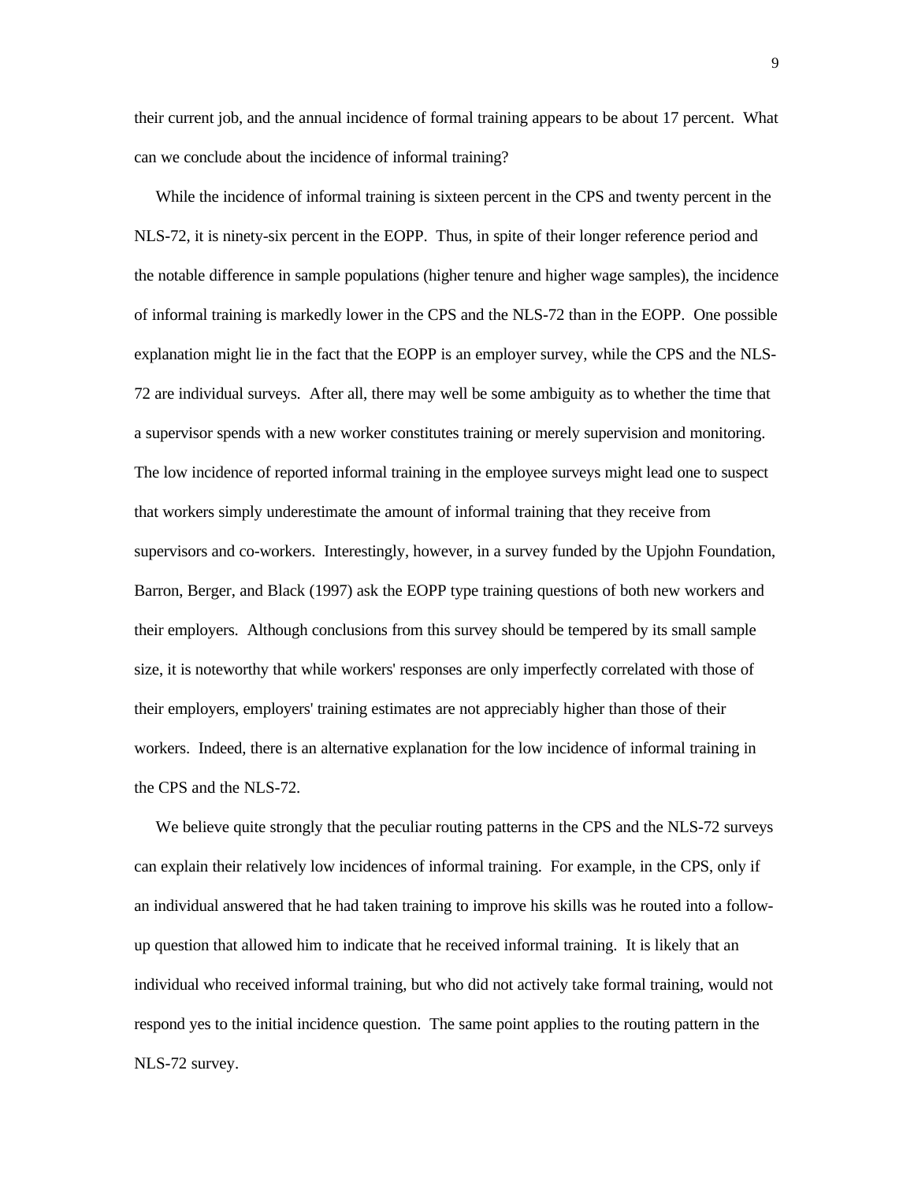their current job, and the annual incidence of formal training appears to be about 17 percent. What can we conclude about the incidence of informal training?

While the incidence of informal training is sixteen percent in the CPS and twenty percent in the NLS-72, it is ninety-six percent in the EOPP. Thus, in spite of their longer reference period and the notable difference in sample populations (higher tenure and higher wage samples), the incidence of informal training is markedly lower in the CPS and the NLS-72 than in the EOPP. One possible explanation might lie in the fact that the EOPP is an employer survey, while the CPS and the NLS-72 are individual surveys. After all, there may well be some ambiguity as to whether the time that a supervisor spends with a new worker constitutes training or merely supervision and monitoring. The low incidence of reported informal training in the employee surveys might lead one to suspect that workers simply underestimate the amount of informal training that they receive from supervisors and co-workers. Interestingly, however, in a survey funded by the Upjohn Foundation, Barron, Berger, and Black (1997) ask the EOPP type training questions of both new workers and their employers. Although conclusions from this survey should be tempered by its small sample size, it is noteworthy that while workers' responses are only imperfectly correlated with those of their employers, employers' training estimates are not appreciably higher than those of their workers. Indeed, there is an alternative explanation for the low incidence of informal training in the CPS and the NLS-72.

We believe quite strongly that the peculiar routing patterns in the CPS and the NLS-72 surveys can explain their relatively low incidences of informal training. For example, in the CPS, only if an individual answered that he had taken training to improve his skills was he routed into a follow-up question that allowed him to indicate that he received informal training. It is likely that an individual who received informal training, but who did not actively take formal training, would not respond yes to the initial incidence question. The same point applies to the routing pattern in the NLS-72 survey.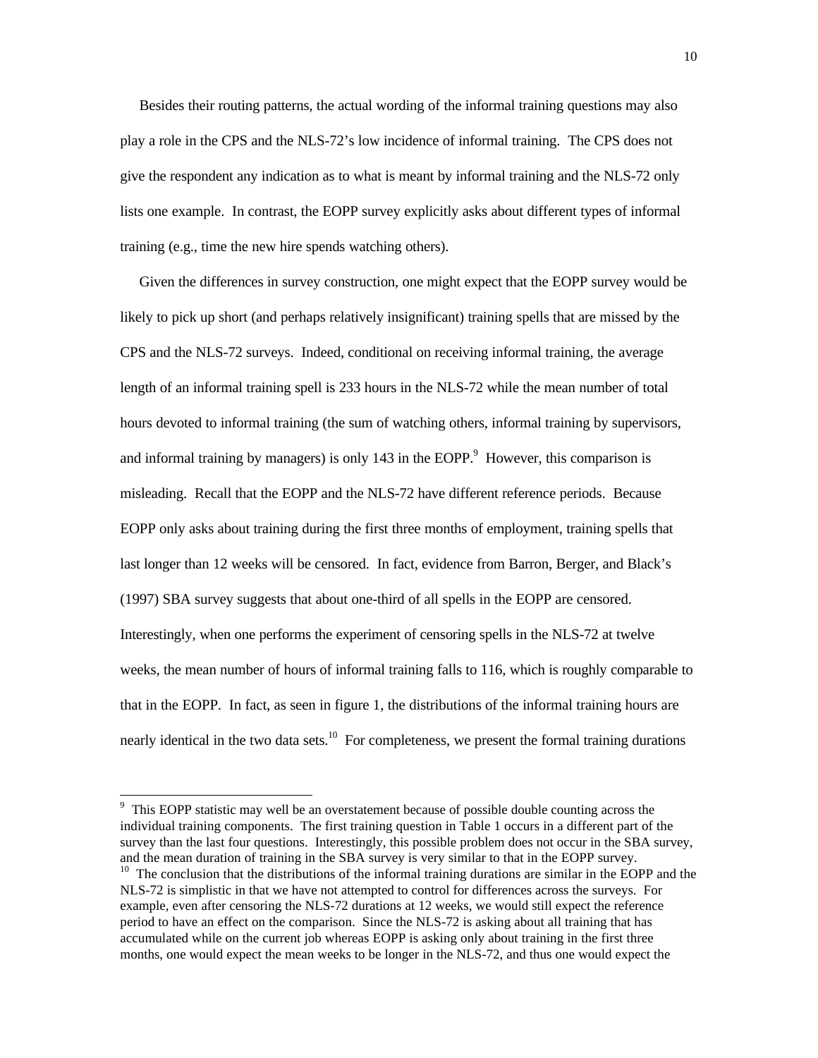Besides their routing patterns, the actual wording of the informal training questions may also play a role in the CPS and the NLS-72's low incidence of informal training. The CPS does not give the respondent any indication as to what is meant by informal training and the NLS-72 only lists one example. In contrast, the EOPP survey explicitly asks about different types of informal training (e.g., time the new hire spends watching others).

Given the differences in survey construction, one might expect that the EOPP survey would be likely to pick up short (and perhaps relatively insignificant) training spells that are missed by the CPS and the NLS-72 surveys. Indeed, conditional on receiving informal training, the average length of an informal training spell is 233 hours in the NLS-72 while the mean number of total hours devoted to informal training (the sum of watching others, informal training by supervisors, and informal training by managers) is only 143 in the EOPP.[9] However, this comparison is misleading. Recall that the EOPP and the NLS-72 have different reference periods. Because EOPP only asks about training during the first three months of employment, training spells that last longer than 12 weeks will be censored. In fact, evidence from Barron, Berger, and Black's (1997) SBA survey suggests that about one-third of all spells in the EOPP are censored. Interestingly, when one performs the experiment of censoring spells in the NLS-72 at twelve weeks, the mean number of hours of informal training falls to 116, which is roughly comparable to that in the EOPP. In fact, as seen in figure 1, the distributions of the informal training hours are nearly identical in the two data sets.[10] For completeness, we present the formal training durations

---

[9] This EOPP statistic may well be an overstatement because of possible double counting across the individual training components. The first training question in Table 1 occurs in a different part of the survey than the last four questions. Interestingly, this possible problem does not occur in the SBA survey, and the mean duration of training in the SBA survey is very similar to that in the EOPP survey.

[10] The conclusion that the distributions of the informal training durations are similar in the EOPP and the NLS-72 is simplistic in that we have not attempted to control for differences across the surveys. For example, even after censoring the NLS-72 durations at 12 weeks, we would still expect the reference period to have an effect on the comparison. Since the NLS-72 is asking about all training that has accumulated while on the current job whereas EOPP is asking only about training in the first three months, one would expect the mean weeks to be longer in the NLS-72, and thus one would expect the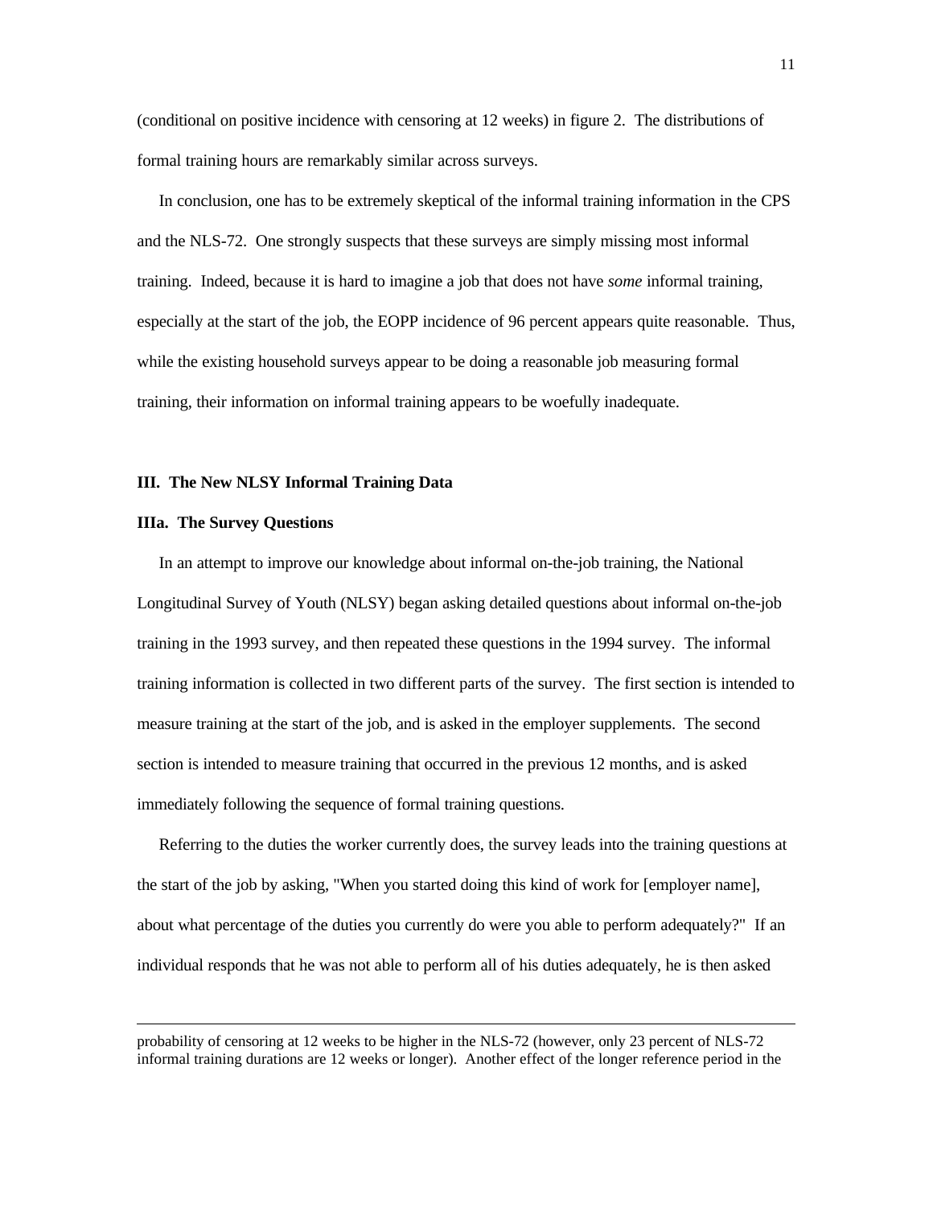(conditional on positive incidence with censoring at 12 weeks) in figure 2. The distributions of formal training hours are remarkably similar across surveys.

In conclusion, one has to be extremely skeptical of the informal training information in the CPS and the NLS-72. One strongly suspects that these surveys are simply missing most informal training. Indeed, because it is hard to imagine a job that does not have *some* informal training, especially at the start of the job, the EOPP incidence of 96 percent appears quite reasonable. Thus, while the existing household surveys appear to be doing a reasonable job measuring formal training, their information on informal training appears to be woefully inadequate.

## III. The New NLSY Informal Training Data

### IIIa. The Survey Questions

In an attempt to improve our knowledge about informal on-the-job training, the National Longitudinal Survey of Youth (NLSY) began asking detailed questions about informal on-the-job training in the 1993 survey, and then repeated these questions in the 1994 survey. The informal training information is collected in two different parts of the survey. The first section is intended to measure training at the start of the job, and is asked in the employer supplements. The second section is intended to measure training that occurred in the previous 12 months, and is asked immediately following the sequence of formal training questions.

Referring to the duties the worker currently does, the survey leads into the training questions at the start of the job by asking, "When you started doing this kind of work for [employer name], about what percentage of the duties you currently do were you able to perform adequately?" If an individual responds that he was not able to perform all of his duties adequately, he is then asked

---

probability of censoring at 12 weeks to be higher in the NLS-72 (however, only 23 percent of NLS-72 informal training durations are 12 weeks or longer). Another effect of the longer reference period in the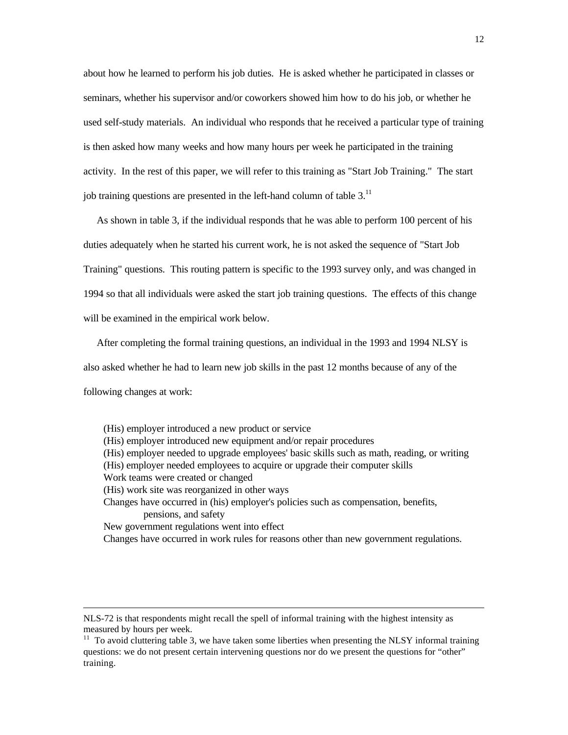about how he learned to perform his job duties. He is asked whether he participated in classes or seminars, whether his supervisor and/or coworkers showed him how to do his job, or whether he used self-study materials. An individual who responds that he received a particular type of training is then asked how many weeks and how many hours per week he participated in the training activity. In the rest of this paper, we will refer to this training as "Start Job Training." The start job training questions are presented in the left-hand column of table 3.[11]

As shown in table 3, if the individual responds that he was able to perform 100 percent of his duties adequately when he started his current work, he is not asked the sequence of "Start Job Training" questions. This routing pattern is specific to the 1993 survey only, and was changed in 1994 so that all individuals were asked the start job training questions. The effects of this change will be examined in the empirical work below.

After completing the formal training questions, an individual in the 1993 and 1994 NLSY is also asked whether he had to learn new job skills in the past 12 months because of any of the following changes at work:

> (His) employer introduced a new product or service
> (His) employer introduced new equipment and/or repair procedures
> (His) employer needed to upgrade employees' basic skills such as math, reading, or writing
> (His) employer needed employees to acquire or upgrade their computer skills
> Work teams were created or changed
> (His) work site was reorganized in other ways
> Changes have occurred in (his) employer's policies such as compensation, benefits, pensions, and safety
> New government regulations went into effect
> Changes have occurred in work rules for reasons other than new government regulations.

---

NLS-72 is that respondents might recall the spell of informal training with the highest intensity as measured by hours per week.

[11] To avoid cluttering table 3, we have taken some liberties when presenting the NLSY informal training questions: we do not present certain intervening questions nor do we present the questions for "other" training.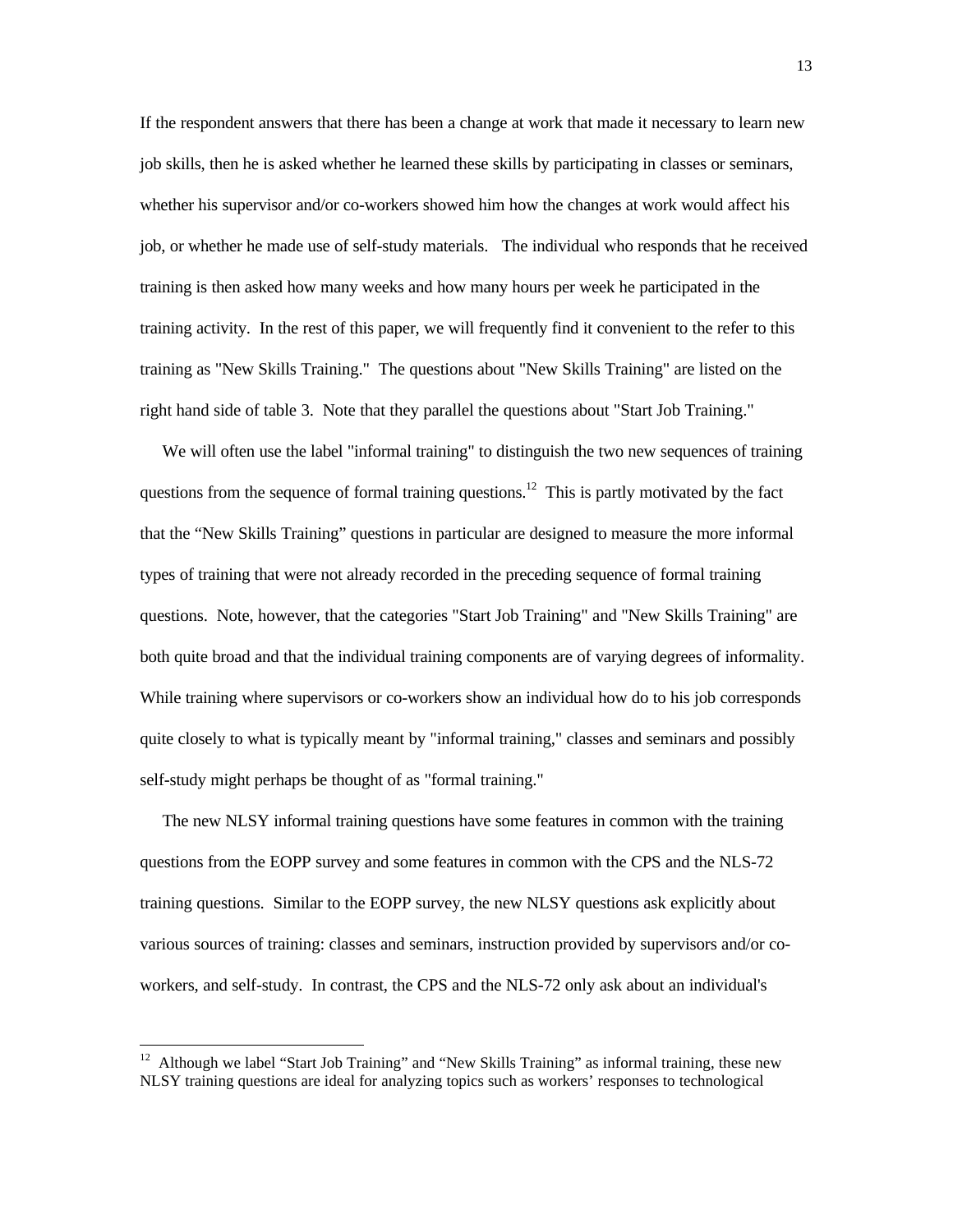If the respondent answers that there has been a change at work that made it necessary to learn new job skills, then he is asked whether he learned these skills by participating in classes or seminars, whether his supervisor and/or co-workers showed him how the changes at work would affect his job, or whether he made use of self-study materials. The individual who responds that he received training is then asked how many weeks and how many hours per week he participated in the training activity. In the rest of this paper, we will frequently find it convenient to the refer to this training as "New Skills Training." The questions about "New Skills Training" are listed on the right hand side of table 3. Note that they parallel the questions about "Start Job Training."

We will often use the label "informal training" to distinguish the two new sequences of training questions from the sequence of formal training questions.[12] This is partly motivated by the fact that the "New Skills Training" questions in particular are designed to measure the more informal types of training that were not already recorded in the preceding sequence of formal training questions. Note, however, that the categories "Start Job Training" and "New Skills Training" are both quite broad and that the individual training components are of varying degrees of informality. While training where supervisors or co-workers show an individual how do to his job corresponds quite closely to what is typically meant by "informal training," classes and seminars and possibly self-study might perhaps be thought of as "formal training."

The new NLSY informal training questions have some features in common with the training questions from the EOPP survey and some features in common with the CPS and the NLS-72 training questions. Similar to the EOPP survey, the new NLSY questions ask explicitly about various sources of training: classes and seminars, instruction provided by supervisors and/or co-workers, and self-study. In contrast, the CPS and the NLS-72 only ask about an individual's

[12] Although we label "Start Job Training" and "New Skills Training" as informal training, these new NLSY training questions are ideal for analyzing topics such as workers' responses to technological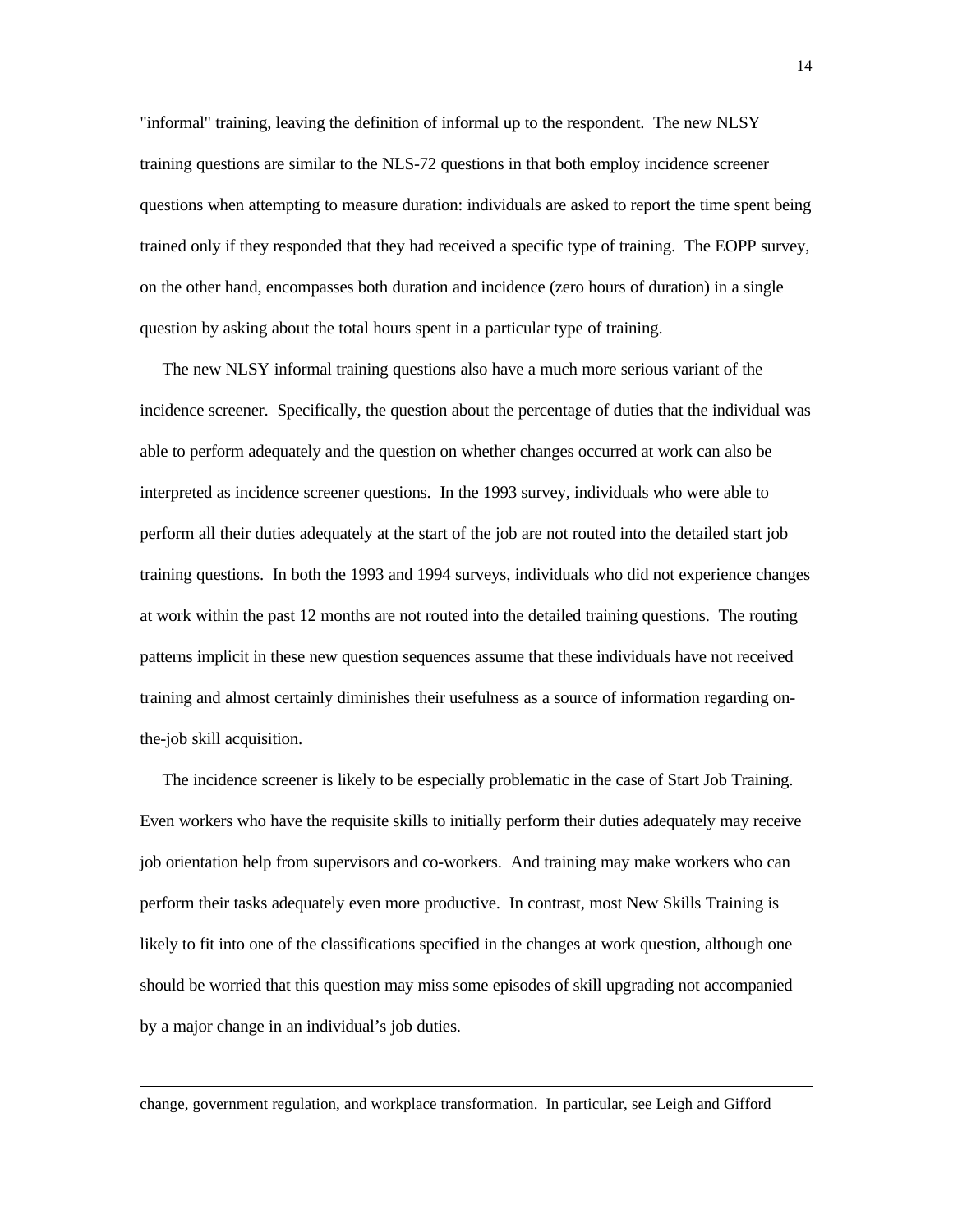"informal" training, leaving the definition of informal up to the respondent. The new NLSY training questions are similar to the NLS-72 questions in that both employ incidence screener questions when attempting to measure duration: individuals are asked to report the time spent being trained only if they responded that they had received a specific type of training. The EOPP survey, on the other hand, encompasses both duration and incidence (zero hours of duration) in a single question by asking about the total hours spent in a particular type of training.

The new NLSY informal training questions also have a much more serious variant of the incidence screener. Specifically, the question about the percentage of duties that the individual was able to perform adequately and the question on whether changes occurred at work can also be interpreted as incidence screener questions. In the 1993 survey, individuals who were able to perform all their duties adequately at the start of the job are not routed into the detailed start job training questions. In both the 1993 and 1994 surveys, individuals who did not experience changes at work within the past 12 months are not routed into the detailed training questions. The routing patterns implicit in these new question sequences assume that these individuals have not received training and almost certainly diminishes their usefulness as a source of information regarding on-the-job skill acquisition.

The incidence screener is likely to be especially problematic in the case of Start Job Training. Even workers who have the requisite skills to initially perform their duties adequately may receive job orientation help from supervisors and co-workers. And training may make workers who can perform their tasks adequately even more productive. In contrast, most New Skills Training is likely to fit into one of the classifications specified in the changes at work question, although one should be worried that this question may miss some episodes of skill upgrading not accompanied by a major change in an individual's job duties.

---

change, government regulation, and workplace transformation. In particular, see Leigh and Gifford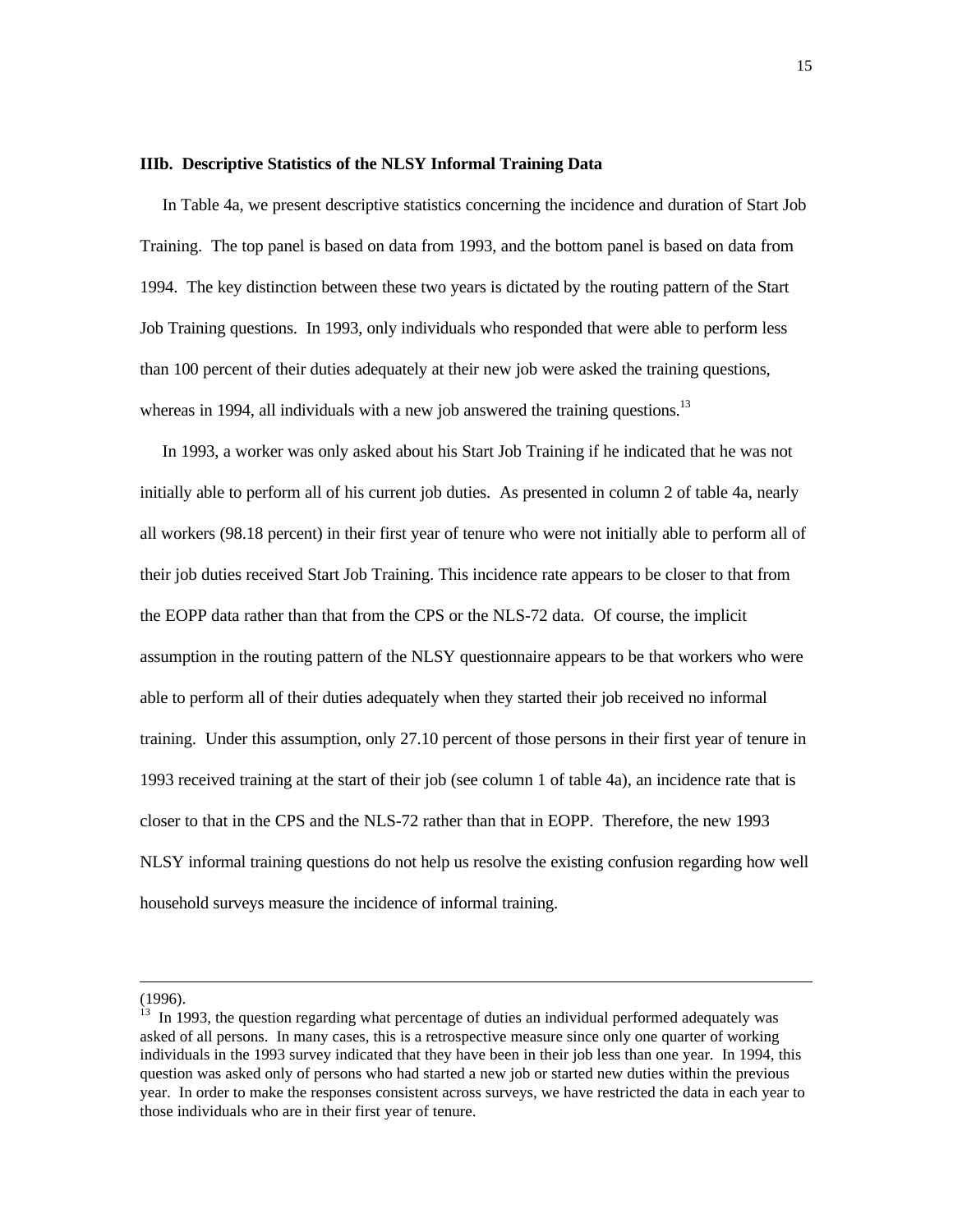### IIIb. Descriptive Statistics of the NLSY Informal Training Data

In Table 4a, we present descriptive statistics concerning the incidence and duration of Start Job Training. The top panel is based on data from 1993, and the bottom panel is based on data from 1994. The key distinction between these two years is dictated by the routing pattern of the Start Job Training questions. In 1993, only individuals who responded that were able to perform less than 100 percent of their duties adequately at their new job were asked the training questions, whereas in 1994, all individuals with a new job answered the training questions.[13]

In 1993, a worker was only asked about his Start Job Training if he indicated that he was not initially able to perform all of his current job duties. As presented in column 2 of table 4a, nearly all workers (98.18 percent) in their first year of tenure who were not initially able to perform all of their job duties received Start Job Training. This incidence rate appears to be closer to that from the EOPP data rather than that from the CPS or the NLS-72 data. Of course, the implicit assumption in the routing pattern of the NLSY questionnaire appears to be that workers who were able to perform all of their duties adequately when they started their job received no informal training. Under this assumption, only 27.10 percent of those persons in their first year of tenure in 1993 received training at the start of their job (see column 1 of table 4a), an incidence rate that is closer to that in the CPS and the NLS-72 rather than that in EOPP. Therefore, the new 1993 NLSY informal training questions do not help us resolve the existing confusion regarding how well household surveys measure the incidence of informal training.

---

(1996).

[13] In 1993, the question regarding what percentage of duties an individual performed adequately was asked of all persons. In many cases, this is a retrospective measure since only one quarter of working individuals in the 1993 survey indicated that they have been in their job less than one year. In 1994, this question was asked only of persons who had started a new job or started new duties within the previous year. In order to make the responses consistent across surveys, we have restricted the data in each year to those individuals who are in their first year of tenure.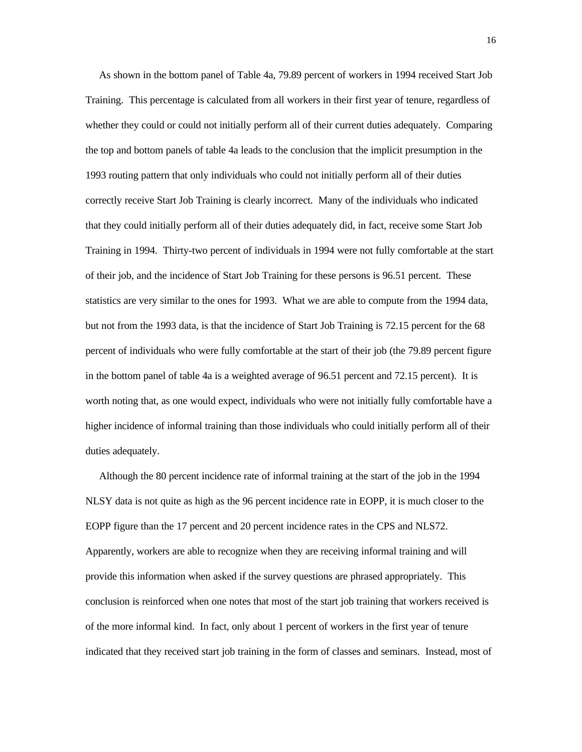As shown in the bottom panel of Table 4a, 79.89 percent of workers in 1994 received Start Job Training. This percentage is calculated from all workers in their first year of tenure, regardless of whether they could or could not initially perform all of their current duties adequately. Comparing the top and bottom panels of table 4a leads to the conclusion that the implicit presumption in the 1993 routing pattern that only individuals who could not initially perform all of their duties correctly receive Start Job Training is clearly incorrect. Many of the individuals who indicated that they could initially perform all of their duties adequately did, in fact, receive some Start Job Training in 1994. Thirty-two percent of individuals in 1994 were not fully comfortable at the start of their job, and the incidence of Start Job Training for these persons is 96.51 percent. These statistics are very similar to the ones for 1993. What we are able to compute from the 1994 data, but not from the 1993 data, is that the incidence of Start Job Training is 72.15 percent for the 68 percent of individuals who were fully comfortable at the start of their job (the 79.89 percent figure in the bottom panel of table 4a is a weighted average of 96.51 percent and 72.15 percent). It is worth noting that, as one would expect, individuals who were not initially fully comfortable have a higher incidence of informal training than those individuals who could initially perform all of their duties adequately.

Although the 80 percent incidence rate of informal training at the start of the job in the 1994 NLSY data is not quite as high as the 96 percent incidence rate in EOPP, it is much closer to the EOPP figure than the 17 percent and 20 percent incidence rates in the CPS and NLS72. Apparently, workers are able to recognize when they are receiving informal training and will provide this information when asked if the survey questions are phrased appropriately. This conclusion is reinforced when one notes that most of the start job training that workers received is of the more informal kind. In fact, only about 1 percent of workers in the first year of tenure indicated that they received start job training in the form of classes and seminars. Instead, most of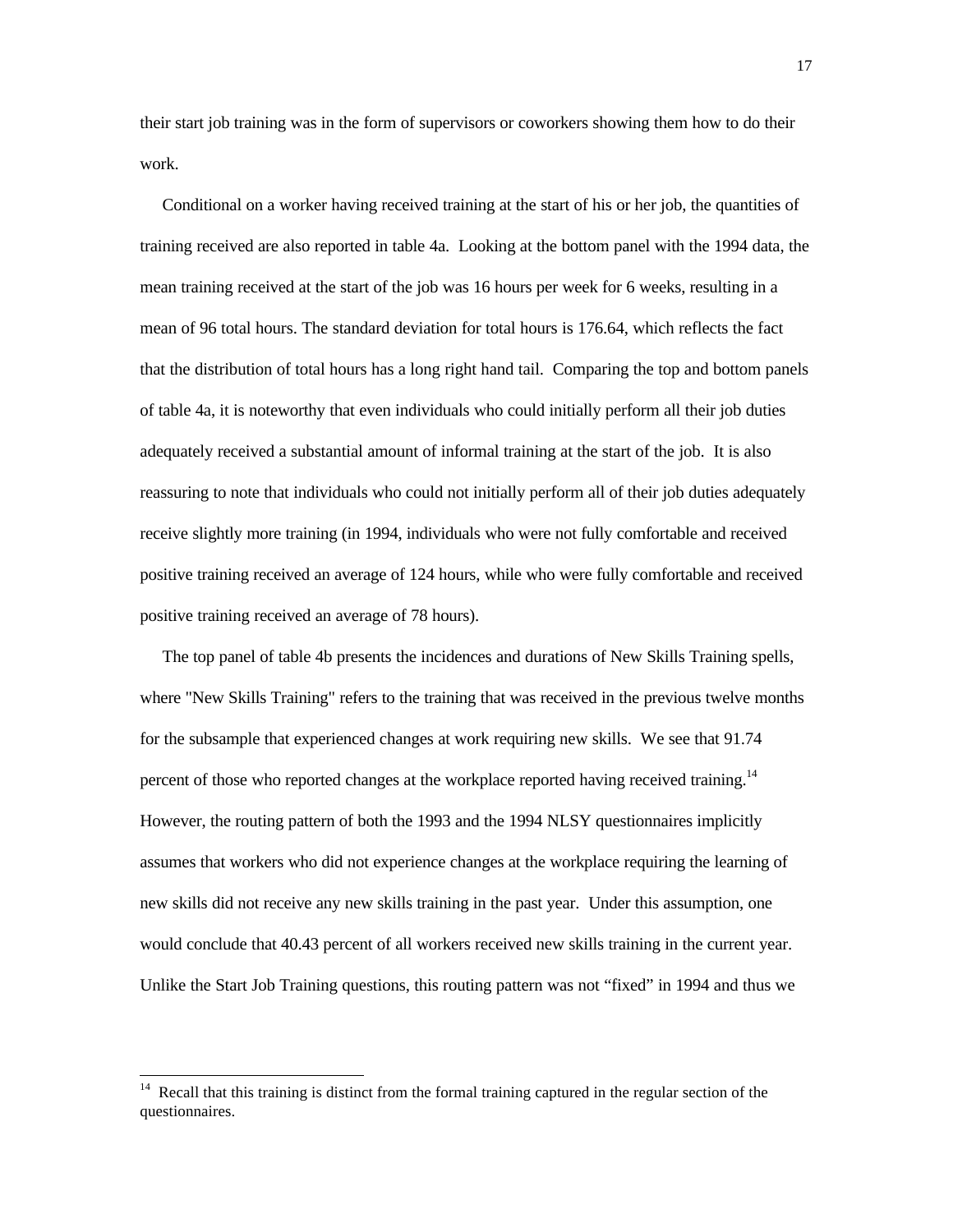their start job training was in the form of supervisors or coworkers showing them how to do their work.

Conditional on a worker having received training at the start of his or her job, the quantities of training received are also reported in table 4a. Looking at the bottom panel with the 1994 data, the mean training received at the start of the job was 16 hours per week for 6 weeks, resulting in a mean of 96 total hours. The standard deviation for total hours is 176.64, which reflects the fact that the distribution of total hours has a long right hand tail. Comparing the top and bottom panels of table 4a, it is noteworthy that even individuals who could initially perform all their job duties adequately received a substantial amount of informal training at the start of the job. It is also reassuring to note that individuals who could not initially perform all of their job duties adequately receive slightly more training (in 1994, individuals who were not fully comfortable and received positive training received an average of 124 hours, while who were fully comfortable and received positive training received an average of 78 hours).

The top panel of table 4b presents the incidences and durations of New Skills Training spells, where "New Skills Training" refers to the training that was received in the previous twelve months for the subsample that experienced changes at work requiring new skills. We see that 91.74 percent of those who reported changes at the workplace reported having received training.[14] However, the routing pattern of both the 1993 and the 1994 NLSY questionnaires implicitly assumes that workers who did not experience changes at the workplace requiring the learning of new skills did not receive any new skills training in the past year. Under this assumption, one would conclude that 40.43 percent of all workers received new skills training in the current year. Unlike the Start Job Training questions, this routing pattern was not "fixed" in 1994 and thus we

---

[14] Recall that this training is distinct from the formal training captured in the regular section of the questionnaires.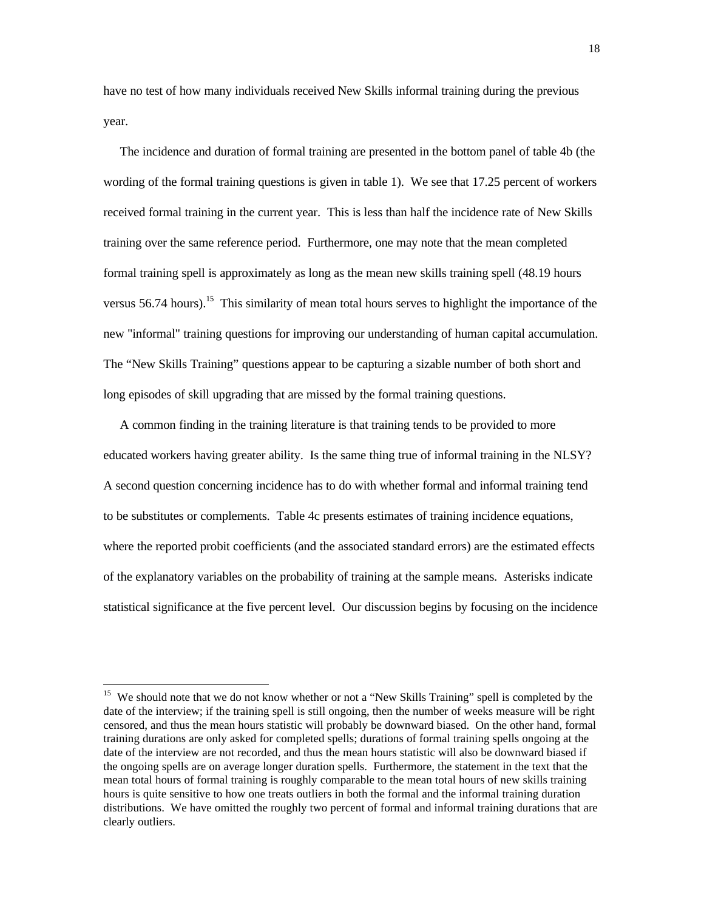have no test of how many individuals received New Skills informal training during the previous year.

The incidence and duration of formal training are presented in the bottom panel of table 4b (the wording of the formal training questions is given in table 1). We see that 17.25 percent of workers received formal training in the current year. This is less than half the incidence rate of New Skills training over the same reference period. Furthermore, one may note that the mean completed formal training spell is approximately as long as the mean new skills training spell (48.19 hours versus 56.74 hours).[15] This similarity of mean total hours serves to highlight the importance of the new "informal" training questions for improving our understanding of human capital accumulation. The "New Skills Training" questions appear to be capturing a sizable number of both short and long episodes of skill upgrading that are missed by the formal training questions.

A common finding in the training literature is that training tends to be provided to more educated workers having greater ability. Is the same thing true of informal training in the NLSY? A second question concerning incidence has to do with whether formal and informal training tend to be substitutes or complements. Table 4c presents estimates of training incidence equations, where the reported probit coefficients (and the associated standard errors) are the estimated effects of the explanatory variables on the probability of training at the sample means. Asterisks indicate statistical significance at the five percent level. Our discussion begins by focusing on the incidence

---

[15] We should note that we do not know whether or not a "New Skills Training" spell is completed by the date of the interview; if the training spell is still ongoing, then the number of weeks measure will be right censored, and thus the mean hours statistic will probably be downward biased. On the other hand, formal training durations are only asked for completed spells; durations of formal training spells ongoing at the date of the interview are not recorded, and thus the mean hours statistic will also be downward biased if the ongoing spells are on average longer duration spells. Furthermore, the statement in the text that the mean total hours of formal training is roughly comparable to the mean total hours of new skills training hours is quite sensitive to how one treats outliers in both the formal and the informal training duration distributions. We have omitted the roughly two percent of formal and informal training durations that are clearly outliers.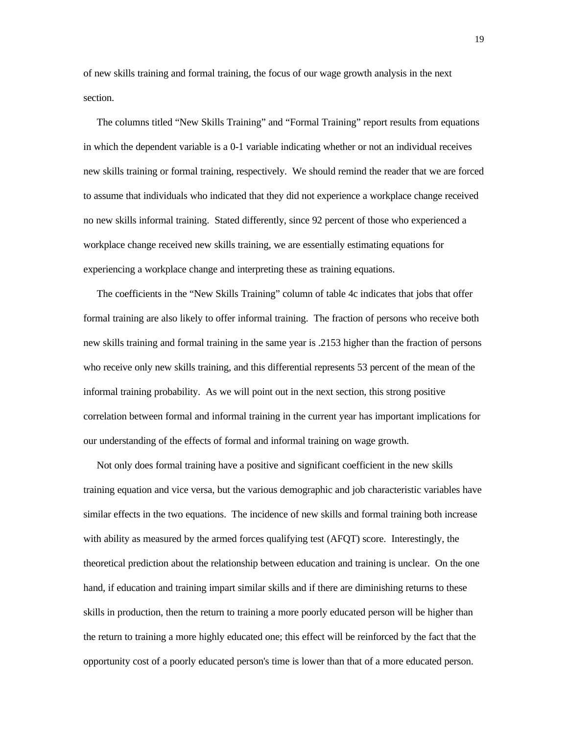of new skills training and formal training, the focus of our wage growth analysis in the next section.

The columns titled "New Skills Training" and "Formal Training" report results from equations in which the dependent variable is a 0-1 variable indicating whether or not an individual receives new skills training or formal training, respectively. We should remind the reader that we are forced to assume that individuals who indicated that they did not experience a workplace change received no new skills informal training. Stated differently, since 92 percent of those who experienced a workplace change received new skills training, we are essentially estimating equations for experiencing a workplace change and interpreting these as training equations.

The coefficients in the "New Skills Training" column of table 4c indicates that jobs that offer formal training are also likely to offer informal training. The fraction of persons who receive both new skills training and formal training in the same year is .2153 higher than the fraction of persons who receive only new skills training, and this differential represents 53 percent of the mean of the informal training probability. As we will point out in the next section, this strong positive correlation between formal and informal training in the current year has important implications for our understanding of the effects of formal and informal training on wage growth.

Not only does formal training have a positive and significant coefficient in the new skills training equation and vice versa, but the various demographic and job characteristic variables have similar effects in the two equations. The incidence of new skills and formal training both increase with ability as measured by the armed forces qualifying test (AFQT) score. Interestingly, the theoretical prediction about the relationship between education and training is unclear. On the one hand, if education and training impart similar skills and if there are diminishing returns to these skills in production, then the return to training a more poorly educated person will be higher than the return to training a more highly educated one; this effect will be reinforced by the fact that the opportunity cost of a poorly educated person's time is lower than that of a more educated person.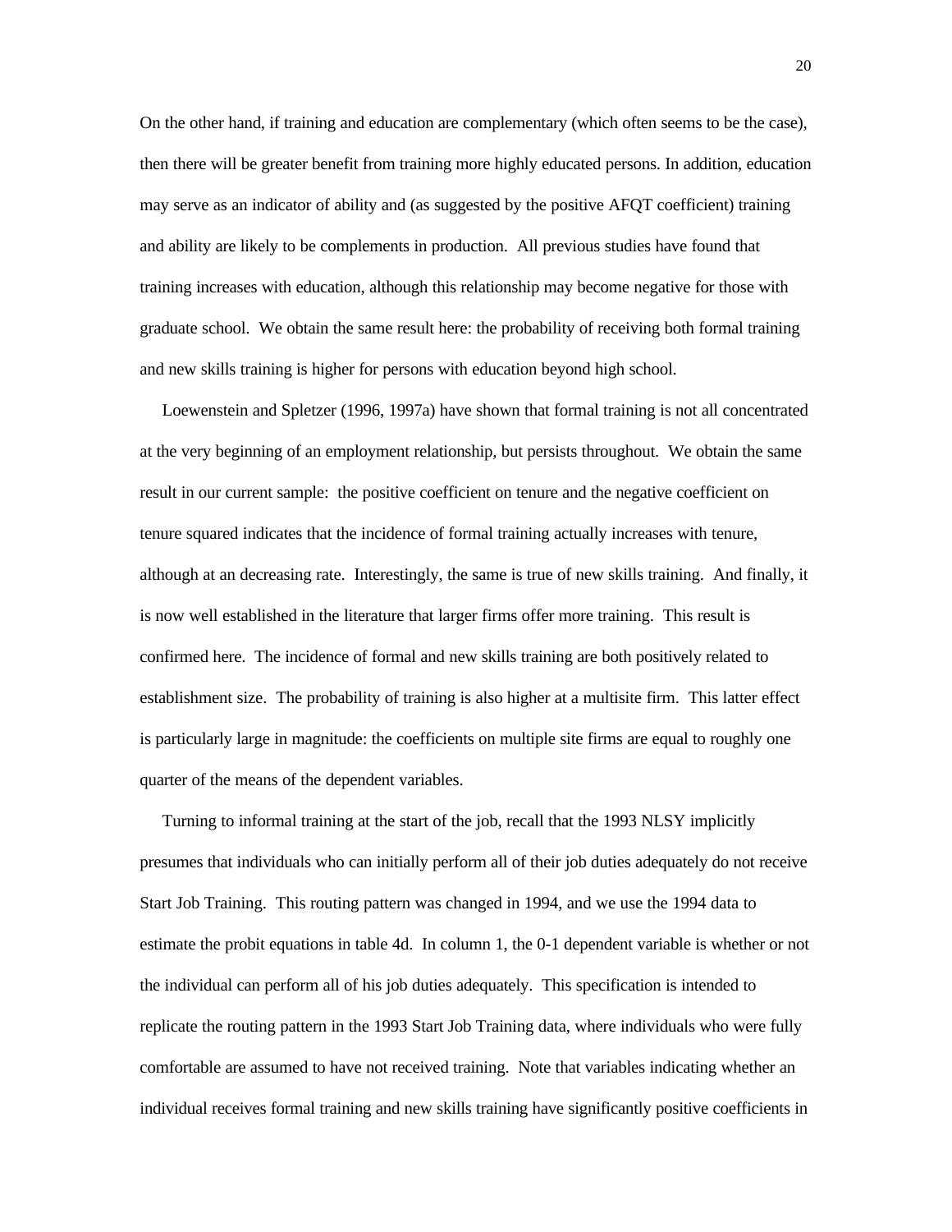On the other hand, if training and education are complementary (which often seems to be the case), then there will be greater benefit from training more highly educated persons. In addition, education may serve as an indicator of ability and (as suggested by the positive AFQT coefficient) training and ability are likely to be complements in production. All previous studies have found that training increases with education, although this relationship may become negative for those with graduate school. We obtain the same result here: the probability of receiving both formal training and new skills training is higher for persons with education beyond high school.

Loewenstein and Spletzer (1996, 1997a) have shown that formal training is not all concentrated at the very beginning of an employment relationship, but persists throughout. We obtain the same result in our current sample: the positive coefficient on tenure and the negative coefficient on tenure squared indicates that the incidence of formal training actually increases with tenure, although at an decreasing rate. Interestingly, the same is true of new skills training. And finally, it is now well established in the literature that larger firms offer more training. This result is confirmed here. The incidence of formal and new skills training are both positively related to establishment size. The probability of training is also higher at a multisite firm. This latter effect is particularly large in magnitude: the coefficients on multiple site firms are equal to roughly one quarter of the means of the dependent variables.

Turning to informal training at the start of the job, recall that the 1993 NLSY implicitly presumes that individuals who can initially perform all of their job duties adequately do not receive Start Job Training. This routing pattern was changed in 1994, and we use the 1994 data to estimate the probit equations in table 4d. In column 1, the 0-1 dependent variable is whether or not the individual can perform all of his job duties adequately. This specification is intended to replicate the routing pattern in the 1993 Start Job Training data, where individuals who were fully comfortable are assumed to have not received training. Note that variables indicating whether an individual receives formal training and new skills training have significantly positive coefficients in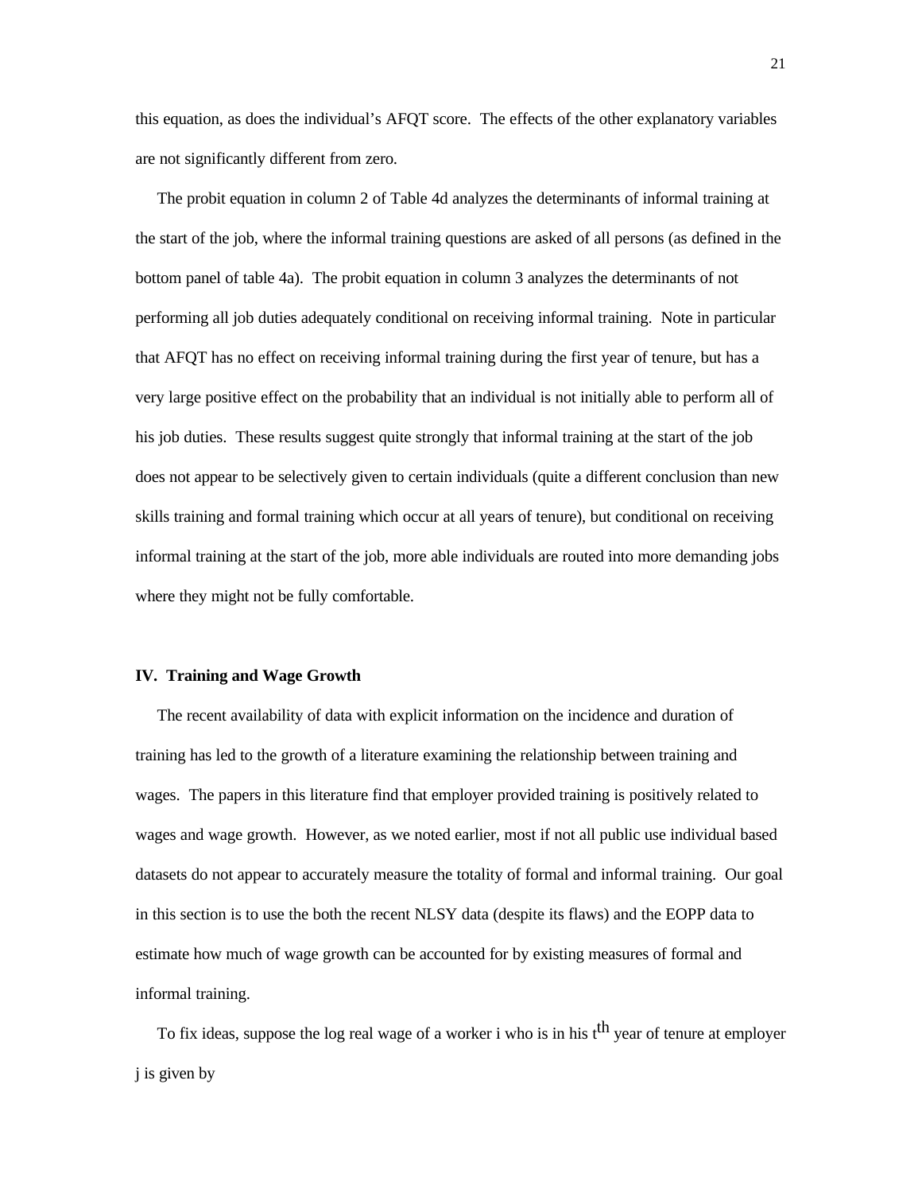this equation, as does the individual's AFQT score. The effects of the other explanatory variables are not significantly different from zero.

The probit equation in column 2 of Table 4d analyzes the determinants of informal training at the start of the job, where the informal training questions are asked of all persons (as defined in the bottom panel of table 4a). The probit equation in column 3 analyzes the determinants of not performing all job duties adequately conditional on receiving informal training. Note in particular that AFQT has no effect on receiving informal training during the first year of tenure, but has a very large positive effect on the probability that an individual is not initially able to perform all of his job duties. These results suggest quite strongly that informal training at the start of the job does not appear to be selectively given to certain individuals (quite a different conclusion than new skills training and formal training which occur at all years of tenure), but conditional on receiving informal training at the start of the job, more able individuals are routed into more demanding jobs where they might not be fully comfortable.

## IV. Training and Wage Growth

The recent availability of data with explicit information on the incidence and duration of training has led to the growth of a literature examining the relationship between training and wages. The papers in this literature find that employer provided training is positively related to wages and wage growth. However, as we noted earlier, most if not all public use individual based datasets do not appear to accurately measure the totality of formal and informal training. Our goal in this section is to use the both the recent NLSY data (despite its flaws) and the EOPP data to estimate how much of wage growth can be accounted for by existing measures of formal and informal training.

To fix ideas, suppose the log real wage of a worker i who is in his $t^{th}$ year of tenure at employer j is given by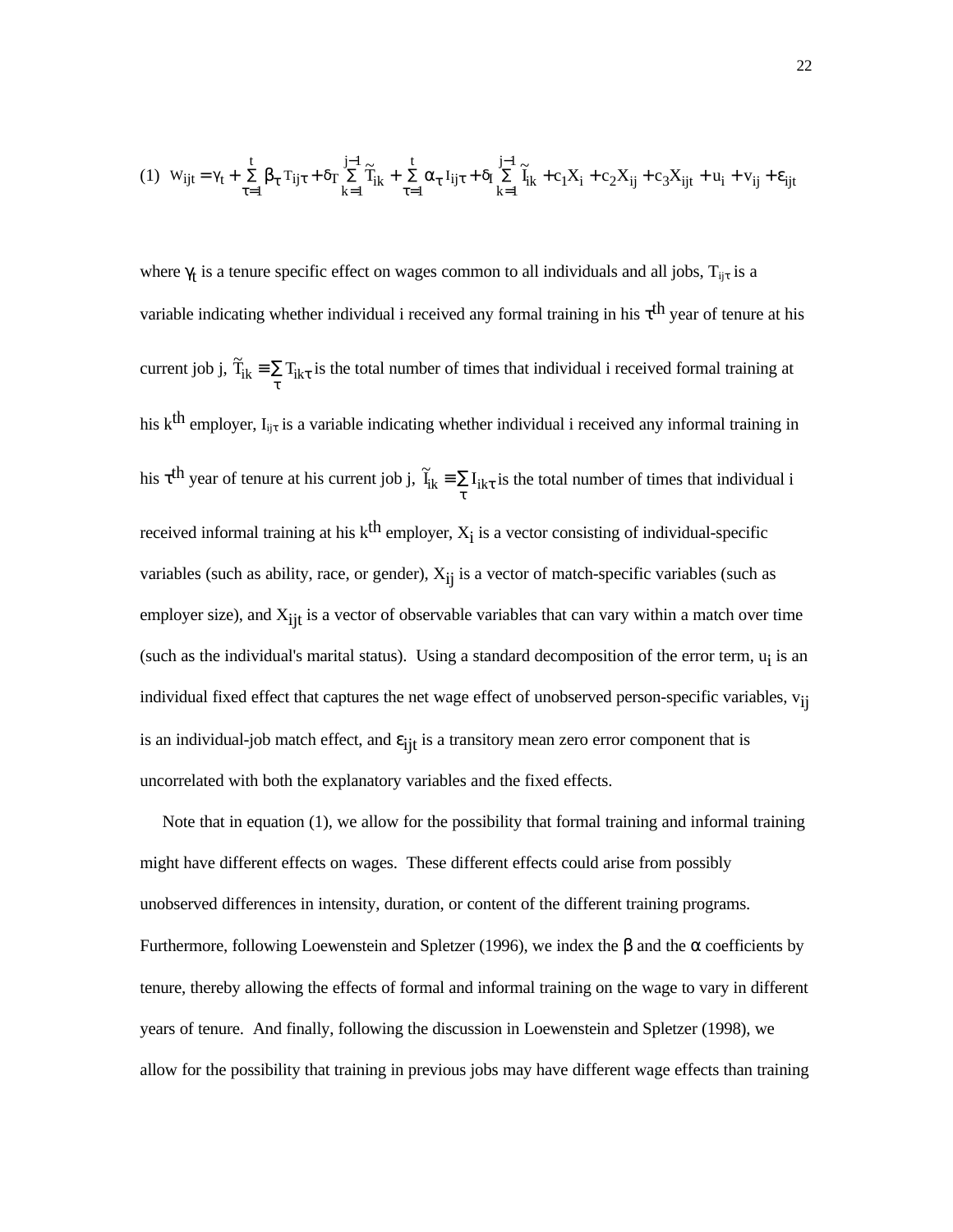$$(1)\quad W_{ijt} = \gamma_t + \sum_{\tau=1}^{t} \beta_\tau T_{ij\tau} + \delta_T \sum_{k=1}^{j-1} \tilde{T}_{ik} + \sum_{\tau=1}^{t} \alpha_\tau I_{ij\tau} + \delta_I \sum_{k=1}^{j-1} \tilde{I}_{ik} + c_1 X_i + c_2 X_{ij} + c_3 X_{ijt} + u_i + v_{ij} + \varepsilon_{ijt}$$

where $\gamma_t$ is a tenure specific effect on wages common to all individuals and all jobs, $T_{ij\tau}$ is a variable indicating whether individual i received any formal training in his $\tau^{th}$ year of tenure at his current job j, $\tilde{T}_{ik} \equiv \sum_\tau T_{ik\tau}$ is the total number of times that individual i received formal training at his $k^{th}$ employer, $I_{ij\tau}$ is a variable indicating whether individual i received any informal training in his $\tau^{th}$ year of tenure at his current job j, $\tilde{I}_{ik} \equiv \sum_\tau I_{ik\tau}$ is the total number of times that individual i received informal training at his $k^{th}$ employer, $X_i$ is a vector consisting of individual-specific variables (such as ability, race, or gender), $X_{ij}$ is a vector of match-specific variables (such as employer size), and $X_{ijt}$ is a vector of observable variables that can vary within a match over time (such as the individual's marital status). Using a standard decomposition of the error term, $u_i$ is an individual fixed effect that captures the net wage effect of unobserved person-specific variables, $v_{ij}$ is an individual-job match effect, and $\varepsilon_{ijt}$ is a transitory mean zero error component that is uncorrelated with both the explanatory variables and the fixed effects.

Note that in equation (1), we allow for the possibility that formal training and informal training might have different effects on wages. These different effects could arise from possibly unobserved differences in intensity, duration, or content of the different training programs. Furthermore, following Loewenstein and Spletzer (1996), we index the $\beta$ and the $\alpha$ coefficients by tenure, thereby allowing the effects of formal and informal training on the wage to vary in different years of tenure. And finally, following the discussion in Loewenstein and Spletzer (1998), we allow for the possibility that training in previous jobs may have different wage effects than training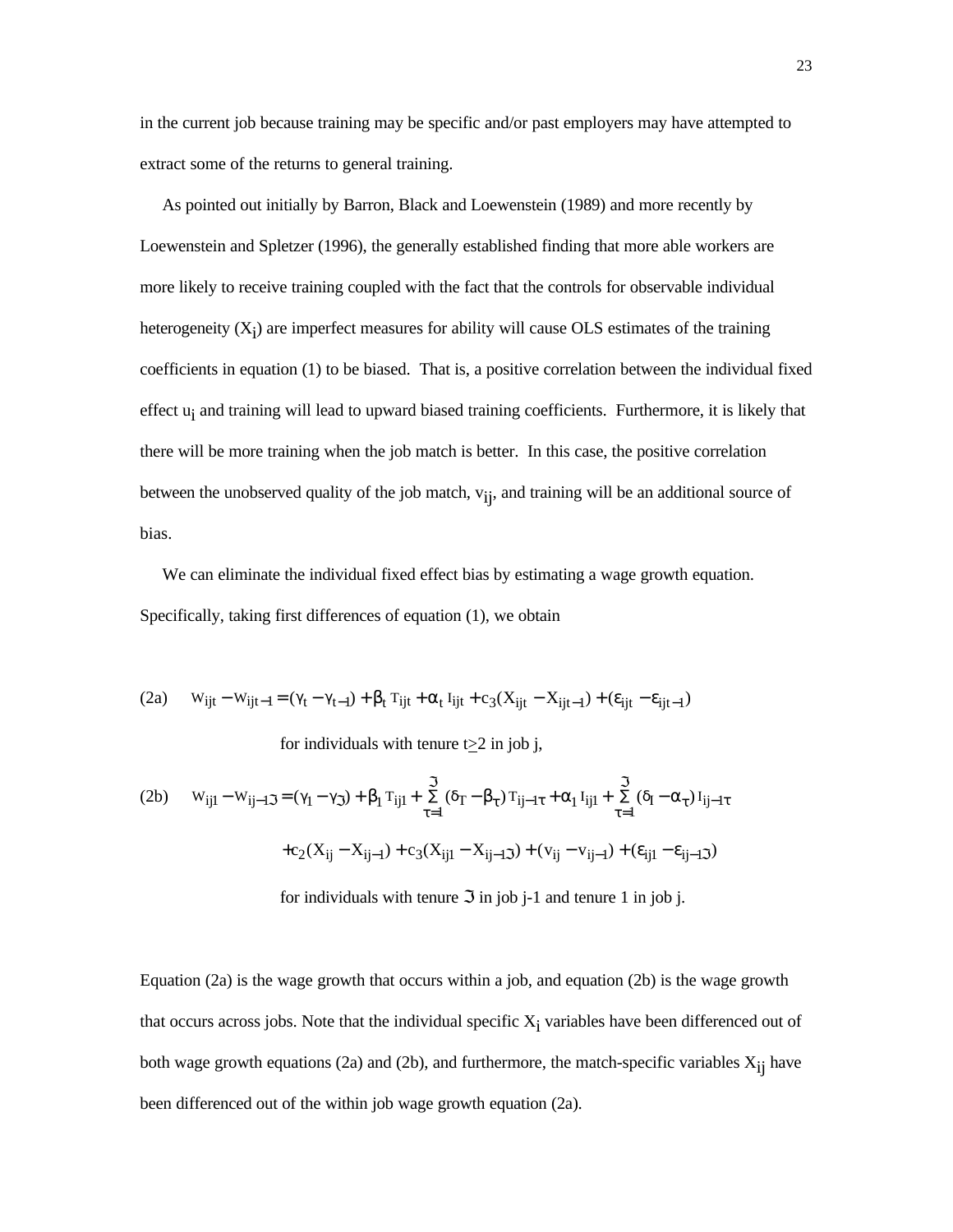in the current job because training may be specific and/or past employers may have attempted to extract some of the returns to general training.

As pointed out initially by Barron, Black and Loewenstein (1989) and more recently by Loewenstein and Spletzer (1996), the generally established finding that more able workers are more likely to receive training coupled with the fact that the controls for observable individual heterogeneity ($X_i$) are imperfect measures for ability will cause OLS estimates of the training coefficients in equation (1) to be biased. That is, a positive correlation between the individual fixed effect $u_i$ and training will lead to upward biased training coefficients. Furthermore, it is likely that there will be more training when the job match is better. In this case, the positive correlation between the unobserved quality of the job match, $v_{ij}$, and training will be an additional source of bias.

We can eliminate the individual fixed effect bias by estimating a wage growth equation. Specifically, taking first differences of equation (1), we obtain

(2a) $$w_{ijt} - w_{ijt-1} = (\gamma_t - \gamma_{t-1}) + \beta_t T_{ijt} + \alpha_t I_{ijt} + c_3(X_{ijt} - X_{ijt-1}) + (\varepsilon_{ijt} - \varepsilon_{ijt-1})$$

for individuals with tenure $t \geq 2$ in job j,

(2b) $$w_{ij1} - w_{ij-1\Im} = (\gamma_1 - \gamma_\Im) + \beta_1 T_{ij1} + \sum_{\tau=1}^{\Im} (\delta_T - \beta_\tau) T_{ij-1\tau} + \alpha_1 I_{ij1} + \sum_{\tau=1}^{\Im} (\delta_I - \alpha_\tau) I_{ij-1\tau}$$

$$+ c_2(X_{ij} - X_{ij-1}) + c_3(X_{ij1} - X_{ij-1\Im}) + (v_{ij} - v_{ij-1}) + (\varepsilon_{ij1} - \varepsilon_{ij-1\Im})$$

for individuals with tenure $\Im$ in job j-1 and tenure 1 in job j.

Equation (2a) is the wage growth that occurs within a job, and equation (2b) is the wage growth that occurs across jobs. Note that the individual specific $X_i$ variables have been differenced out of both wage growth equations (2a) and (2b), and furthermore, the match-specific variables $X_{ij}$ have been differenced out of the within job wage growth equation (2a).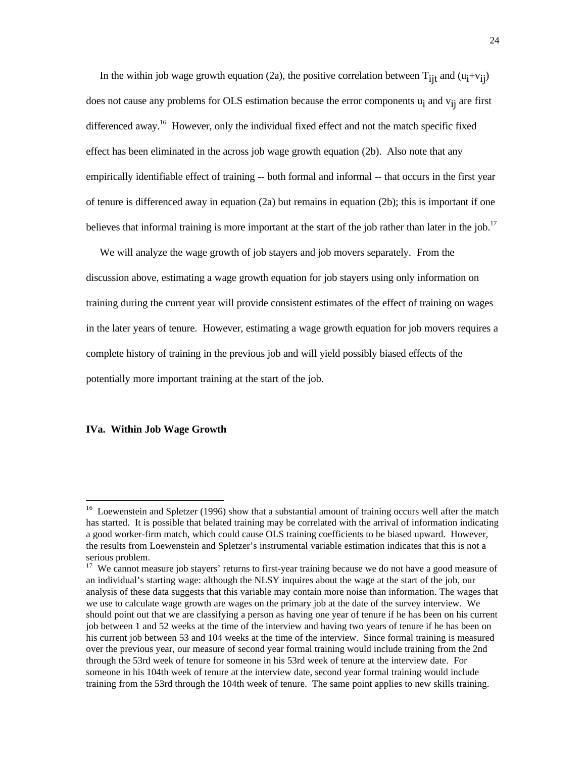In the within job wage growth equation (2a), the positive correlation between $T_{ijt}$ and $(u_i+v_{ij})$ does not cause any problems for OLS estimation because the error components $u_i$ and $v_{ij}$ are first differenced away.[16] However, only the individual fixed effect and not the match specific fixed effect has been eliminated in the across job wage growth equation (2b). Also note that any empirically identifiable effect of training -- both formal and informal -- that occurs in the first year of tenure is differenced away in equation (2a) but remains in equation (2b); this is important if one believes that informal training is more important at the start of the job rather than later in the job.[17]

We will analyze the wage growth of job stayers and job movers separately. From the discussion above, estimating a wage growth equation for job stayers using only information on training during the current year will provide consistent estimates of the effect of training on wages in the later years of tenure. However, estimating a wage growth equation for job movers requires a complete history of training in the previous job and will yield possibly biased effects of the potentially more important training at the start of the job.

### IVa. Within Job Wage Growth

[16] Loewenstein and Spletzer (1996) show that a substantial amount of training occurs well after the match has started. It is possible that belated training may be correlated with the arrival of information indicating a good worker-firm match, which could cause OLS training coefficients to be biased upward. However, the results from Loewenstein and Spletzer's instrumental variable estimation indicates that this is not a serious problem.

[17] We cannot measure job stayers' returns to first-year training because we do not have a good measure of an individual's starting wage: although the NLSY inquires about the wage at the start of the job, our analysis of these data suggests that this variable may contain more noise than information. The wages that we use to calculate wage growth are wages on the primary job at the date of the survey interview. We should point out that we are classifying a person as having one year of tenure if he has been on his current job between 1 and 52 weeks at the time of the interview and having two years of tenure if he has been on his current job between 53 and 104 weeks at the time of the interview. Since formal training is measured over the previous year, our measure of second year formal training would include training from the 2nd through the 53rd week of tenure for someone in his 53rd week of tenure at the interview date. For someone in his 104th week of tenure at the interview date, second year formal training would include training from the 53rd through the 104th week of tenure. The same point applies to new skills training.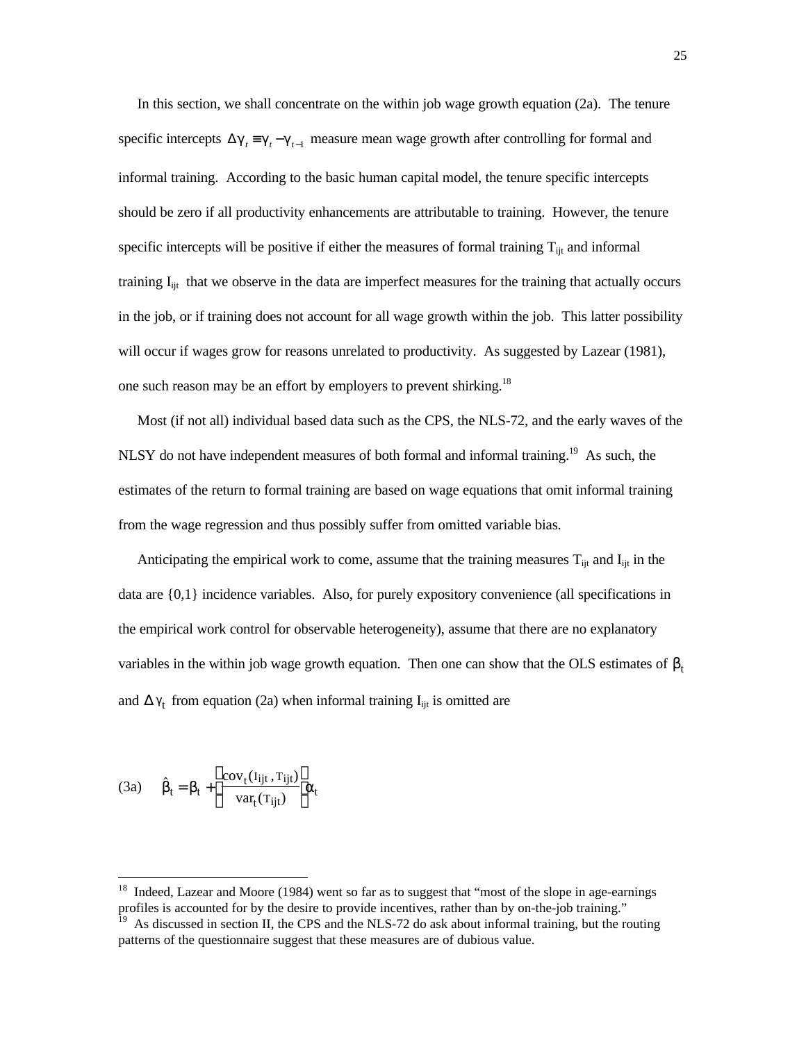In this section, we shall concentrate on the within job wage growth equation (2a). The tenure specific intercepts $\Delta\gamma_t \equiv \gamma_t - \gamma_{t-1}$ measure mean wage growth after controlling for formal and informal training. According to the basic human capital model, the tenure specific intercepts should be zero if all productivity enhancements are attributable to training. However, the tenure specific intercepts will be positive if either the measures of formal training $T_{ijt}$ and informal training $I_{ijt}$ that we observe in the data are imperfect measures for the training that actually occurs in the job, or if training does not account for all wage growth within the job. This latter possibility will occur if wages grow for reasons unrelated to productivity. As suggested by Lazear (1981), one such reason may be an effort by employers to prevent shirking.[18]

Most (if not all) individual based data such as the CPS, the NLS-72, and the early waves of the NLSY do not have independent measures of both formal and informal training.[19] As such, the estimates of the return to formal training are based on wage equations that omit informal training from the wage regression and thus possibly suffer from omitted variable bias.

Anticipating the empirical work to come, assume that the training measures $T_{ijt}$ and $I_{ijt}$ in the data are {0,1} incidence variables. Also, for purely expository convenience (all specifications in the empirical work control for observable heterogeneity), assume that there are no explanatory variables in the within job wage growth equation. Then one can show that the OLS estimates of $\beta_t$ and $\Delta\gamma_t$ from equation (2a) when informal training $I_{ijt}$ is omitted are

$$\text{(3a)} \qquad \hat{\beta}_t = \beta_t + \left(\frac{\text{cov}_t(I_{ijt}, T_{ijt})}{\text{var}_t(T_{ijt})}\right)\alpha_t$$

[18] Indeed, Lazear and Moore (1984) went so far as to suggest that "most of the slope in age-earnings profiles is accounted for by the desire to provide incentives, rather than by on-the-job training."

[19] As discussed in section II, the CPS and the NLS-72 do ask about informal training, but the routing patterns of the questionnaire suggest that these measures are of dubious value.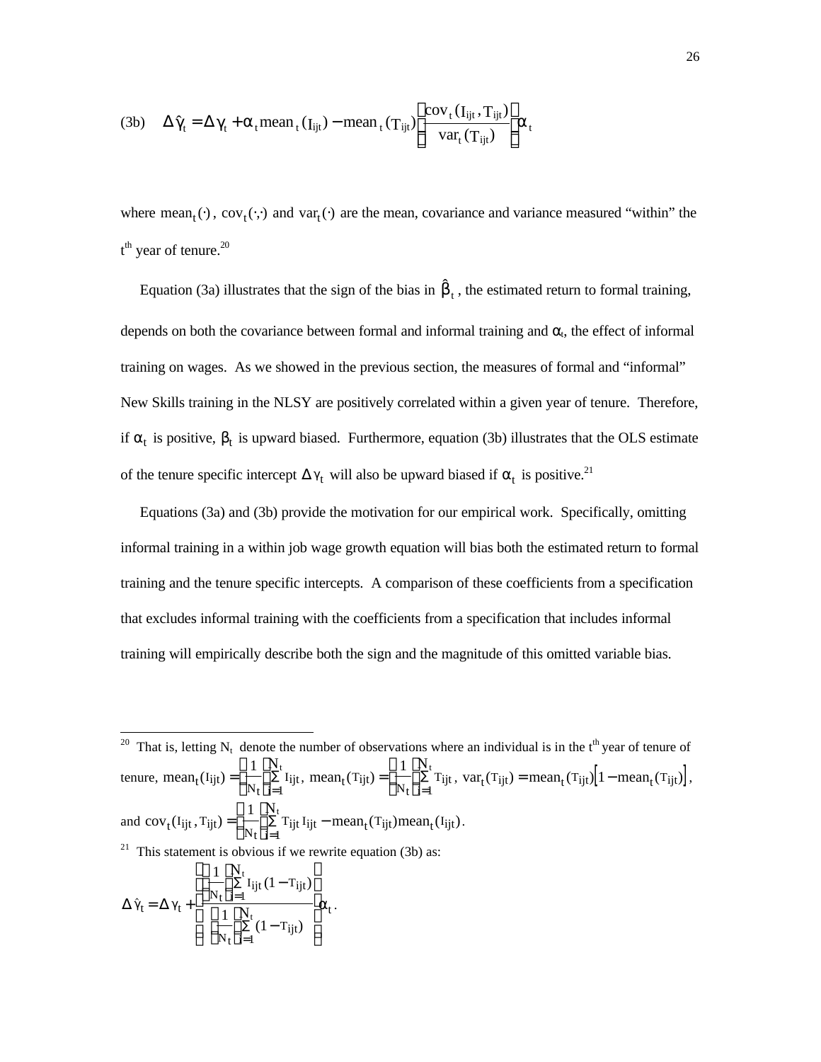(3b) $$\Delta \hat{\gamma}_t = \Delta \gamma_t + \alpha_t \text{mean}_t(I_{ijt}) - \text{mean}_t(T_{ijt}) \left[ \frac{\text{cov}_t(I_{ijt}, T_{ijt})}{\text{var}_t(T_{ijt})} \right] \alpha_t$$

where $\text{mean}_t(\cdot)$, $\text{cov}_t(\cdot,\cdot)$ and $\text{var}_t(\cdot)$ are the mean, covariance and variance measured "within" the $t^{th}$ year of tenure.[20]

Equation (3a) illustrates that the sign of the bias in $\hat{\beta}_t$, the estimated return to formal training, depends on both the covariance between formal and informal training and $\alpha_t$, the effect of informal training on wages. As we showed in the previous section, the measures of formal and "informal" New Skills training in the NLSY are positively correlated within a given year of tenure. Therefore, if $\alpha_t$ is positive, $\beta_t$ is upward biased. Furthermore, equation (3b) illustrates that the OLS estimate of the tenure specific intercept $\Delta \gamma_t$ will also be upward biased if $\alpha_t$ is positive.[21]

Equations (3a) and (3b) provide the motivation for our empirical work. Specifically, omitting informal training in a within job wage growth equation will bias both the estimated return to formal training and the tenure specific intercepts. A comparison of these coefficients from a specification that excludes informal training with the coefficients from a specification that includes informal training will empirically describe both the sign and the magnitude of this omitted variable bias.

---

[20] That is, letting $N_t$ denote the number of observations where an individual is in the $t^{th}$ year of tenure of tenure, $\text{mean}_t(I_{ijt}) = \left(\frac{1}{N_t}\right)\left(\sum_{i=1}^{N_t} I_{ijt}\right)$, $\text{mean}_t(T_{ijt}) = \left(\frac{1}{N_t}\right)\left(\sum_{i=1}^{N_t} T_{ijt}\right)$, $\text{var}_t(T_{ijt}) = \text{mean}_t(T_{ijt})\left[1 - \text{mean}_t(T_{ijt})\right]$, and $\text{cov}_t(I_{ijt}, T_{ijt}) = \left(\frac{1}{N_t}\right)\left(\sum_{i=1}^{N_t} T_{ijt} I_{ijt}\right) - \text{mean}_t(T_{ijt})\text{mean}_t(I_{ijt})$.

[21] This statement is obvious if we rewrite equation (3b) as:

$$\Delta \hat{\gamma}_t = \Delta \gamma_t + \left[ \frac{\left(\frac{1}{N_t}\right)\left(\sum_{i=1}^{N_t} I_{ijt}(1 - T_{ijt})\right)}{\left(\frac{1}{N_t}\right)\left(\sum_{i=1}^{N_t} (1 - T_{ijt})\right)} \right] \alpha_t .$$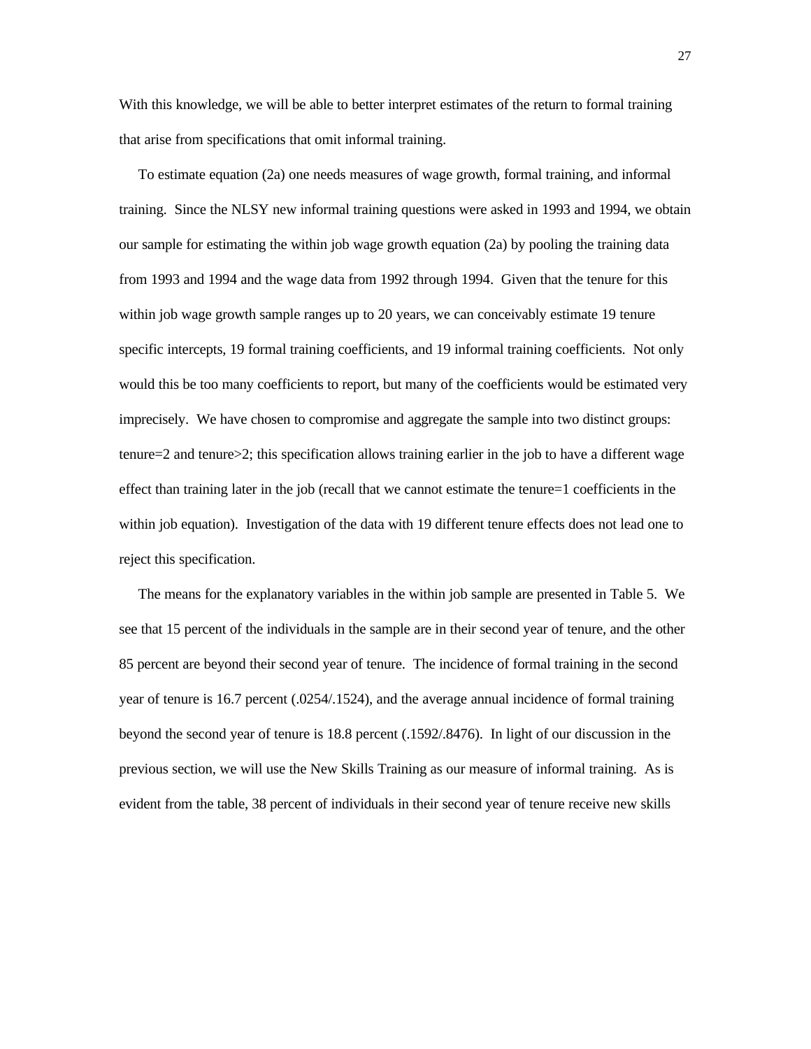With this knowledge, we will be able to better interpret estimates of the return to formal training that arise from specifications that omit informal training.

To estimate equation (2a) one needs measures of wage growth, formal training, and informal training. Since the NLSY new informal training questions were asked in 1993 and 1994, we obtain our sample for estimating the within job wage growth equation (2a) by pooling the training data from 1993 and 1994 and the wage data from 1992 through 1994. Given that the tenure for this within job wage growth sample ranges up to 20 years, we can conceivably estimate 19 tenure specific intercepts, 19 formal training coefficients, and 19 informal training coefficients. Not only would this be too many coefficients to report, but many of the coefficients would be estimated very imprecisely. We have chosen to compromise and aggregate the sample into two distinct groups: tenure=2 and tenure>2; this specification allows training earlier in the job to have a different wage effect than training later in the job (recall that we cannot estimate the tenure=1 coefficients in the within job equation). Investigation of the data with 19 different tenure effects does not lead one to reject this specification.

The means for the explanatory variables in the within job sample are presented in Table 5. We see that 15 percent of the individuals in the sample are in their second year of tenure, and the other 85 percent are beyond their second year of tenure. The incidence of formal training in the second year of tenure is 16.7 percent (.0254/.1524), and the average annual incidence of formal training beyond the second year of tenure is 18.8 percent (.1592/.8476). In light of our discussion in the previous section, we will use the New Skills Training as our measure of informal training. As is evident from the table, 38 percent of individuals in their second year of tenure receive new skills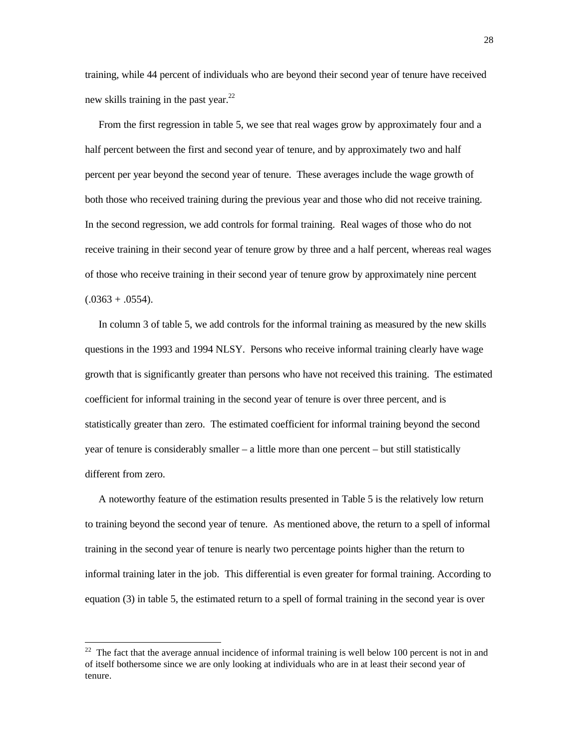training, while 44 percent of individuals who are beyond their second year of tenure have received new skills training in the past year.[22]

From the first regression in table 5, we see that real wages grow by approximately four and a half percent between the first and second year of tenure, and by approximately two and half percent per year beyond the second year of tenure. These averages include the wage growth of both those who received training during the previous year and those who did not receive training. In the second regression, we add controls for formal training. Real wages of those who do not receive training in their second year of tenure grow by three and a half percent, whereas real wages of those who receive training in their second year of tenure grow by approximately nine percent (.0363 + .0554).

In column 3 of table 5, we add controls for the informal training as measured by the new skills questions in the 1993 and 1994 NLSY. Persons who receive informal training clearly have wage growth that is significantly greater than persons who have not received this training. The estimated coefficient for informal training in the second year of tenure is over three percent, and is statistically greater than zero. The estimated coefficient for informal training beyond the second year of tenure is considerably smaller – a little more than one percent – but still statistically different from zero.

A noteworthy feature of the estimation results presented in Table 5 is the relatively low return to training beyond the second year of tenure. As mentioned above, the return to a spell of informal training in the second year of tenure is nearly two percentage points higher than the return to informal training later in the job. This differential is even greater for formal training. According to equation (3) in table 5, the estimated return to a spell of formal training in the second year is over

[22] The fact that the average annual incidence of informal training is well below 100 percent is not in and of itself bothersome since we are only looking at individuals who are in at least their second year of tenure.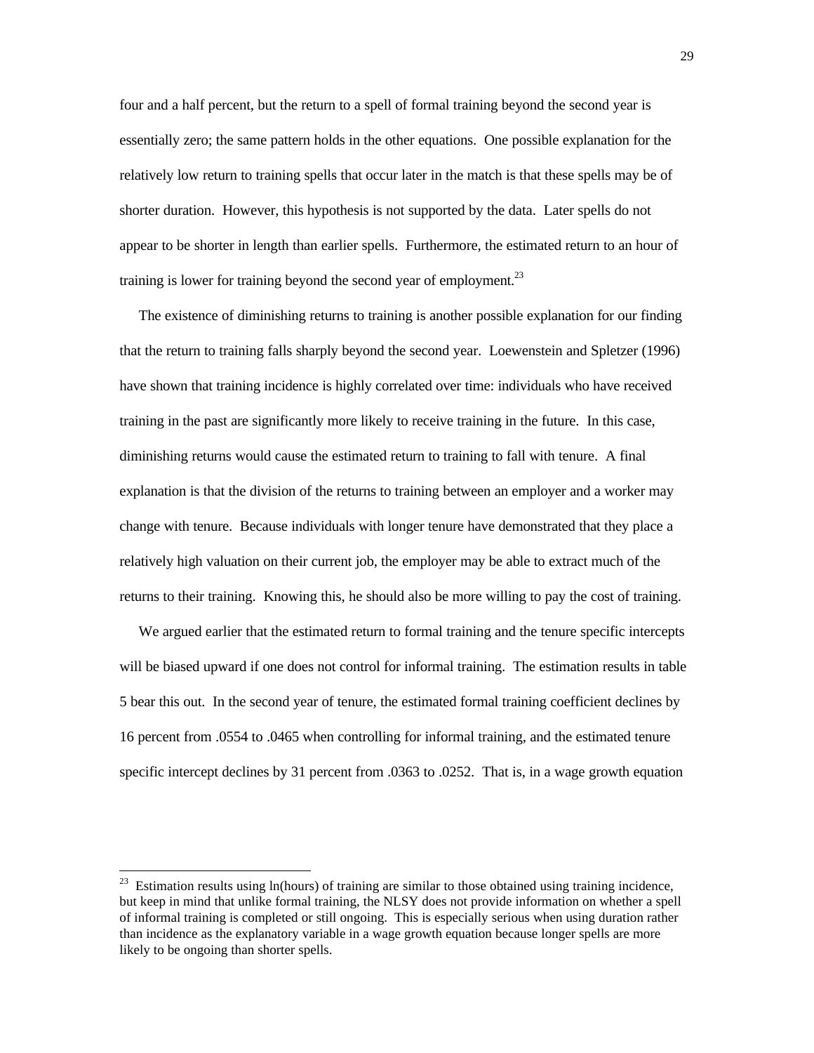four and a half percent, but the return to a spell of formal training beyond the second year is essentially zero; the same pattern holds in the other equations. One possible explanation for the relatively low return to training spells that occur later in the match is that these spells may be of shorter duration. However, this hypothesis is not supported by the data. Later spells do not appear to be shorter in length than earlier spells. Furthermore, the estimated return to an hour of training is lower for training beyond the second year of employment.[23]

The existence of diminishing returns to training is another possible explanation for our finding that the return to training falls sharply beyond the second year. Loewenstein and Spletzer (1996) have shown that training incidence is highly correlated over time: individuals who have received training in the past are significantly more likely to receive training in the future. In this case, diminishing returns would cause the estimated return to training to fall with tenure. A final explanation is that the division of the returns to training between an employer and a worker may change with tenure. Because individuals with longer tenure have demonstrated that they place a relatively high valuation on their current job, the employer may be able to extract much of the returns to their training. Knowing this, he should also be more willing to pay the cost of training.

We argued earlier that the estimated return to formal training and the tenure specific intercepts will be biased upward if one does not control for informal training. The estimation results in table 5 bear this out. In the second year of tenure, the estimated formal training coefficient declines by 16 percent from .0554 to .0465 when controlling for informal training, and the estimated tenure specific intercept declines by 31 percent from .0363 to .0252. That is, in a wage growth equation

---

[23] Estimation results using ln(hours) of training are similar to those obtained using training incidence, but keep in mind that unlike formal training, the NLSY does not provide information on whether a spell of informal training is completed or still ongoing. This is especially serious when using duration rather than incidence as the explanatory variable in a wage growth equation because longer spells are more likely to be ongoing than shorter spells.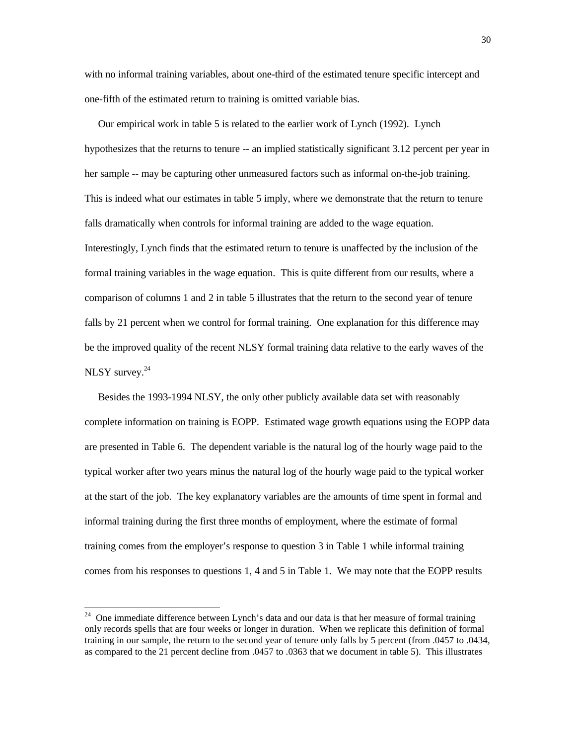with no informal training variables, about one-third of the estimated tenure specific intercept and one-fifth of the estimated return to training is omitted variable bias.

Our empirical work in table 5 is related to the earlier work of Lynch (1992). Lynch hypothesizes that the returns to tenure -- an implied statistically significant 3.12 percent per year in her sample -- may be capturing other unmeasured factors such as informal on-the-job training. This is indeed what our estimates in table 5 imply, where we demonstrate that the return to tenure falls dramatically when controls for informal training are added to the wage equation. Interestingly, Lynch finds that the estimated return to tenure is unaffected by the inclusion of the formal training variables in the wage equation. This is quite different from our results, where a comparison of columns 1 and 2 in table 5 illustrates that the return to the second year of tenure falls by 21 percent when we control for formal training. One explanation for this difference may be the improved quality of the recent NLSY formal training data relative to the early waves of the NLSY survey.[24]

Besides the 1993-1994 NLSY, the only other publicly available data set with reasonably complete information on training is EOPP. Estimated wage growth equations using the EOPP data are presented in Table 6. The dependent variable is the natural log of the hourly wage paid to the typical worker after two years minus the natural log of the hourly wage paid to the typical worker at the start of the job. The key explanatory variables are the amounts of time spent in formal and informal training during the first three months of employment, where the estimate of formal training comes from the employer's response to question 3 in Table 1 while informal training comes from his responses to questions 1, 4 and 5 in Table 1. We may note that the EOPP results

[24] One immediate difference between Lynch's data and our data is that her measure of formal training only records spells that are four weeks or longer in duration. When we replicate this definition of formal training in our sample, the return to the second year of tenure only falls by 5 percent (from .0457 to .0434, as compared to the 21 percent decline from .0457 to .0363 that we document in table 5). This illustrates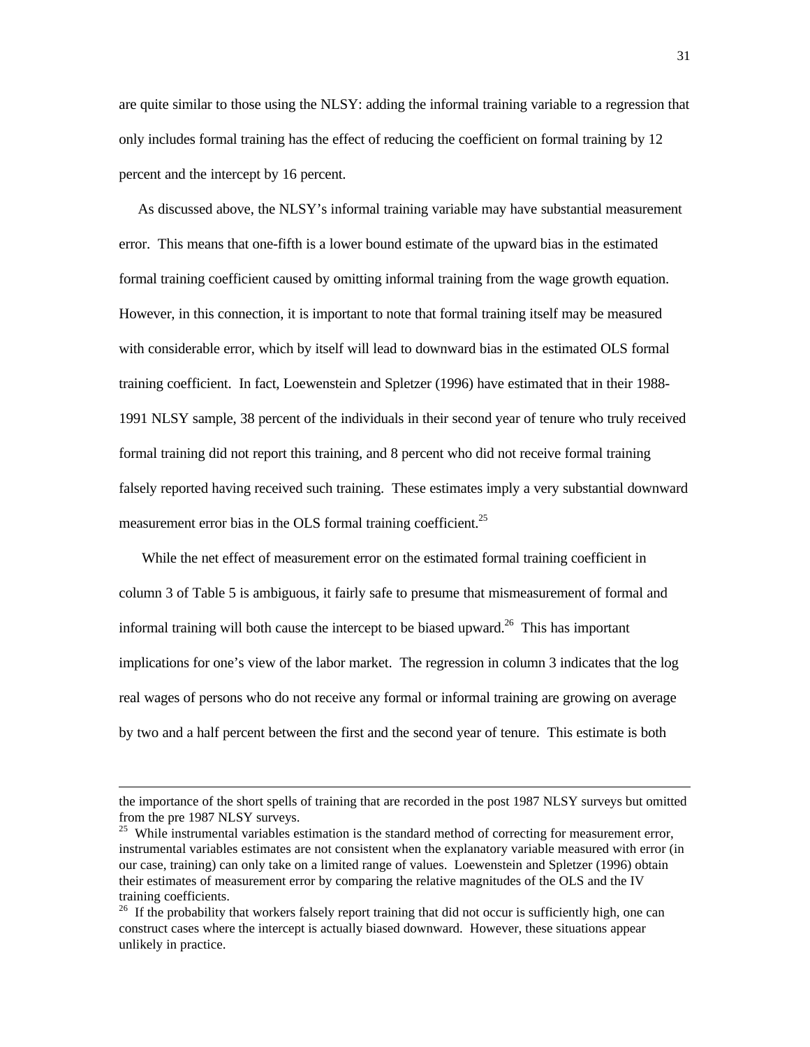are quite similar to those using the NLSY: adding the informal training variable to a regression that only includes formal training has the effect of reducing the coefficient on formal training by 12 percent and the intercept by 16 percent.

As discussed above, the NLSY's informal training variable may have substantial measurement error. This means that one-fifth is a lower bound estimate of the upward bias in the estimated formal training coefficient caused by omitting informal training from the wage growth equation. However, in this connection, it is important to note that formal training itself may be measured with considerable error, which by itself will lead to downward bias in the estimated OLS formal training coefficient. In fact, Loewenstein and Spletzer (1996) have estimated that in their 1988-1991 NLSY sample, 38 percent of the individuals in their second year of tenure who truly received formal training did not report this training, and 8 percent who did not receive formal training falsely reported having received such training. These estimates imply a very substantial downward measurement error bias in the OLS formal training coefficient.[25]

While the net effect of measurement error on the estimated formal training coefficient in column 3 of Table 5 is ambiguous, it fairly safe to presume that mismeasurement of formal and informal training will both cause the intercept to be biased upward.[26] This has important implications for one's view of the labor market. The regression in column 3 indicates that the log real wages of persons who do not receive any formal or informal training are growing on average by two and a half percent between the first and the second year of tenure. This estimate is both

---

the importance of the short spells of training that are recorded in the post 1987 NLSY surveys but omitted from the pre 1987 NLSY surveys.

[25] While instrumental variables estimation is the standard method of correcting for measurement error, instrumental variables estimates are not consistent when the explanatory variable measured with error (in our case, training) can only take on a limited range of values. Loewenstein and Spletzer (1996) obtain their estimates of measurement error by comparing the relative magnitudes of the OLS and the IV training coefficients.

[26] If the probability that workers falsely report training that did not occur is sufficiently high, one can construct cases where the intercept is actually biased downward. However, these situations appear unlikely in practice.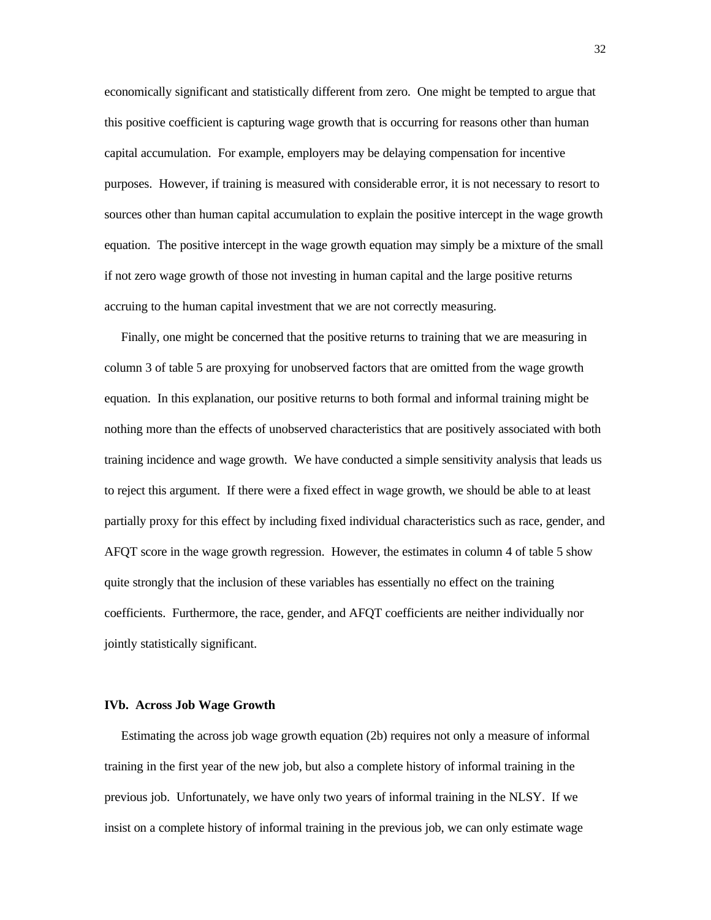economically significant and statistically different from zero. One might be tempted to argue that this positive coefficient is capturing wage growth that is occurring for reasons other than human capital accumulation. For example, employers may be delaying compensation for incentive purposes. However, if training is measured with considerable error, it is not necessary to resort to sources other than human capital accumulation to explain the positive intercept in the wage growth equation. The positive intercept in the wage growth equation may simply be a mixture of the small if not zero wage growth of those not investing in human capital and the large positive returns accruing to the human capital investment that we are not correctly measuring.

Finally, one might be concerned that the positive returns to training that we are measuring in column 3 of table 5 are proxying for unobserved factors that are omitted from the wage growth equation. In this explanation, our positive returns to both formal and informal training might be nothing more than the effects of unobserved characteristics that are positively associated with both training incidence and wage growth. We have conducted a simple sensitivity analysis that leads us to reject this argument. If there were a fixed effect in wage growth, we should be able to at least partially proxy for this effect by including fixed individual characteristics such as race, gender, and AFQT score in the wage growth regression. However, the estimates in column 4 of table 5 show quite strongly that the inclusion of these variables has essentially no effect on the training coefficients. Furthermore, the race, gender, and AFQT coefficients are neither individually nor jointly statistically significant.

### IVb. Across Job Wage Growth

Estimating the across job wage growth equation (2b) requires not only a measure of informal training in the first year of the new job, but also a complete history of informal training in the previous job. Unfortunately, we have only two years of informal training in the NLSY. If we insist on a complete history of informal training in the previous job, we can only estimate wage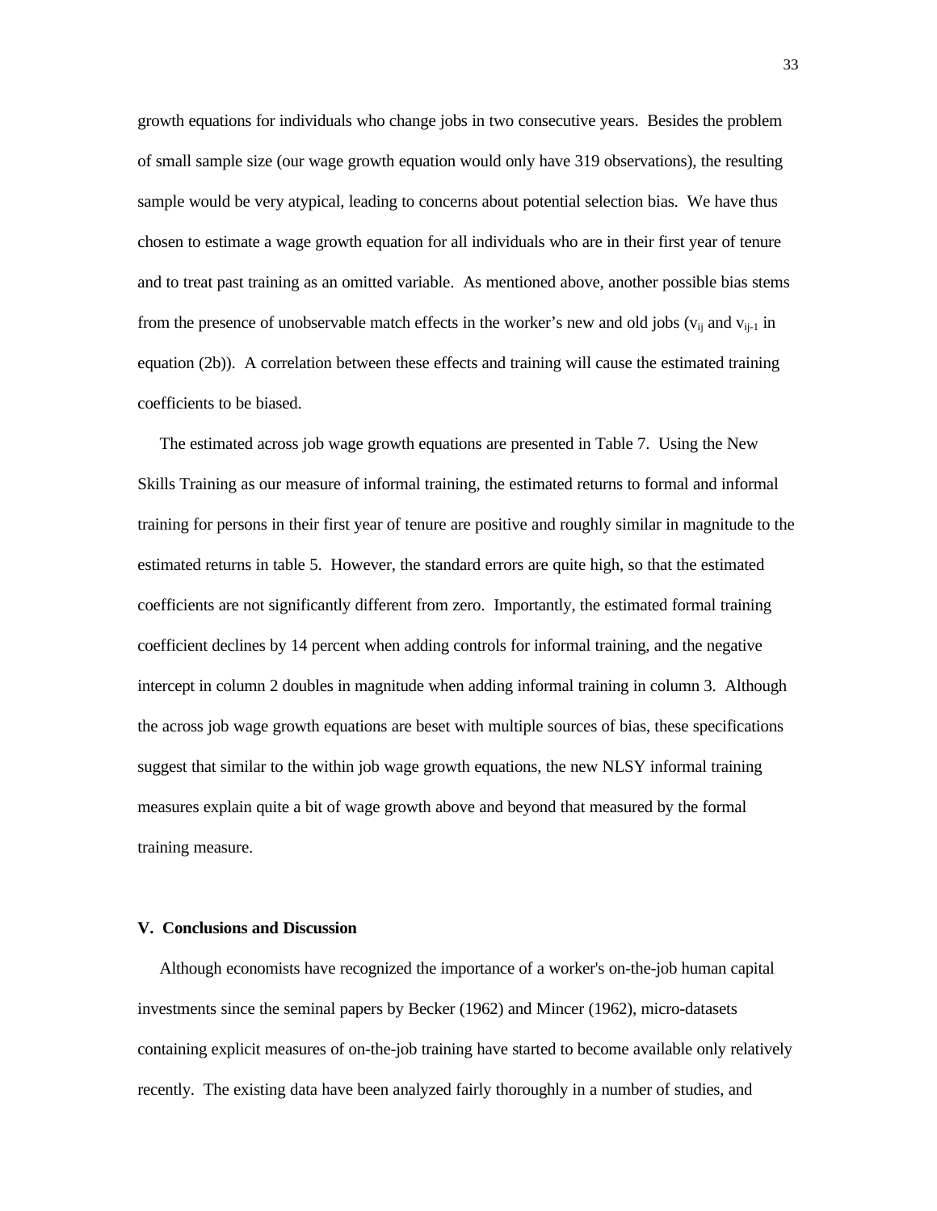growth equations for individuals who change jobs in two consecutive years. Besides the problem of small sample size (our wage growth equation would only have 319 observations), the resulting sample would be very atypical, leading to concerns about potential selection bias. We have thus chosen to estimate a wage growth equation for all individuals who are in their first year of tenure and to treat past training as an omitted variable. As mentioned above, another possible bias stems from the presence of unobservable match effects in the worker's new and old jobs ($v_{ij}$ and $v_{ij-1}$ in equation (2b)). A correlation between these effects and training will cause the estimated training coefficients to be biased.

The estimated across job wage growth equations are presented in Table 7. Using the New Skills Training as our measure of informal training, the estimated returns to formal and informal training for persons in their first year of tenure are positive and roughly similar in magnitude to the estimated returns in table 5. However, the standard errors are quite high, so that the estimated coefficients are not significantly different from zero. Importantly, the estimated formal training coefficient declines by 14 percent when adding controls for informal training, and the negative intercept in column 2 doubles in magnitude when adding informal training in column 3. Although the across job wage growth equations are beset with multiple sources of bias, these specifications suggest that similar to the within job wage growth equations, the new NLSY informal training measures explain quite a bit of wage growth above and beyond that measured by the formal training measure.

## V. Conclusions and Discussion

Although economists have recognized the importance of a worker's on-the-job human capital investments since the seminal papers by Becker (1962) and Mincer (1962), micro-datasets containing explicit measures of on-the-job training have started to become available only relatively recently. The existing data have been analyzed fairly thoroughly in a number of studies, and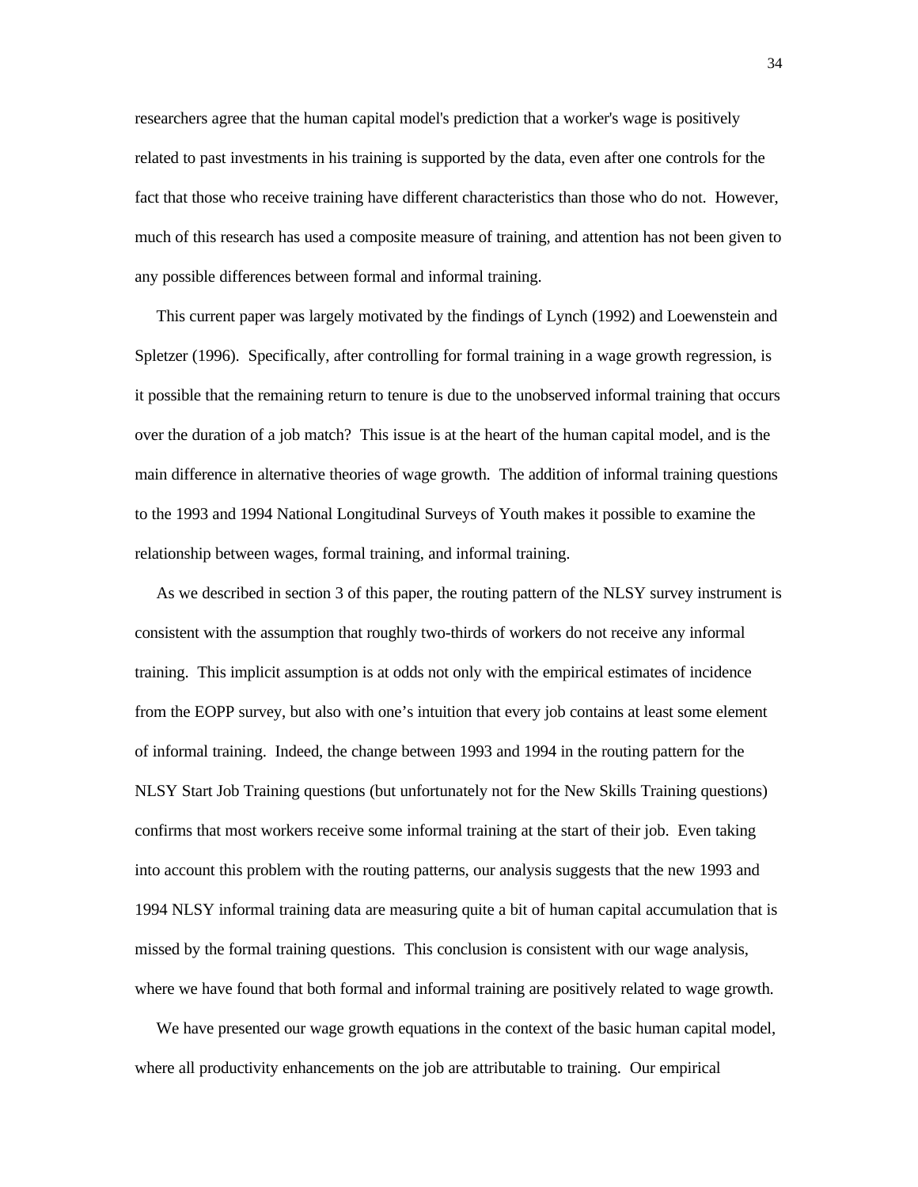researchers agree that the human capital model's prediction that a worker's wage is positively related to past investments in his training is supported by the data, even after one controls for the fact that those who receive training have different characteristics than those who do not. However, much of this research has used a composite measure of training, and attention has not been given to any possible differences between formal and informal training.

This current paper was largely motivated by the findings of Lynch (1992) and Loewenstein and Spletzer (1996). Specifically, after controlling for formal training in a wage growth regression, is it possible that the remaining return to tenure is due to the unobserved informal training that occurs over the duration of a job match? This issue is at the heart of the human capital model, and is the main difference in alternative theories of wage growth. The addition of informal training questions to the 1993 and 1994 National Longitudinal Surveys of Youth makes it possible to examine the relationship between wages, formal training, and informal training.

As we described in section 3 of this paper, the routing pattern of the NLSY survey instrument is consistent with the assumption that roughly two-thirds of workers do not receive any informal training. This implicit assumption is at odds not only with the empirical estimates of incidence from the EOPP survey, but also with one's intuition that every job contains at least some element of informal training. Indeed, the change between 1993 and 1994 in the routing pattern for the NLSY Start Job Training questions (but unfortunately not for the New Skills Training questions) confirms that most workers receive some informal training at the start of their job. Even taking into account this problem with the routing patterns, our analysis suggests that the new 1993 and 1994 NLSY informal training data are measuring quite a bit of human capital accumulation that is missed by the formal training questions. This conclusion is consistent with our wage analysis, where we have found that both formal and informal training are positively related to wage growth.

We have presented our wage growth equations in the context of the basic human capital model, where all productivity enhancements on the job are attributable to training. Our empirical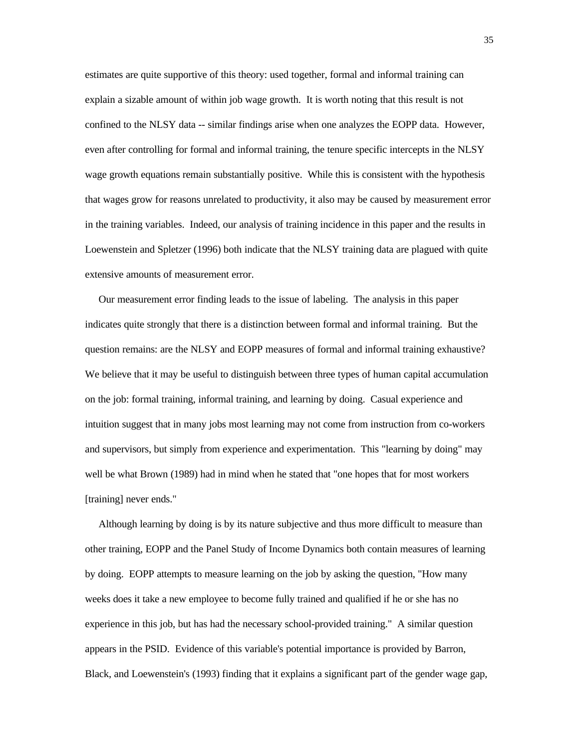estimates are quite supportive of this theory: used together, formal and informal training can explain a sizable amount of within job wage growth. It is worth noting that this result is not confined to the NLSY data -- similar findings arise when one analyzes the EOPP data. However, even after controlling for formal and informal training, the tenure specific intercepts in the NLSY wage growth equations remain substantially positive. While this is consistent with the hypothesis that wages grow for reasons unrelated to productivity, it also may be caused by measurement error in the training variables. Indeed, our analysis of training incidence in this paper and the results in Loewenstein and Spletzer (1996) both indicate that the NLSY training data are plagued with quite extensive amounts of measurement error.

Our measurement error finding leads to the issue of labeling. The analysis in this paper indicates quite strongly that there is a distinction between formal and informal training. But the question remains: are the NLSY and EOPP measures of formal and informal training exhaustive? We believe that it may be useful to distinguish between three types of human capital accumulation on the job: formal training, informal training, and learning by doing. Casual experience and intuition suggest that in many jobs most learning may not come from instruction from co-workers and supervisors, but simply from experience and experimentation. This "learning by doing" may well be what Brown (1989) had in mind when he stated that "one hopes that for most workers [training] never ends."

Although learning by doing is by its nature subjective and thus more difficult to measure than other training, EOPP and the Panel Study of Income Dynamics both contain measures of learning by doing. EOPP attempts to measure learning on the job by asking the question, "How many weeks does it take a new employee to become fully trained and qualified if he or she has no experience in this job, but has had the necessary school-provided training." A similar question appears in the PSID. Evidence of this variable's potential importance is provided by Barron, Black, and Loewenstein's (1993) finding that it explains a significant part of the gender wage gap,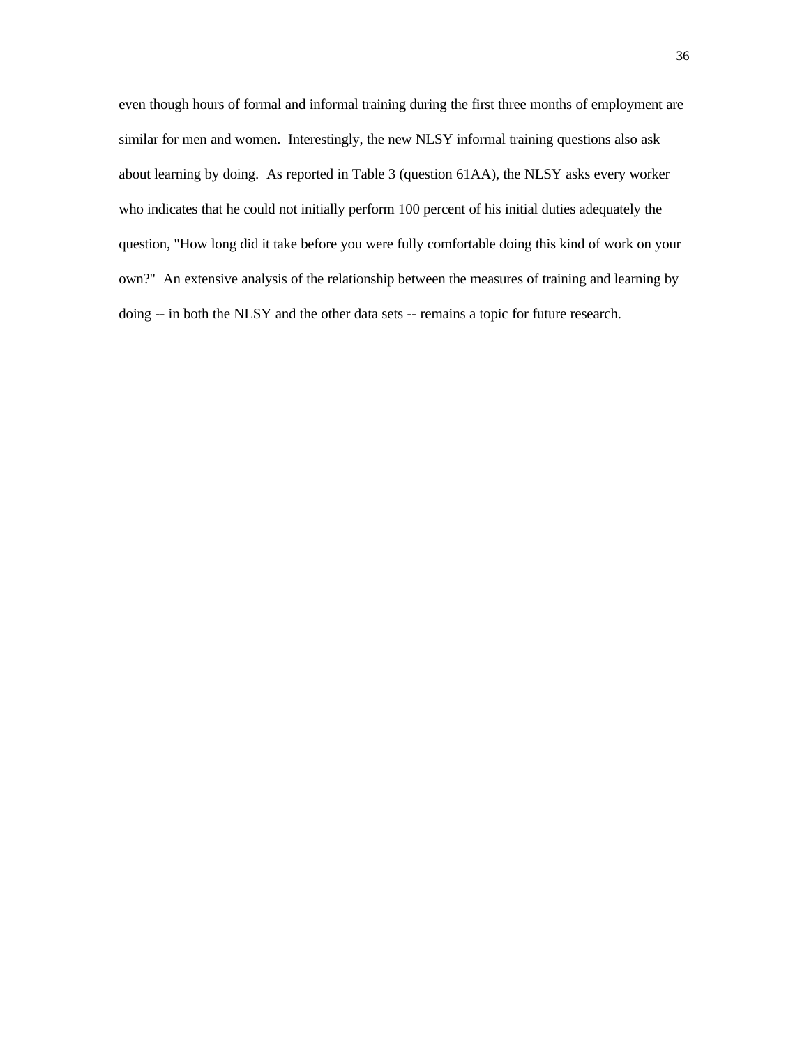even though hours of formal and informal training during the first three months of employment are similar for men and women. Interestingly, the new NLSY informal training questions also ask about learning by doing. As reported in Table 3 (question 61AA), the NLSY asks every worker who indicates that he could not initially perform 100 percent of his initial duties adequately the question, "How long did it take before you were fully comfortable doing this kind of work on your own?" An extensive analysis of the relationship between the measures of training and learning by doing -- in both the NLSY and the other data sets -- remains a topic for future research.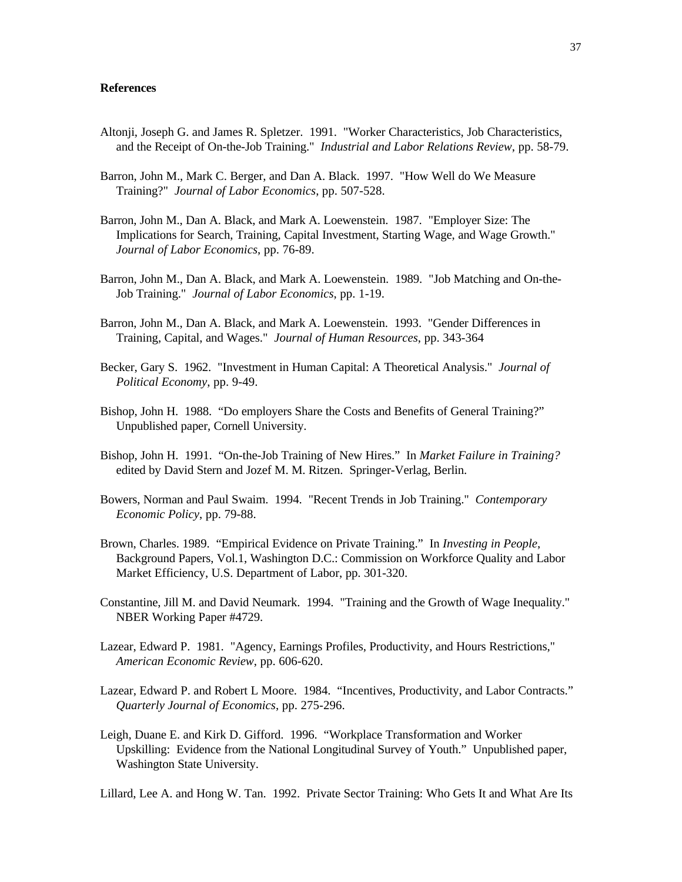**References**

Altonji, Joseph G. and James R. Spletzer. 1991. "Worker Characteristics, Job Characteristics, and the Receipt of On-the-Job Training." *Industrial and Labor Relations Review*, pp. 58-79.

Barron, John M., Mark C. Berger, and Dan A. Black. 1997. "How Well do We Measure Training?" *Journal of Labor Economics*, pp. 507-528.

Barron, John M., Dan A. Black, and Mark A. Loewenstein. 1987. "Employer Size: The Implications for Search, Training, Capital Investment, Starting Wage, and Wage Growth." *Journal of Labor Economics*, pp. 76-89.

Barron, John M., Dan A. Black, and Mark A. Loewenstein. 1989. "Job Matching and On-the-Job Training." *Journal of Labor Economics*, pp. 1-19.

Barron, John M., Dan A. Black, and Mark A. Loewenstein. 1993. "Gender Differences in Training, Capital, and Wages." *Journal of Human Resources*, pp. 343-364

Becker, Gary S. 1962. "Investment in Human Capital: A Theoretical Analysis." *Journal of Political Economy*, pp. 9-49.

Bishop, John H. 1988. "Do employers Share the Costs and Benefits of General Training?" Unpublished paper, Cornell University.

Bishop, John H. 1991. "On-the-Job Training of New Hires." In *Market Failure in Training?* edited by David Stern and Jozef M. M. Ritzen. Springer-Verlag, Berlin.

Bowers, Norman and Paul Swaim. 1994. "Recent Trends in Job Training." *Contemporary Economic Policy*, pp. 79-88.

Brown, Charles. 1989. "Empirical Evidence on Private Training." In *Investing in People*, Background Papers, Vol.1, Washington D.C.: Commission on Workforce Quality and Labor Market Efficiency, U.S. Department of Labor, pp. 301-320.

Constantine, Jill M. and David Neumark. 1994. "Training and the Growth of Wage Inequality." NBER Working Paper #4729.

Lazear, Edward P. 1981. "Agency, Earnings Profiles, Productivity, and Hours Restrictions," *American Economic Review*, pp. 606-620.

Lazear, Edward P. and Robert L Moore. 1984. "Incentives, Productivity, and Labor Contracts." *Quarterly Journal of Economics*, pp. 275-296.

Leigh, Duane E. and Kirk D. Gifford. 1996. "Workplace Transformation and Worker Upskilling: Evidence from the National Longitudinal Survey of Youth." Unpublished paper, Washington State University.

Lillard, Lee A. and Hong W. Tan. 1992. Private Sector Training: Who Gets It and What Are Its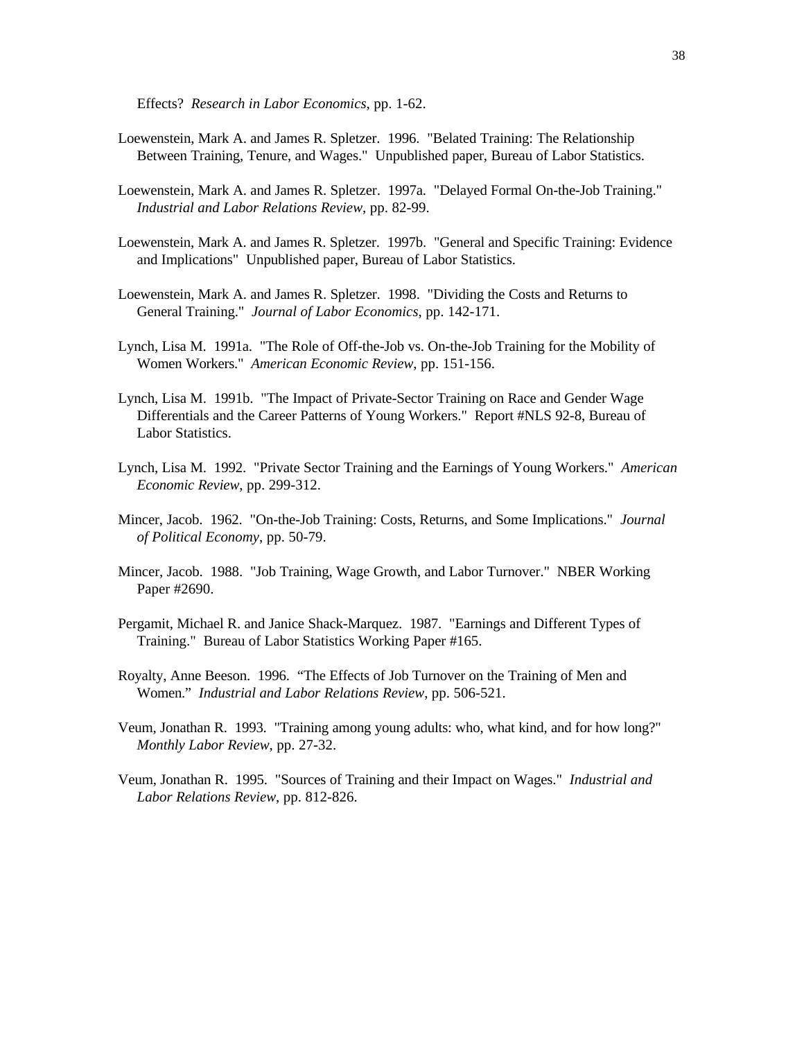Effects? *Research in Labor Economics*, pp. 1-62.

Loewenstein, Mark A. and James R. Spletzer. 1996. "Belated Training: The Relationship Between Training, Tenure, and Wages." Unpublished paper, Bureau of Labor Statistics.

Loewenstein, Mark A. and James R. Spletzer. 1997a. "Delayed Formal On-the-Job Training." *Industrial and Labor Relations Review*, pp. 82-99.

Loewenstein, Mark A. and James R. Spletzer. 1997b. "General and Specific Training: Evidence and Implications" Unpublished paper, Bureau of Labor Statistics.

Loewenstein, Mark A. and James R. Spletzer. 1998. "Dividing the Costs and Returns to General Training." *Journal of Labor Economics*, pp. 142-171.

Lynch, Lisa M. 1991a. "The Role of Off-the-Job vs. On-the-Job Training for the Mobility of Women Workers." *American Economic Review*, pp. 151-156.

Lynch, Lisa M. 1991b. "The Impact of Private-Sector Training on Race and Gender Wage Differentials and the Career Patterns of Young Workers." Report #NLS 92-8, Bureau of Labor Statistics.

Lynch, Lisa M. 1992. "Private Sector Training and the Earnings of Young Workers." *American Economic Review*, pp. 299-312.

Mincer, Jacob. 1962. "On-the-Job Training: Costs, Returns, and Some Implications." *Journal of Political Economy*, pp. 50-79.

Mincer, Jacob. 1988. "Job Training, Wage Growth, and Labor Turnover." NBER Working Paper #2690.

Pergamit, Michael R. and Janice Shack-Marquez. 1987. "Earnings and Different Types of Training." Bureau of Labor Statistics Working Paper #165.

Royalty, Anne Beeson. 1996. "The Effects of Job Turnover on the Training of Men and Women." *Industrial and Labor Relations Review*, pp. 506-521.

Veum, Jonathan R. 1993. "Training among young adults: who, what kind, and for how long?" *Monthly Labor Review*, pp. 27-32.

Veum, Jonathan R. 1995. "Sources of Training and their Impact on Wages." *Industrial and Labor Relations Review*, pp. 812-826.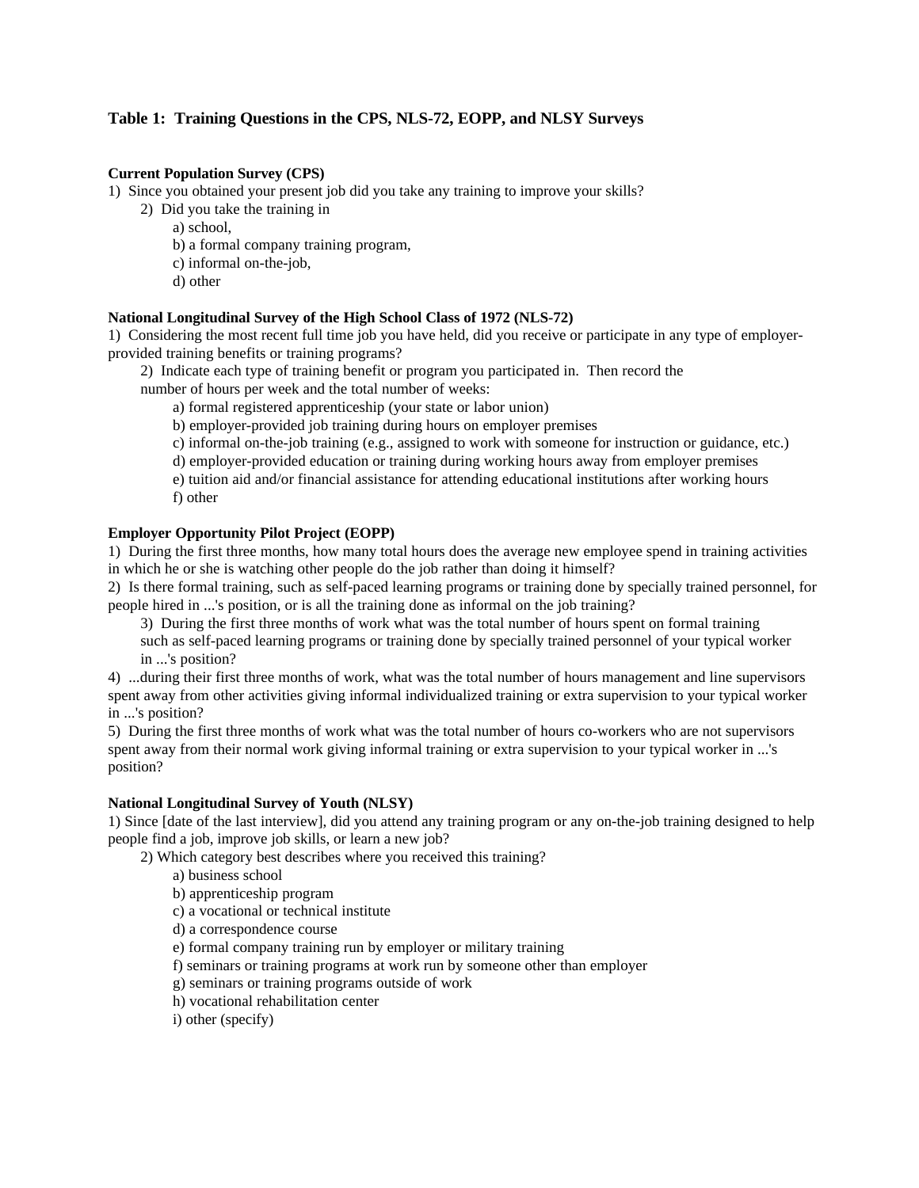## Table 1: Training Questions in the CPS, NLS-72, EOPP, and NLSY Surveys

**Current Population Survey (CPS)**

1) Since you obtained your present job did you take any training to improve your skills?

  2) Did you take the training in

    a) school,

    b) a formal company training program,

    c) informal on-the-job,

    d) other

**National Longitudinal Survey of the High School Class of 1972 (NLS-72)**

1) Considering the most recent full time job you have held, did you receive or participate in any type of employer-provided training benefits or training programs?

  2) Indicate each type of training benefit or program you participated in. Then record the number of hours per week and the total number of weeks:

    a) formal registered apprenticeship (your state or labor union)

    b) employer-provided job training during hours on employer premises

    c) informal on-the-job training (e.g., assigned to work with someone for instruction or guidance, etc.)

    d) employer-provided education or training during working hours away from employer premises

    e) tuition aid and/or financial assistance for attending educational institutions after working hours

    f) other

**Employer Opportunity Pilot Project (EOPP)**

1) During the first three months, how many total hours does the average new employee spend in training activities in which he or she is watching other people do the job rather than doing it himself?

2) Is there formal training, such as self-paced learning programs or training done by specially trained personnel, for people hired in ...'s position, or is all the training done as informal on the job training?

  3) During the first three months of work what was the total number of hours spent on formal training such as self-paced learning programs or training done by specially trained personnel of your typical worker in ...'s position?

4) ...during their first three months of work, what was the total number of hours management and line supervisors spent away from other activities giving informal individualized training or extra supervision to your typical worker in ...'s position?

5) During the first three months of work what was the total number of hours co-workers who are not supervisors spent away from their normal work giving informal training or extra supervision to your typical worker in ...'s position?

**National Longitudinal Survey of Youth (NLSY)**

1) Since [date of the last interview], did you attend any training program or any on-the-job training designed to help people find a job, improve job skills, or learn a new job?

  2) Which category best describes where you received this training?

    a) business school

    b) apprenticeship program

    c) a vocational or technical institute

    d) a correspondence course

    e) formal company training run by employer or military training

    f) seminars or training programs at work run by someone other than employer

    g) seminars or training programs outside of work

    h) vocational rehabilitation center

    i) other (specify)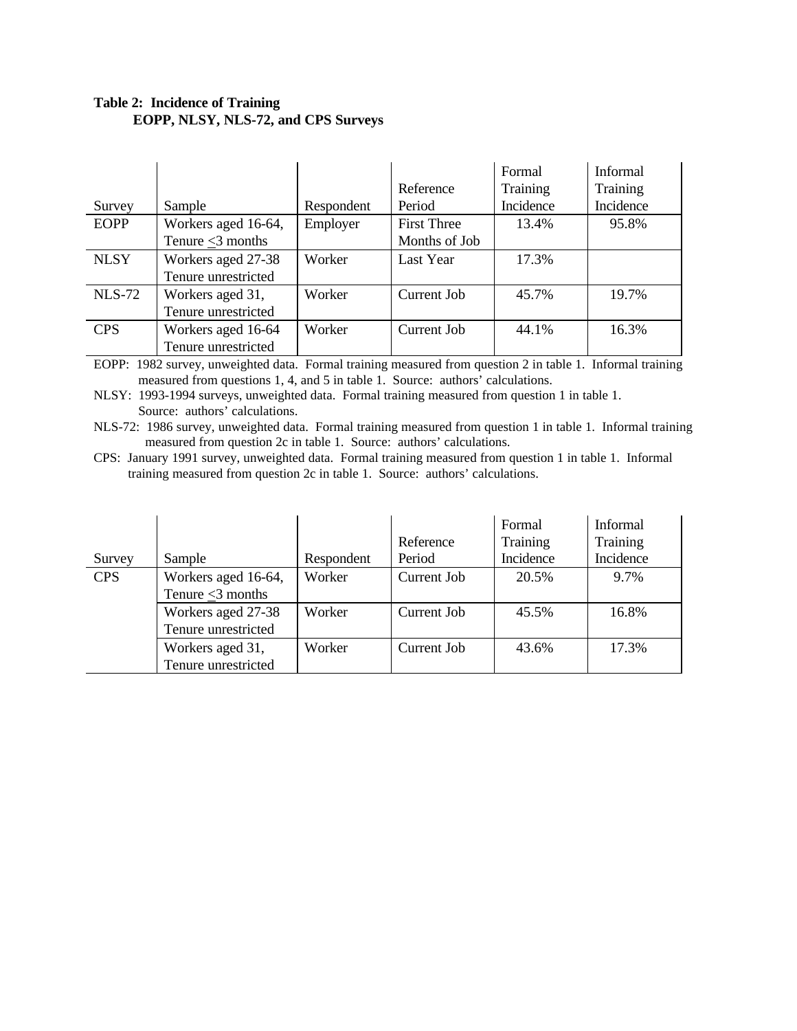**Table 2: Incidence of Training**
**EOPP, NLSY, NLS-72, and CPS Surveys**

| Survey | Sample | Respondent | Reference Period | Formal Training Incidence | Informal Training Incidence |
|---|---|---|---|---|---|
| EOPP | Workers aged 16-64, Tenure ≤3 months | Employer | First Three Months of Job | 13.4% | 95.8% |
| NLSY | Workers aged 27-38 Tenure unrestricted | Worker | Last Year | 17.3% | |
| NLS-72 | Workers aged 31, Tenure unrestricted | Worker | Current Job | 45.7% | 19.7% |
| CPS | Workers aged 16-64 Tenure unrestricted | Worker | Current Job | 44.1% | 16.3% |

EOPP: 1982 survey, unweighted data. Formal training measured from question 2 in table 1. Informal training measured from questions 1, 4, and 5 in table 1. Source: authors' calculations.

NLSY: 1993-1994 surveys, unweighted data. Formal training measured from question 1 in table 1. Source: authors' calculations.

NLS-72: 1986 survey, unweighted data. Formal training measured from question 1 in table 1. Informal training measured from question 2c in table 1. Source: authors' calculations.

CPS: January 1991 survey, unweighted data. Formal training measured from question 1 in table 1. Informal training measured from question 2c in table 1. Source: authors' calculations.

| Survey | Sample | Respondent | Reference Period | Formal Training Incidence | Informal Training Incidence |
|---|---|---|---|---|---|
| CPS | Workers aged 16-64, Tenure ≤3 months | Worker | Current Job | 20.5% | 9.7% |
| | Workers aged 27-38 Tenure unrestricted | Worker | Current Job | 45.5% | 16.8% |
| | Workers aged 31, Tenure unrestricted | Worker | Current Job | 43.6% | 17.3% |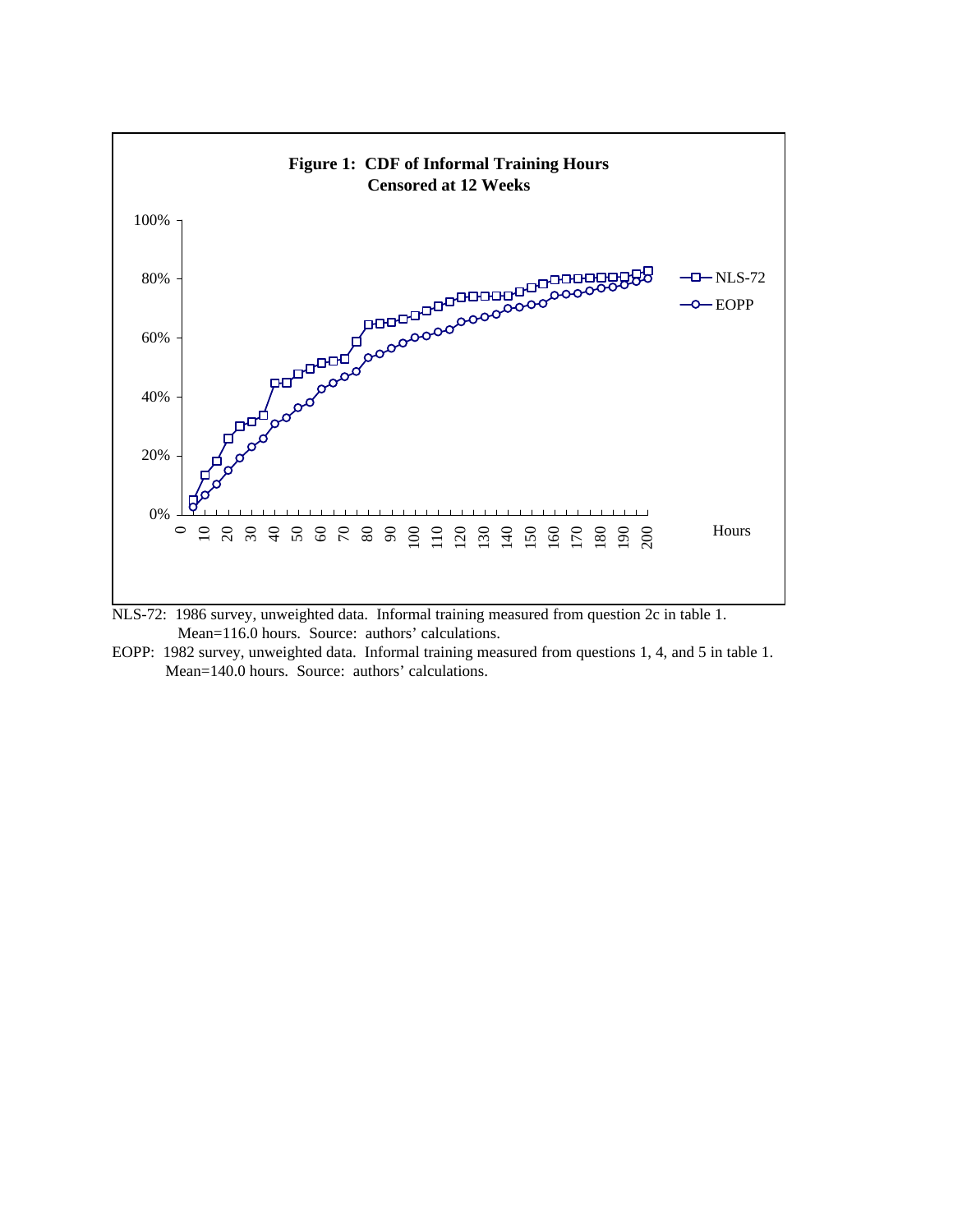**Figure 1: CDF of Informal Training Hours Censored at 12 Weeks**

NLS-72: 1986 survey, unweighted data. Informal training measured from question 2c in table 1. Mean=116.0 hours. Source: authors' calculations.

EOPP: 1982 survey, unweighted data. Informal training measured from questions 1, 4, and 5 in table 1. Mean=140.0 hours. Source: authors' calculations.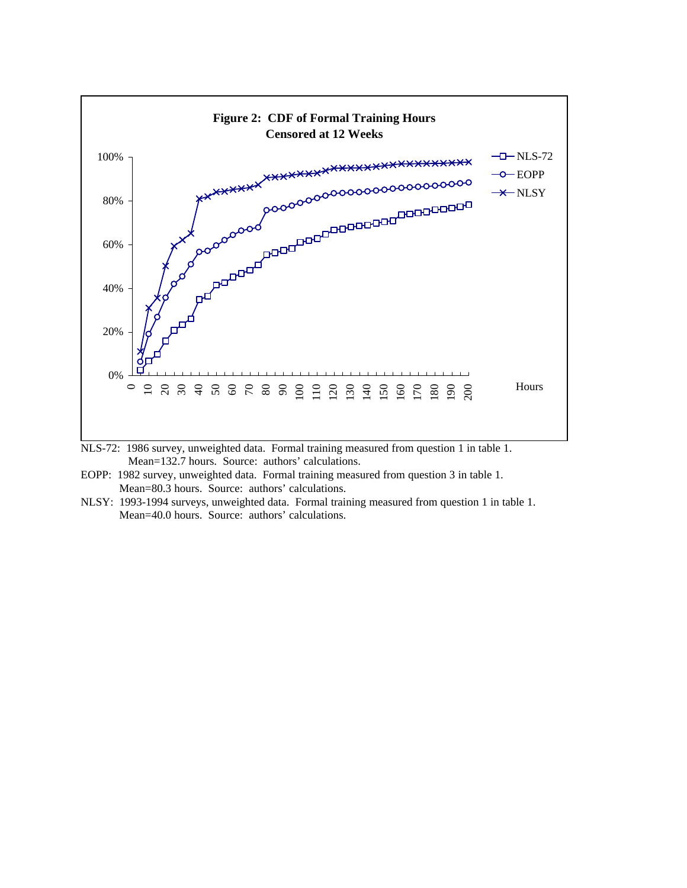**Figure 2: CDF of Formal Training Hours Censored at 12 Weeks**

NLS-72: 1986 survey, unweighted data. Formal training measured from question 1 in table 1.
Mean=132.7 hours. Source: authors' calculations.

EOPP: 1982 survey, unweighted data. Formal training measured from question 3 in table 1.
Mean=80.3 hours. Source: authors' calculations.

NLSY: 1993-1994 surveys, unweighted data. Formal training measured from question 1 in table 1.
Mean=40.0 hours. Source: authors' calculations.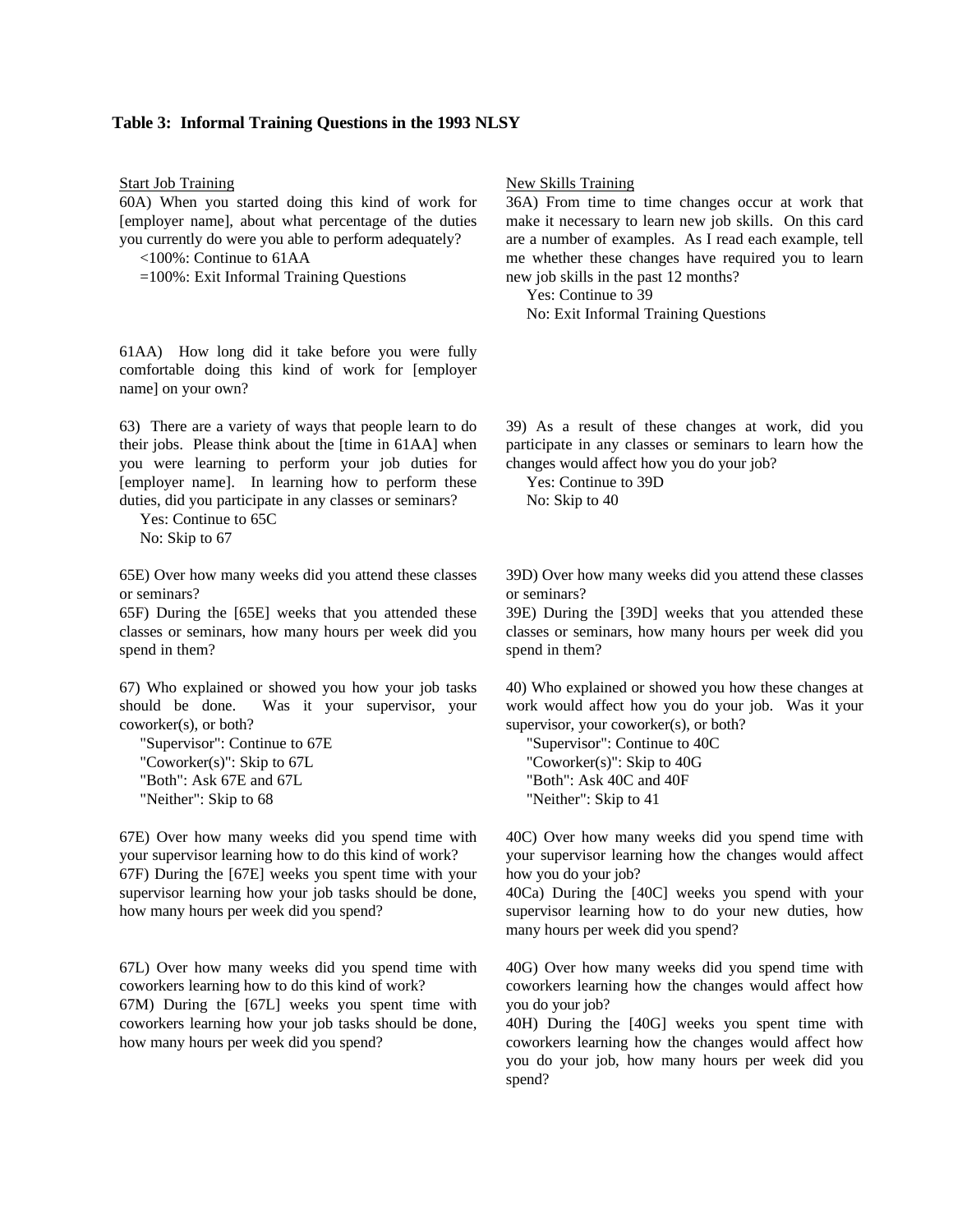**Table 3: Informal Training Questions in the 1993 NLSY**

Start Job Training

60A) When you started doing this kind of work for [employer name], about what percentage of the duties you currently do were you able to perform adequately?

<100%: Continue to 61AA
=100%: Exit Informal Training Questions

61AA) How long did it take before you were fully comfortable doing this kind of work for [employer name] on your own?

63) There are a variety of ways that people learn to do their jobs. Please think about the [time in 61AA] when you were learning to perform your job duties for [employer name]. In learning how to perform these duties, did you participate in any classes or seminars?

Yes: Continue to 65C
No: Skip to 67

65E) Over how many weeks did you attend these classes or seminars?
65F) During the [65E] weeks that you attended these classes or seminars, how many hours per week did you spend in them?

67) Who explained or showed you how your job tasks should be done. Was it your supervisor, your coworker(s), or both?

"Supervisor": Continue to 67E
"Coworker(s)": Skip to 67L
"Both": Ask 67E and 67L
"Neither": Skip to 68

67E) Over how many weeks did you spend time with your supervisor learning how to do this kind of work?
67F) During the [67E] weeks you spent time with your supervisor learning how your job tasks should be done, how many hours per week did you spend?

67L) Over how many weeks did you spend time with coworkers learning how to do this kind of work?
67M) During the [67L] weeks you spent time with coworkers learning how your job tasks should be done, how many hours per week did you spend?

New Skills Training

36A) From time to time changes occur at work that make it necessary to learn new job skills. On this card are a number of examples. As I read each example, tell me whether these changes have required you to learn new job skills in the past 12 months?

Yes: Continue to 39
No: Exit Informal Training Questions

39) As a result of these changes at work, did you participate in any classes or seminars to learn how the changes would affect how you do your job?

Yes: Continue to 39D
No: Skip to 40

39D) Over how many weeks did you attend these classes or seminars?
39E) During the [39D] weeks that you attended these classes or seminars, how many hours per week did you spend in them?

40) Who explained or showed you how these changes at work would affect how you do your job. Was it your supervisor, your coworker(s), or both?

"Supervisor": Continue to 40C
"Coworker(s)": Skip to 40G
"Both": Ask 40C and 40F
"Neither": Skip to 41

40C) Over how many weeks did you spend time with your supervisor learning how the changes would affect how you do your job?
40Ca) During the [40C] weeks you spend with your supervisor learning how to do your new duties, how many hours per week did you spend?

40G) Over how many weeks did you spend time with coworkers learning how the changes would affect how you do your job?
40H) During the [40G] weeks you spent time with coworkers learning how the changes would affect how you do your job, how many hours per week did you spend?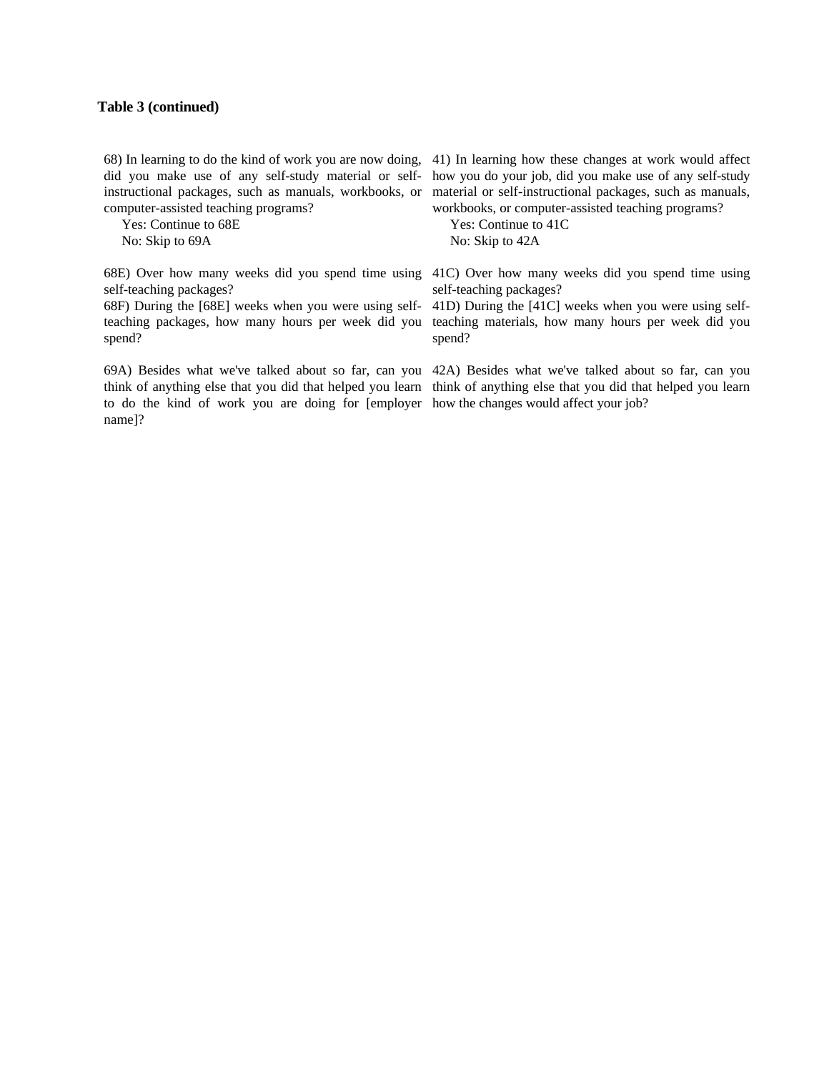**Table 3 (continued)**

| | |
|---|---|
| 68) In learning to do the kind of work you are now doing, did you make use of any self-study material or self-instructional packages, such as manuals, workbooks, or computer-assisted teaching programs?<br>Yes: Continue to 68E<br>No: Skip to 69A | 41) In learning how these changes at work would affect how you do your job, did you make use of any self-study material or self-instructional packages, such as manuals, workbooks, or computer-assisted teaching programs?<br>Yes: Continue to 41C<br>No: Skip to 42A |
| 68E) Over how many weeks did you spend time using self-teaching packages?<br>68F) During the [68E] weeks when you were using self-teaching packages, how many hours per week did you spend? | 41C) Over how many weeks did you spend time using self-teaching packages?<br>41D) During the [41C] weeks when you were using self-teaching materials, how many hours per week did you spend? |
| 69A) Besides what we've talked about so far, can you think of anything else that you did that helped you learn to do the kind of work you are doing for [employer name]? | 42A) Besides what we've talked about so far, can you think of anything else that you did that helped you learn how the changes would affect your job? |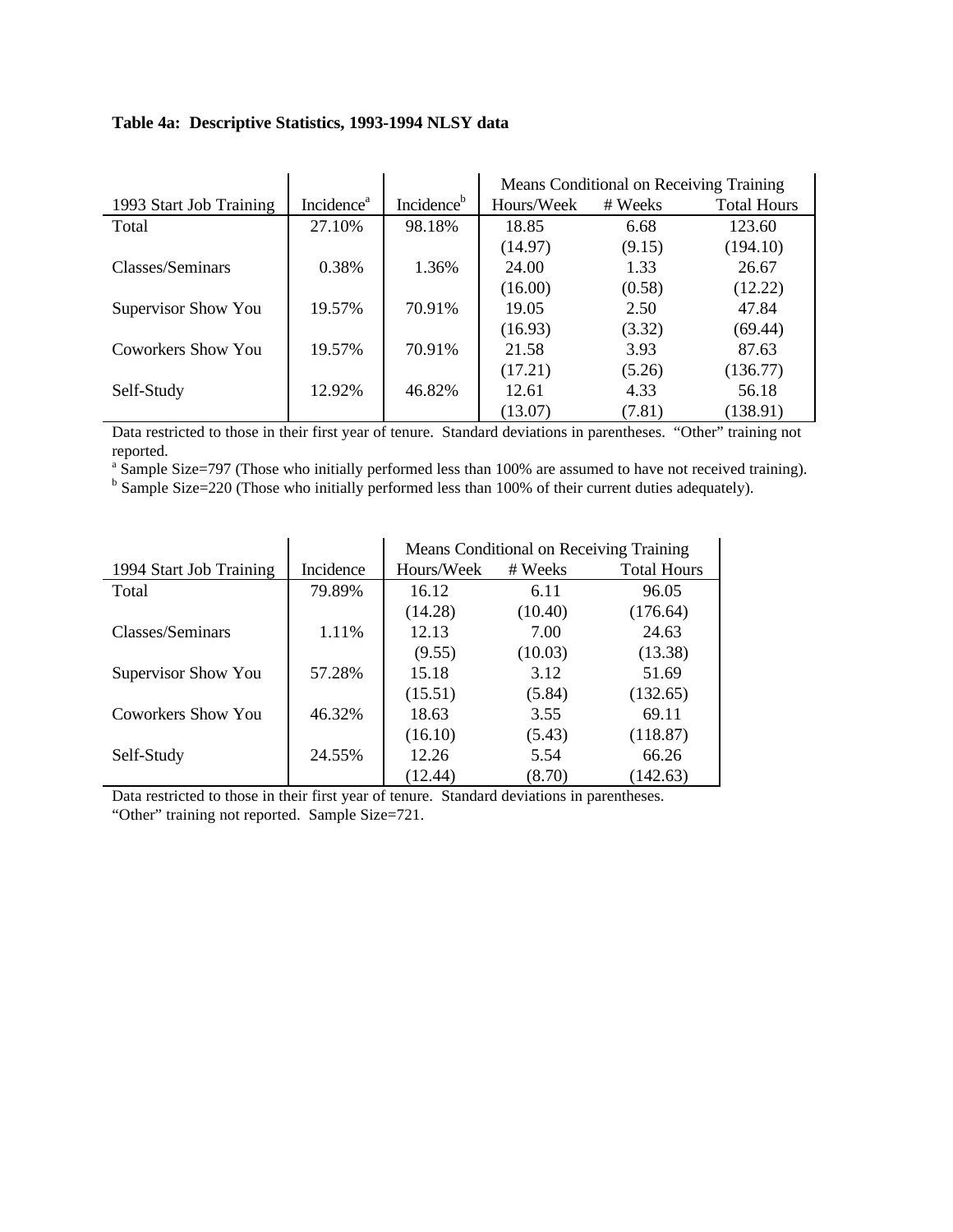**Table 4a: Descriptive Statistics, 1993-1994 NLSY data**

| | | | Means Conditional on Receiving Training | | |
|---|---|---|---|---|---|
| 1993 Start Job Training | Incidence[a] | Incidence[b] | Hours/Week | # Weeks | Total Hours |
| Total | 27.10% | 98.18% | 18.85 | 6.68 | 123.60 |
| | | | (14.97) | (9.15) | (194.10) |
| Classes/Seminars | 0.38% | 1.36% | 24.00 | 1.33 | 26.67 |
| | | | (16.00) | (0.58) | (12.22) |
| Supervisor Show You | 19.57% | 70.91% | 19.05 | 2.50 | 47.84 |
| | | | (16.93) | (3.32) | (69.44) |
| Coworkers Show You | 19.57% | 70.91% | 21.58 | 3.93 | 87.63 |
| | | | (17.21) | (5.26) | (136.77) |
| Self-Study | 12.92% | 46.82% | 12.61 | 4.33 | 56.18 |
| | | | (13.07) | (7.81) | (138.91) |

Data restricted to those in their first year of tenure. Standard deviations in parentheses. "Other" training not reported.

[a] Sample Size=797 (Those who initially performed less than 100% are assumed to have not received training).

[b] Sample Size=220 (Those who initially performed less than 100% of their current duties adequately).

| | | Means Conditional on Receiving Training | | |
|---|---|---|---|---|
| 1994 Start Job Training | Incidence | Hours/Week | # Weeks | Total Hours |
| Total | 79.89% | 16.12 | 6.11 | 96.05 |
| | | (14.28) | (10.40) | (176.64) |
| Classes/Seminars | 1.11% | 12.13 | 7.00 | 24.63 |
| | | (9.55) | (10.03) | (13.38) |
| Supervisor Show You | 57.28% | 15.18 | 3.12 | 51.69 |
| | | (15.51) | (5.84) | (132.65) |
| Coworkers Show You | 46.32% | 18.63 | 3.55 | 69.11 |
| | | (16.10) | (5.43) | (118.87) |
| Self-Study | 24.55% | 12.26 | 5.54 | 66.26 |
| | | (12.44) | (8.70) | (142.63) |

Data restricted to those in their first year of tenure. Standard deviations in parentheses. "Other" training not reported. Sample Size=721.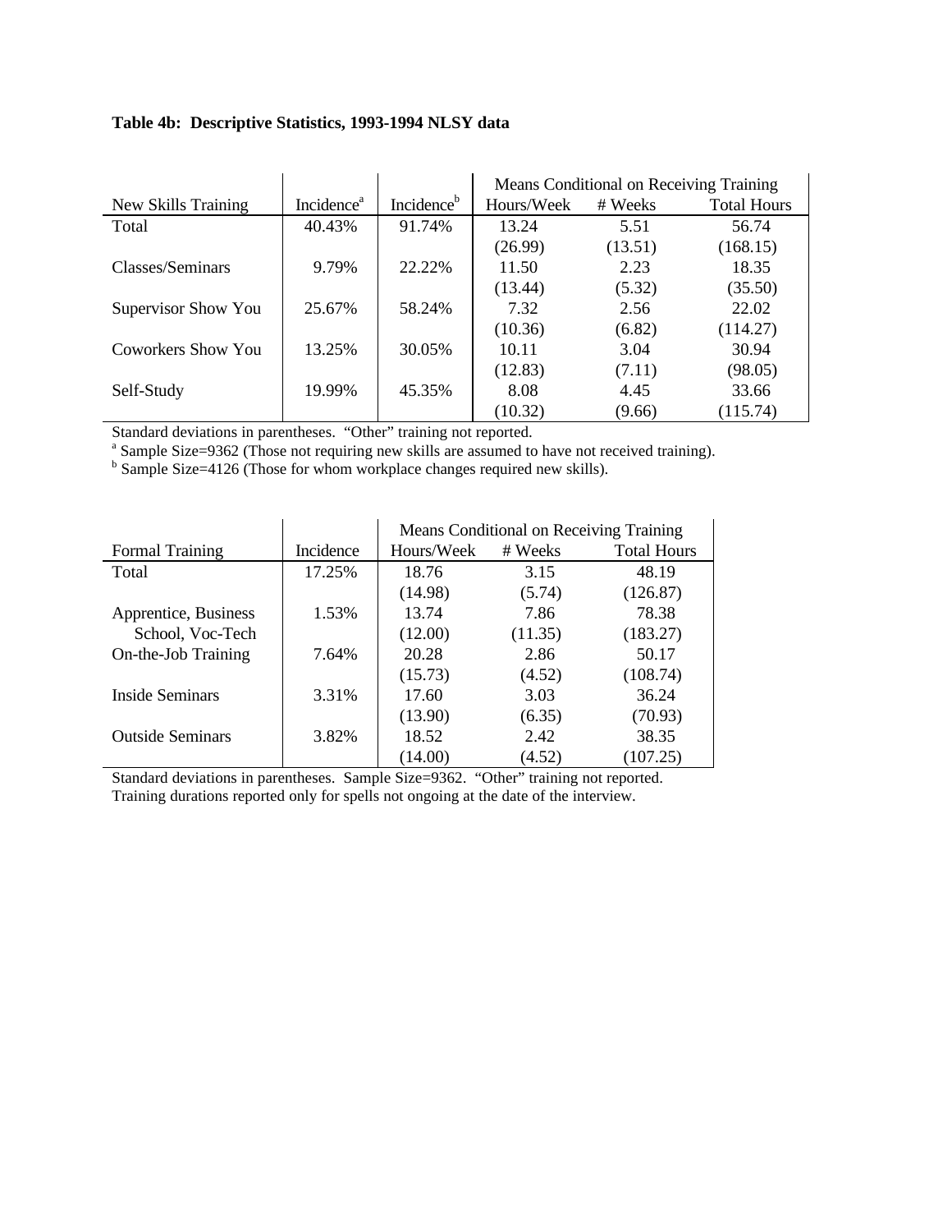**Table 4b: Descriptive Statistics, 1993-1994 NLSY data**

| | | | Means Conditional on Receiving Training | | |
|---|---|---|---|---|---|
| New Skills Training | Incidence[a] | Incidence[b] | Hours/Week | # Weeks | Total Hours |
| Total | 40.43% | 91.74% | 13.24 | 5.51 | 56.74 |
| | | | (26.99) | (13.51) | (168.15) |
| Classes/Seminars | 9.79% | 22.22% | 11.50 | 2.23 | 18.35 |
| | | | (13.44) | (5.32) | (35.50) |
| Supervisor Show You | 25.67% | 58.24% | 7.32 | 2.56 | 22.02 |
| | | | (10.36) | (6.82) | (114.27) |
| Coworkers Show You | 13.25% | 30.05% | 10.11 | 3.04 | 30.94 |
| | | | (12.83) | (7.11) | (98.05) |
| Self-Study | 19.99% | 45.35% | 8.08 | 4.45 | 33.66 |
| | | | (10.32) | (9.66) | (115.74) |

Standard deviations in parentheses. "Other" training not reported.
[a] Sample Size=9362 (Those not requiring new skills are assumed to have not received training).
[b] Sample Size=4126 (Those for whom workplace changes required new skills).

| | | Means Conditional on Receiving Training | | |
|---|---|---|---|---|
| Formal Training | Incidence | Hours/Week | # Weeks | Total Hours |
| Total | 17.25% | 18.76 | 3.15 | 48.19 |
| | | (14.98) | (5.74) | (126.87) |
| Apprentice, Business | 1.53% | 13.74 | 7.86 | 78.38 |
| School, Voc-Tech | | (12.00) | (11.35) | (183.27) |
| On-the-Job Training | 7.64% | 20.28 | 2.86 | 50.17 |
| | | (15.73) | (4.52) | (108.74) |
| Inside Seminars | 3.31% | 17.60 | 3.03 | 36.24 |
| | | (13.90) | (6.35) | (70.93) |
| Outside Seminars | 3.82% | 18.52 | 2.42 | 38.35 |
| | | (14.00) | (4.52) | (107.25) |

Standard deviations in parentheses. Sample Size=9362. "Other" training not reported.
Training durations reported only for spells not ongoing at the date of the interview.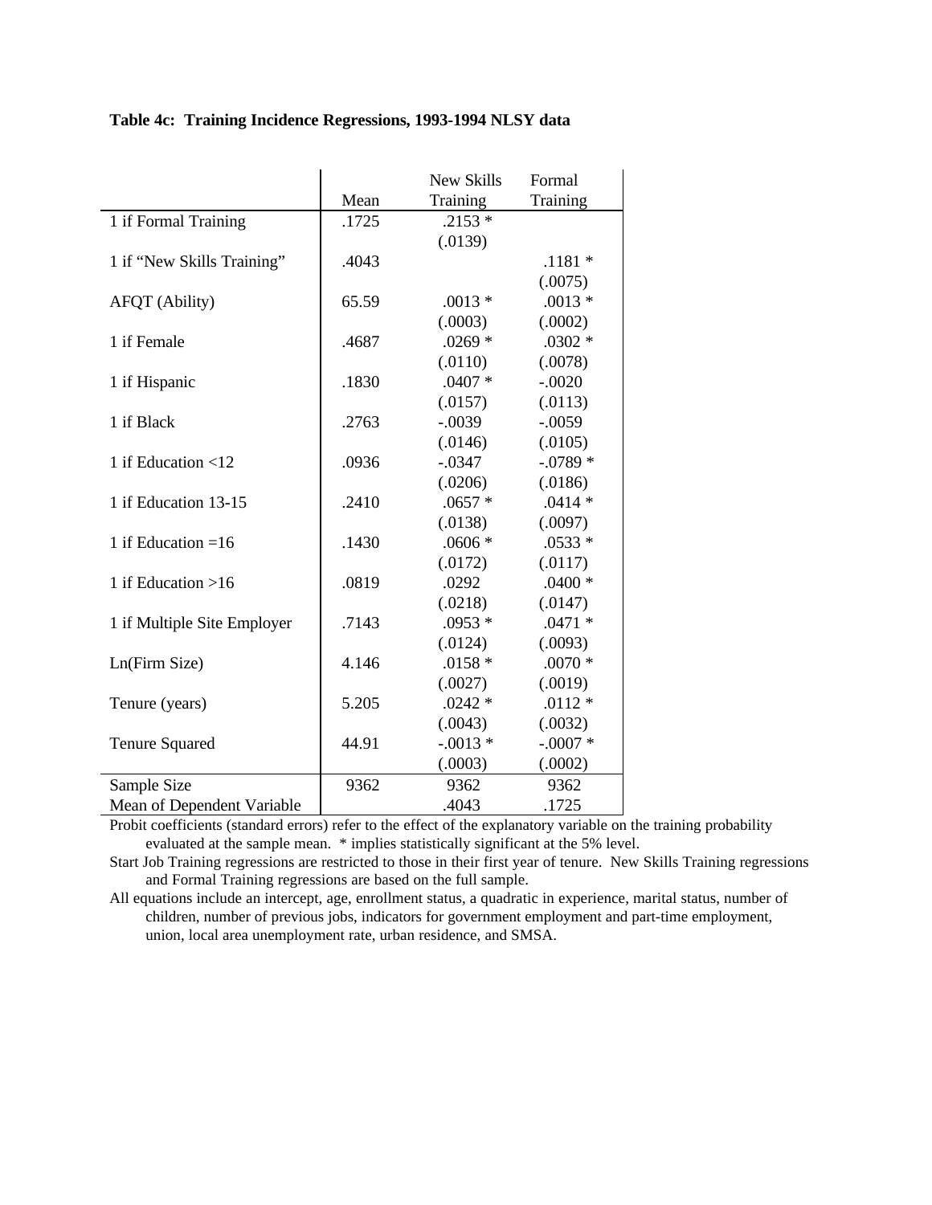**Table 4c: Training Incidence Regressions, 1993-1994 NLSY data**

| | Mean | New Skills Training | Formal Training |
|---|---|---|---|
| 1 if Formal Training | .1725 | .2153 * | |
| | | (.0139) | |
| 1 if "New Skills Training" | .4043 | | .1181 * |
| | | | (.0075) |
| AFQT (Ability) | 65.59 | .0013 * | .0013 * |
| | | (.0003) | (.0002) |
| 1 if Female | .4687 | .0269 * | .0302 * |
| | | (.0110) | (.0078) |
| 1 if Hispanic | .1830 | .0407 * | -.0020 |
| | | (.0157) | (.0113) |
| 1 if Black | .2763 | -.0039 | -.0059 |
| | | (.0146) | (.0105) |
| 1 if Education <12 | .0936 | -.0347 | -.0789 * |
| | | (.0206) | (.0186) |
| 1 if Education 13-15 | .2410 | .0657 * | .0414 * |
| | | (.0138) | (.0097) |
| 1 if Education =16 | .1430 | .0606 * | .0533 * |
| | | (.0172) | (.0117) |
| 1 if Education >16 | .0819 | .0292 | .0400 * |
| | | (.0218) | (.0147) |
| 1 if Multiple Site Employer | .7143 | .0953 * | .0471 * |
| | | (.0124) | (.0093) |
| Ln(Firm Size) | 4.146 | .0158 * | .0070 * |
| | | (.0027) | (.0019) |
| Tenure (years) | 5.205 | .0242 * | .0112 * |
| | | (.0043) | (.0032) |
| Tenure Squared | 44.91 | -.0013 * | -.0007 * |
| | | (.0003) | (.0002) |
| Sample Size | 9362 | 9362 | 9362 |
| Mean of Dependent Variable | | .4043 | .1725 |

Probit coefficients (standard errors) refer to the effect of the explanatory variable on the training probability evaluated at the sample mean. * implies statistically significant at the 5% level.

Start Job Training regressions are restricted to those in their first year of tenure. New Skills Training regressions and Formal Training regressions are based on the full sample.

All equations include an intercept, age, enrollment status, a quadratic in experience, marital status, number of children, number of previous jobs, indicators for government employment and part-time employment, union, local area unemployment rate, urban residence, and SMSA.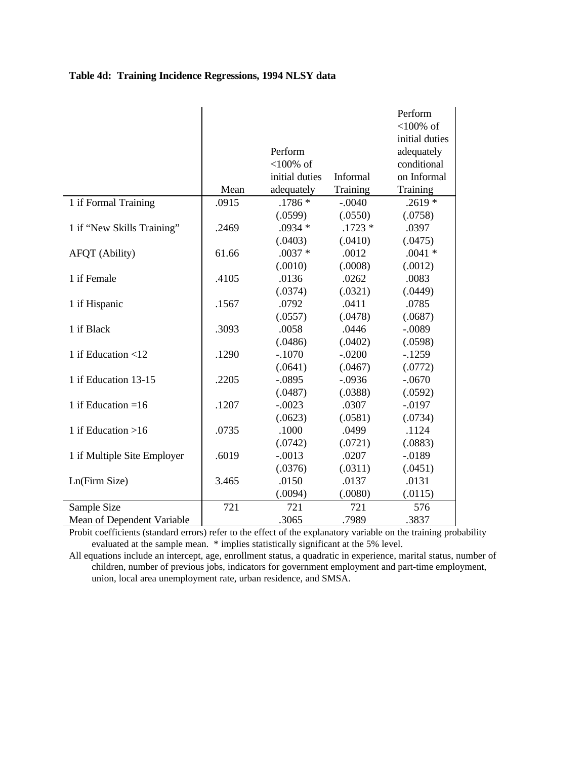**Table 4d: Training Incidence Regressions, 1994 NLSY data**

| | Mean | Perform <100% of initial duties adequately | Informal Training | Perform <100% of initial duties adequately conditional on Informal Training |
|---|---|---|---|---|
| 1 if Formal Training | .0915 | .1786 * | -.0040 | .2619 * |
| | | (.0599) | (.0550) | (.0758) |
| 1 if "New Skills Training" | .2469 | .0934 * | .1723 * | .0397 |
| | | (.0403) | (.0410) | (.0475) |
| AFQT (Ability) | 61.66 | .0037 * | .0012 | .0041 * |
| | | (.0010) | (.0008) | (.0012) |
| 1 if Female | .4105 | .0136 | .0262 | .0083 |
| | | (.0374) | (.0321) | (.0449) |
| 1 if Hispanic | .1567 | .0792 | .0411 | .0785 |
| | | (.0557) | (.0478) | (.0687) |
| 1 if Black | .3093 | .0058 | .0446 | -.0089 |
| | | (.0486) | (.0402) | (.0598) |
| 1 if Education <12 | .1290 | -.1070 | -.0200 | -.1259 |
| | | (.0641) | (.0467) | (.0772) |
| 1 if Education 13-15 | .2205 | -.0895 | -.0936 | -.0670 |
| | | (.0487) | (.0388) | (.0592) |
| 1 if Education =16 | .1207 | -.0023 | .0307 | -.0197 |
| | | (.0623) | (.0581) | (.0734) |
| 1 if Education >16 | .0735 | .1000 | .0499 | .1124 |
| | | (.0742) | (.0721) | (.0883) |
| 1 if Multiple Site Employer | .6019 | -.0013 | .0207 | -.0189 |
| | | (.0376) | (.0311) | (.0451) |
| Ln(Firm Size) | 3.465 | .0150 | .0137 | .0131 |
| | | (.0094) | (.0080) | (.0115) |
| Sample Size | 721 | 721 | 721 | 576 |
| Mean of Dependent Variable | | .3065 | .7989 | .3837 |

Probit coefficients (standard errors) refer to the effect of the explanatory variable on the training probability evaluated at the sample mean. * implies statistically significant at the 5% level.

All equations include an intercept, age, enrollment status, a quadratic in experience, marital status, number of children, number of previous jobs, indicators for government employment and part-time employment, union, local area unemployment rate, urban residence, and SMSA.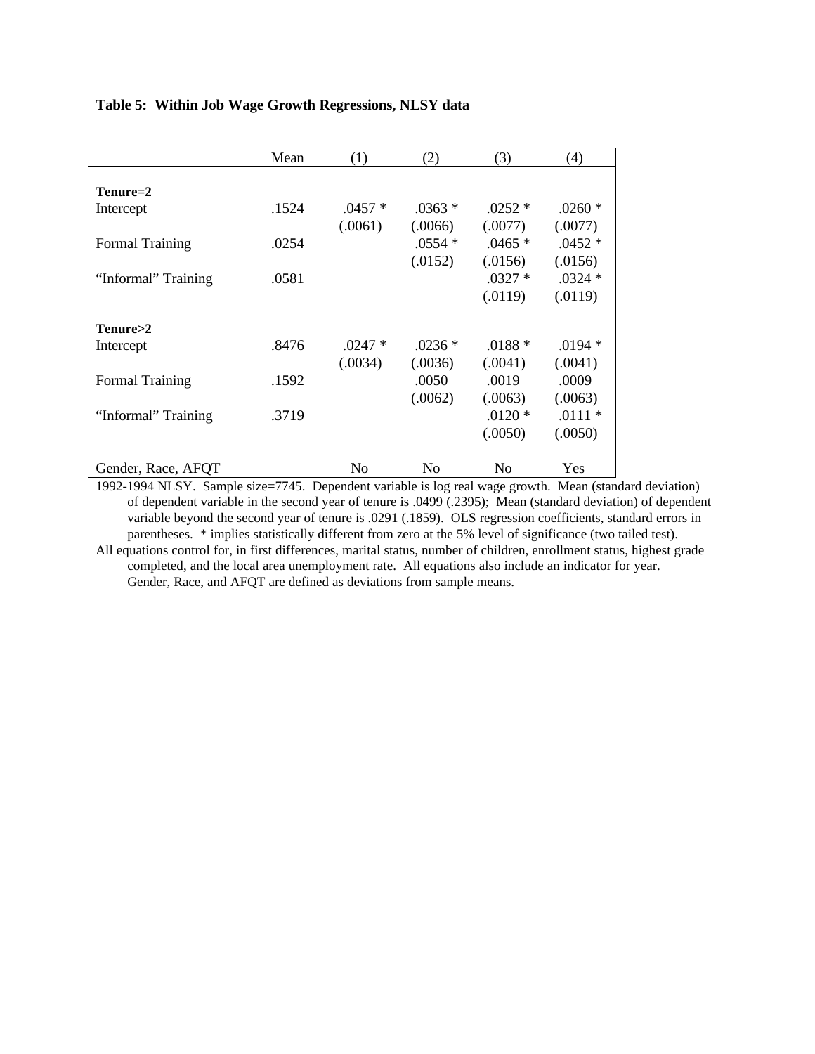**Table 5: Within Job Wage Growth Regressions, NLSY data**

| | Mean | (1) | (2) | (3) | (4) |
|---|---|---|---|---|---|
| **Tenure=2** | | | | | |
| Intercept | .1524 | .0457 * | .0363 * | .0252 * | .0260 * |
| | | (.0061) | (.0066) | (.0077) | (.0077) |
| Formal Training | .0254 | | .0554 * | .0465 * | .0452 * |
| | | | (.0152) | (.0156) | (.0156) |
| "Informal" Training | .0581 | | | .0327 * | .0324 * |
| | | | | (.0119) | (.0119) |
| **Tenure>2** | | | | | |
| Intercept | .8476 | .0247 * | .0236 * | .0188 * | .0194 * |
| | | (.0034) | (.0036) | (.0041) | (.0041) |
| Formal Training | .1592 | | .0050 | .0019 | .0009 |
| | | | (.0062) | (.0063) | (.0063) |
| "Informal" Training | .3719 | | | .0120 * | .0111 * |
| | | | | (.0050) | (.0050) |
| Gender, Race, AFQT | | No | No | No | Yes |

1992-1994 NLSY. Sample size=7745. Dependent variable is log real wage growth. Mean (standard deviation) of dependent variable in the second year of tenure is .0499 (.2395); Mean (standard deviation) of dependent variable beyond the second year of tenure is .0291 (.1859). OLS regression coefficients, standard errors in parentheses. * implies statistically different from zero at the 5% level of significance (two tailed test).

All equations control for, in first differences, marital status, number of children, enrollment status, highest grade completed, and the local area unemployment rate. All equations also include an indicator for year. Gender, Race, and AFQT are defined as deviations from sample means.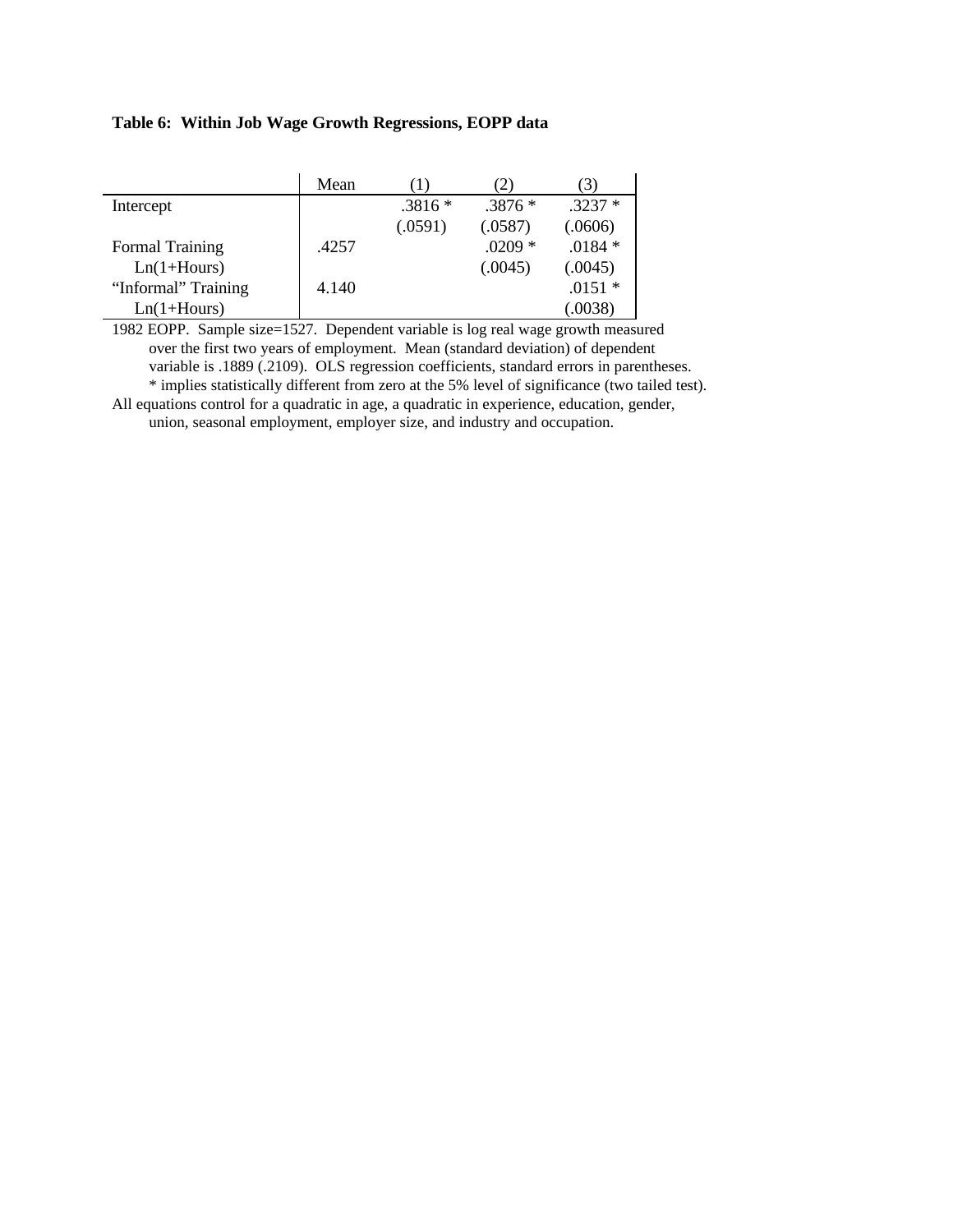**Table 6: Within Job Wage Growth Regressions, EOPP data**

| | Mean | (1) | (2) | (3) |
|---|---|---|---|---|
| Intercept | | .3816 * | .3876 * | .3237 * |
| | | (.0591) | (.0587) | (.0606) |
| Formal Training | .4257 | | .0209 * | .0184 * |
| Ln(1+Hours) | | | (.0045) | (.0045) |
| "Informal" Training | 4.140 | | | .0151 * |
| Ln(1+Hours) | | | | (.0038) |

1982 EOPP. Sample size=1527. Dependent variable is log real wage growth measured over the first two years of employment. Mean (standard deviation) of dependent variable is .1889 (.2109). OLS regression coefficients, standard errors in parentheses. * implies statistically different from zero at the 5% level of significance (two tailed test).

All equations control for a quadratic in age, a quadratic in experience, education, gender, union, seasonal employment, employer size, and industry and occupation.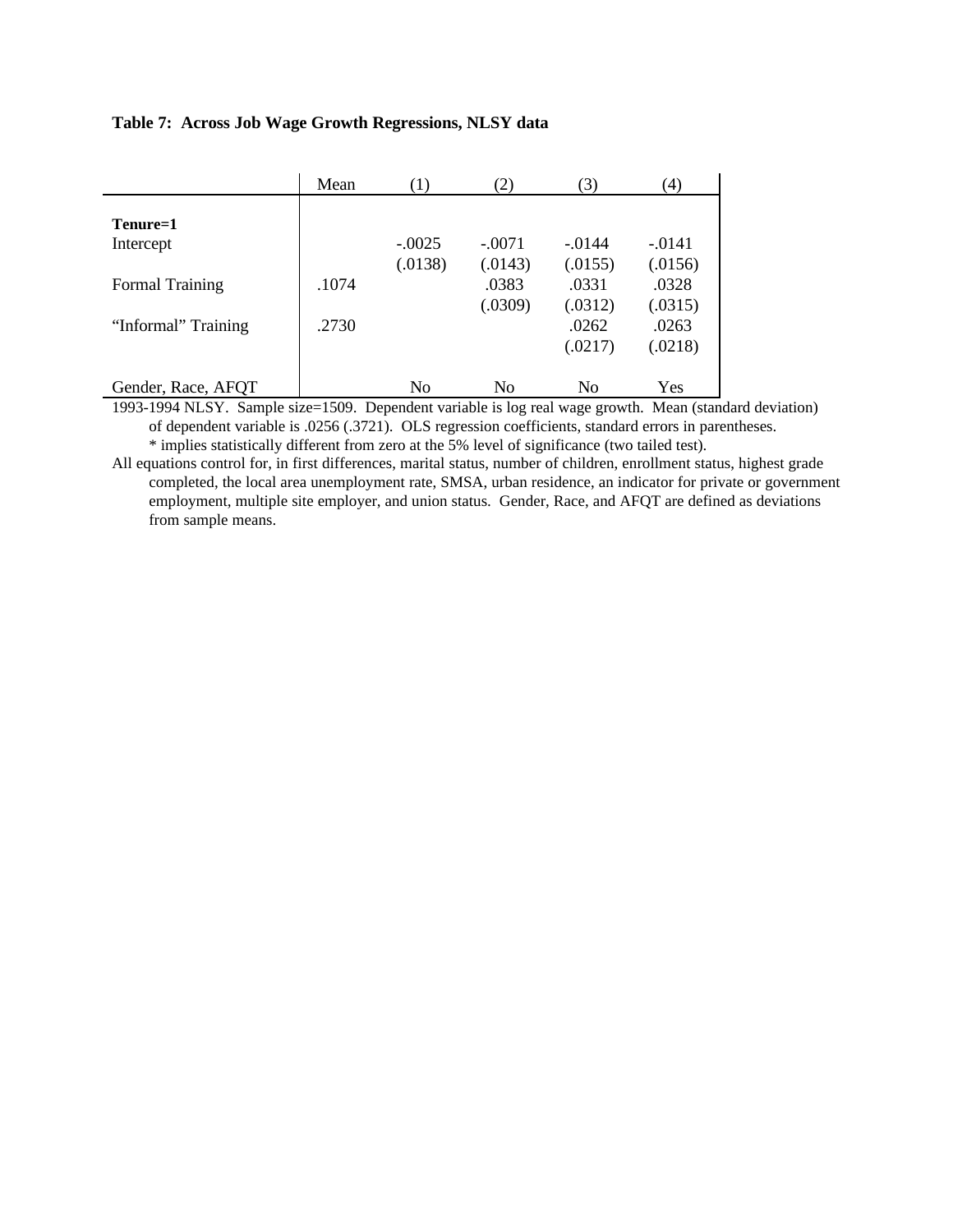**Table 7: Across Job Wage Growth Regressions, NLSY data**

| | Mean | (1) | (2) | (3) | (4) |
|---|---|---|---|---|---|
| **Tenure=1** | | | | | |
| Intercept | | -.0025 | -.0071 | -.0144 | -.0141 |
| | | (.0138) | (.0143) | (.0155) | (.0156) |
| Formal Training | .1074 | | .0383 | .0331 | .0328 |
| | | | (.0309) | (.0312) | (.0315) |
| "Informal" Training | .2730 | | | .0262 | .0263 |
| | | | | (.0217) | (.0218) |
| Gender, Race, AFQT | | No | No | No | Yes |

1993-1994 NLSY. Sample size=1509. Dependent variable is log real wage growth. Mean (standard deviation) of dependent variable is .0256 (.3721). OLS regression coefficients, standard errors in parentheses. * implies statistically different from zero at the 5% level of significance (two tailed test).

All equations control for, in first differences, marital status, number of children, enrollment status, highest grade completed, the local area unemployment rate, SMSA, urban residence, an indicator for private or government employment, multiple site employer, and union status. Gender, Race, and AFQT are defined as deviations from sample means.